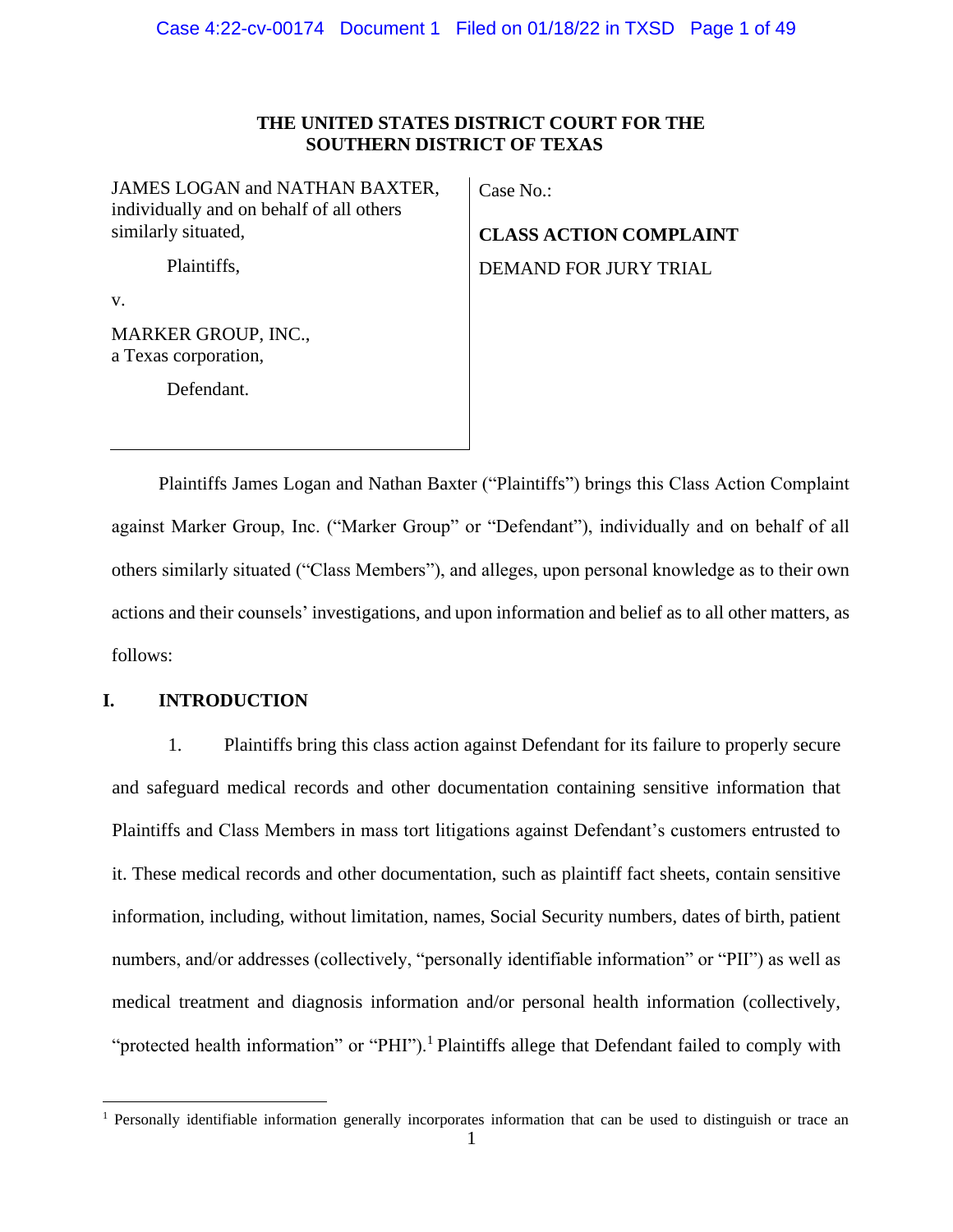**THE UNITED STATES DISTRICT COURT FOR THE SOUTHERN DISTRICT OF TEXAS**

| | |
|---|---|
| JAMES LOGAN and NATHAN BAXTER, individually and on behalf of all others similarly situated,<br><br>Plaintiffs,<br><br>v.<br><br>MARKER GROUP, INC., a Texas corporation,<br><br>Defendant. | Case No.:<br><br>**CLASS ACTION COMPLAINT**<br><br>DEMAND FOR JURY TRIAL |

Plaintiffs James Logan and Nathan Baxter ("Plaintiffs") brings this Class Action Complaint against Marker Group, Inc. ("Marker Group" or "Defendant"), individually and on behalf of all others similarly situated ("Class Members"), and alleges, upon personal knowledge as to their own actions and their counsels' investigations, and upon information and belief as to all other matters, as follows:

## I. INTRODUCTION

1. Plaintiffs bring this class action against Defendant for its failure to properly secure and safeguard medical records and other documentation containing sensitive information that Plaintiffs and Class Members in mass tort litigations against Defendant's customers entrusted to it. These medical records and other documentation, such as plaintiff fact sheets, contain sensitive information, including, without limitation, names, Social Security numbers, dates of birth, patient numbers, and/or addresses (collectively, "personally identifiable information" or "PII") as well as medical treatment and diagnosis information and/or personal health information (collectively, "protected health information" or "PHI").[1] Plaintiffs allege that Defendant failed to comply with

[1] Personally identifiable information generally incorporates information that can be used to distinguish or trace an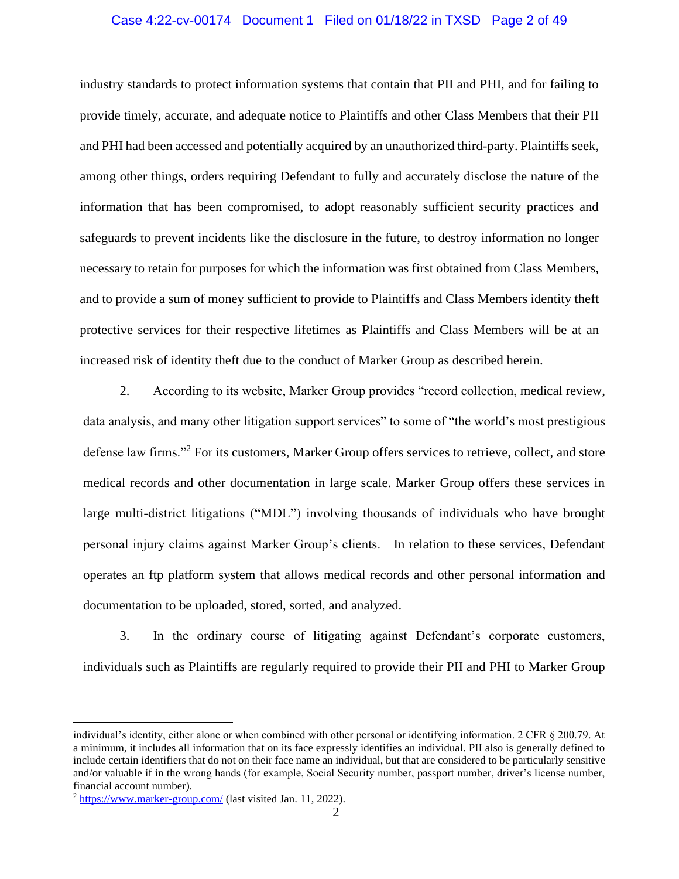industry standards to protect information systems that contain that PII and PHI, and for failing to provide timely, accurate, and adequate notice to Plaintiffs and other Class Members that their PII and PHI had been accessed and potentially acquired by an unauthorized third-party. Plaintiffs seek, among other things, orders requiring Defendant to fully and accurately disclose the nature of the information that has been compromised, to adopt reasonably sufficient security practices and safeguards to prevent incidents like the disclosure in the future, to destroy information no longer necessary to retain for purposes for which the information was first obtained from Class Members, and to provide a sum of money sufficient to provide to Plaintiffs and Class Members identity theft protective services for their respective lifetimes as Plaintiffs and Class Members will be at an increased risk of identity theft due to the conduct of Marker Group as described herein.

2. According to its website, Marker Group provides "record collection, medical review, data analysis, and many other litigation support services" to some of "the world's most prestigious defense law firms."[2] For its customers, Marker Group offers services to retrieve, collect, and store medical records and other documentation in large scale. Marker Group offers these services in large multi-district litigations ("MDL") involving thousands of individuals who have brought personal injury claims against Marker Group's clients. In relation to these services, Defendant operates an ftp platform system that allows medical records and other personal information and documentation to be uploaded, stored, sorted, and analyzed.

3. In the ordinary course of litigating against Defendant's corporate customers, individuals such as Plaintiffs are regularly required to provide their PII and PHI to Marker Group

---

individual's identity, either alone or when combined with other personal or identifying information. 2 CFR § 200.79. At a minimum, it includes all information that on its face expressly identifies an individual. PII also is generally defined to include certain identifiers that do not on their face name an individual, but that are considered to be particularly sensitive and/or valuable if in the wrong hands (for example, Social Security number, passport number, driver's license number, financial account number).

[2] https://www.marker-group.com/ (last visited Jan. 11, 2022).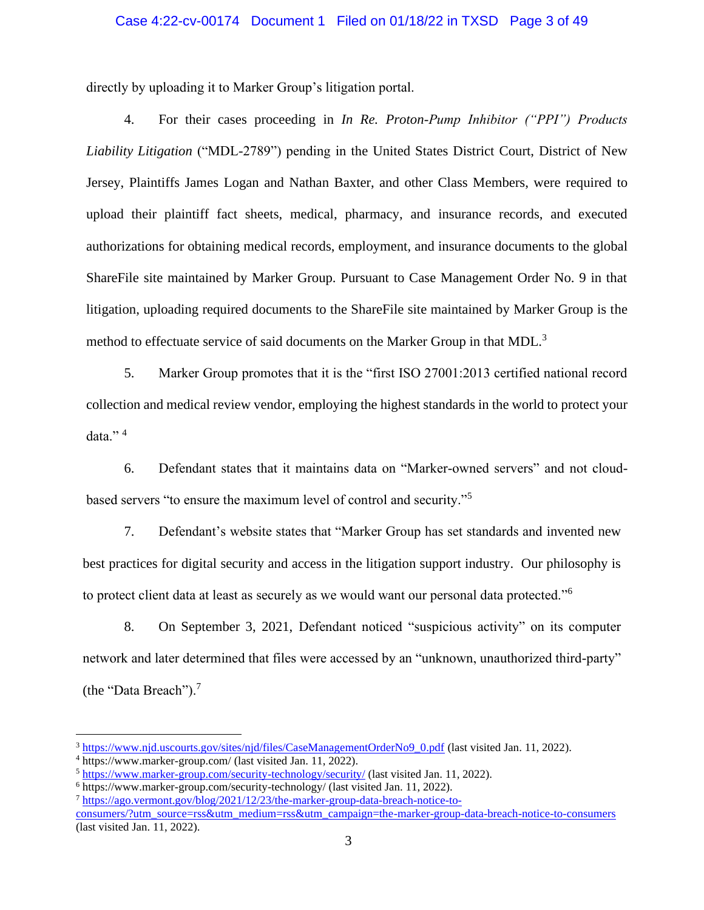directly by uploading it to Marker Group's litigation portal.

4. For their cases proceeding in *In Re. Proton-Pump Inhibitor ("PPI") Products Liability Litigation* ("MDL-2789") pending in the United States District Court, District of New Jersey, Plaintiffs James Logan and Nathan Baxter, and other Class Members, were required to upload their plaintiff fact sheets, medical, pharmacy, and insurance records, and executed authorizations for obtaining medical records, employment, and insurance documents to the global ShareFile site maintained by Marker Group. Pursuant to Case Management Order No. 9 in that litigation, uploading required documents to the ShareFile site maintained by Marker Group is the method to effectuate service of said documents on the Marker Group in that MDL.[3]

5. Marker Group promotes that it is the "first ISO 27001:2013 certified national record collection and medical review vendor, employing the highest standards in the world to protect your data." [4]

6. Defendant states that it maintains data on "Marker-owned servers" and not cloud-based servers "to ensure the maximum level of control and security."[5]

7. Defendant's website states that "Marker Group has set standards and invented new best practices for digital security and access in the litigation support industry. Our philosophy is to protect client data at least as securely as we would want our personal data protected."[6]

8. On September 3, 2021, Defendant noticed "suspicious activity" on its computer network and later determined that files were accessed by an "unknown, unauthorized third-party" (the "Data Breach").[7]

---

[3] https://www.njd.uscourts.gov/sites/njd/files/CaseManagementOrderNo9_0.pdf (last visited Jan. 11, 2022).

[4] https://www.marker-group.com/ (last visited Jan. 11, 2022).

[5] https://www.marker-group.com/security-technology/security/ (last visited Jan. 11, 2022).

[6] https://www.marker-group.com/security-technology/ (last visited Jan. 11, 2022).

[7] https://ago.vermont.gov/blog/2021/12/23/the-marker-group-data-breach-notice-to-consumers/?utm_source=rss&utm_medium=rss&utm_campaign=the-marker-group-data-breach-notice-to-consumers (last visited Jan. 11, 2022).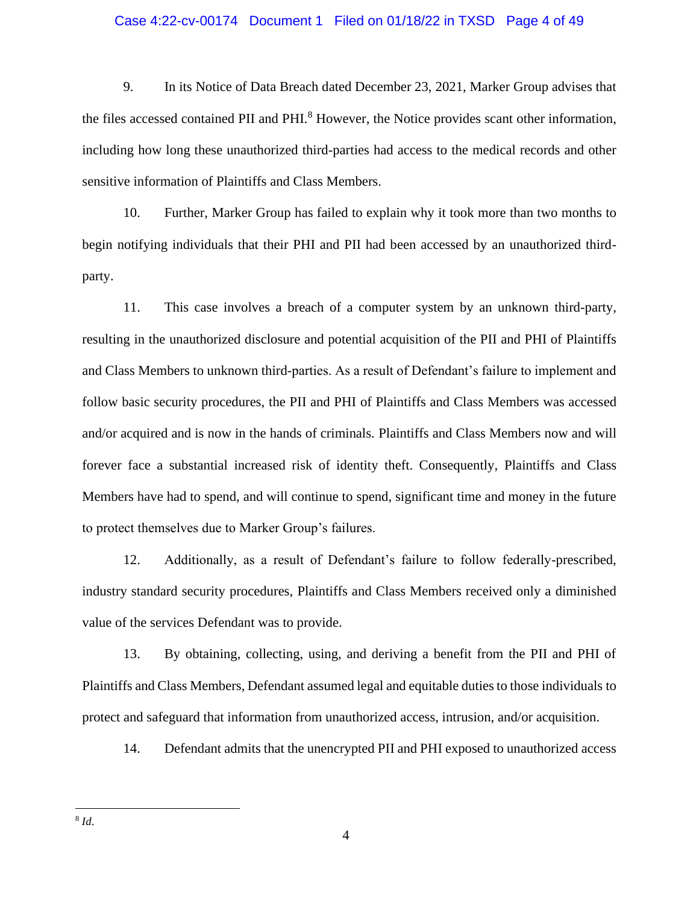9. In its Notice of Data Breach dated December 23, 2021, Marker Group advises that the files accessed contained PII and PHI.[8] However, the Notice provides scant other information, including how long these unauthorized third-parties had access to the medical records and other sensitive information of Plaintiffs and Class Members.

10. Further, Marker Group has failed to explain why it took more than two months to begin notifying individuals that their PHI and PII had been accessed by an unauthorized third-party.

11. This case involves a breach of a computer system by an unknown third-party, resulting in the unauthorized disclosure and potential acquisition of the PII and PHI of Plaintiffs and Class Members to unknown third-parties. As a result of Defendant's failure to implement and follow basic security procedures, the PII and PHI of Plaintiffs and Class Members was accessed and/or acquired and is now in the hands of criminals. Plaintiffs and Class Members now and will forever face a substantial increased risk of identity theft. Consequently, Plaintiffs and Class Members have had to spend, and will continue to spend, significant time and money in the future to protect themselves due to Marker Group's failures.

12. Additionally, as a result of Defendant's failure to follow federally-prescribed, industry standard security procedures, Plaintiffs and Class Members received only a diminished value of the services Defendant was to provide.

13. By obtaining, collecting, using, and deriving a benefit from the PII and PHI of Plaintiffs and Class Members, Defendant assumed legal and equitable duties to those individuals to protect and safeguard that information from unauthorized access, intrusion, and/or acquisition.

14. Defendant admits that the unencrypted PII and PHI exposed to unauthorized access

---

[8] *Id.*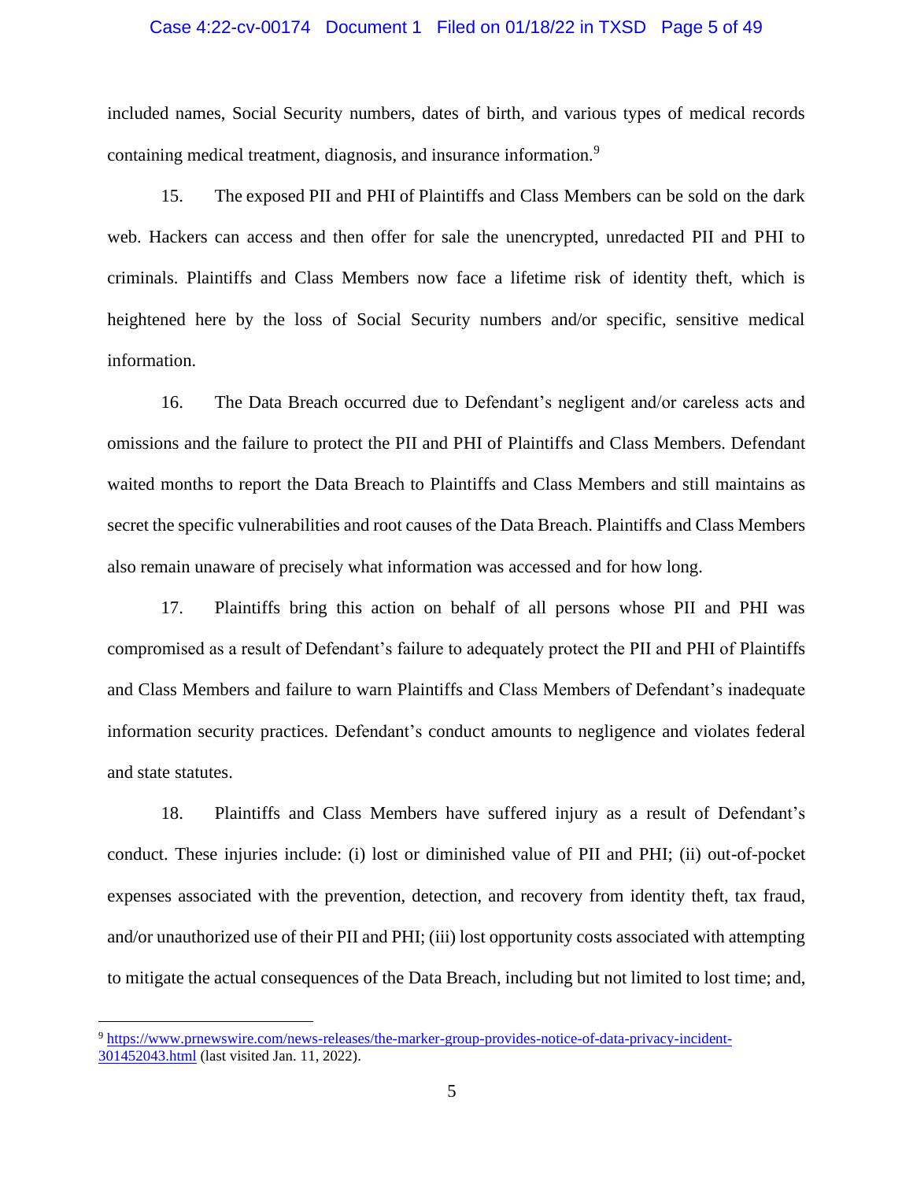included names, Social Security numbers, dates of birth, and various types of medical records containing medical treatment, diagnosis, and insurance information.[9]

15. The exposed PII and PHI of Plaintiffs and Class Members can be sold on the dark web. Hackers can access and then offer for sale the unencrypted, unredacted PII and PHI to criminals. Plaintiffs and Class Members now face a lifetime risk of identity theft, which is heightened here by the loss of Social Security numbers and/or specific, sensitive medical information.

16. The Data Breach occurred due to Defendant's negligent and/or careless acts and omissions and the failure to protect the PII and PHI of Plaintiffs and Class Members. Defendant waited months to report the Data Breach to Plaintiffs and Class Members and still maintains as secret the specific vulnerabilities and root causes of the Data Breach. Plaintiffs and Class Members also remain unaware of precisely what information was accessed and for how long.

17. Plaintiffs bring this action on behalf of all persons whose PII and PHI was compromised as a result of Defendant's failure to adequately protect the PII and PHI of Plaintiffs and Class Members and failure to warn Plaintiffs and Class Members of Defendant's inadequate information security practices. Defendant's conduct amounts to negligence and violates federal and state statutes.

18. Plaintiffs and Class Members have suffered injury as a result of Defendant's conduct. These injuries include: (i) lost or diminished value of PII and PHI; (ii) out-of-pocket expenses associated with the prevention, detection, and recovery from identity theft, tax fraud, and/or unauthorized use of their PII and PHI; (iii) lost opportunity costs associated with attempting to mitigate the actual consequences of the Data Breach, including but not limited to lost time; and,

---

[9] https://www.prnewswire.com/news-releases/the-marker-group-provides-notice-of-data-privacy-incident-301452043.html (last visited Jan. 11, 2022).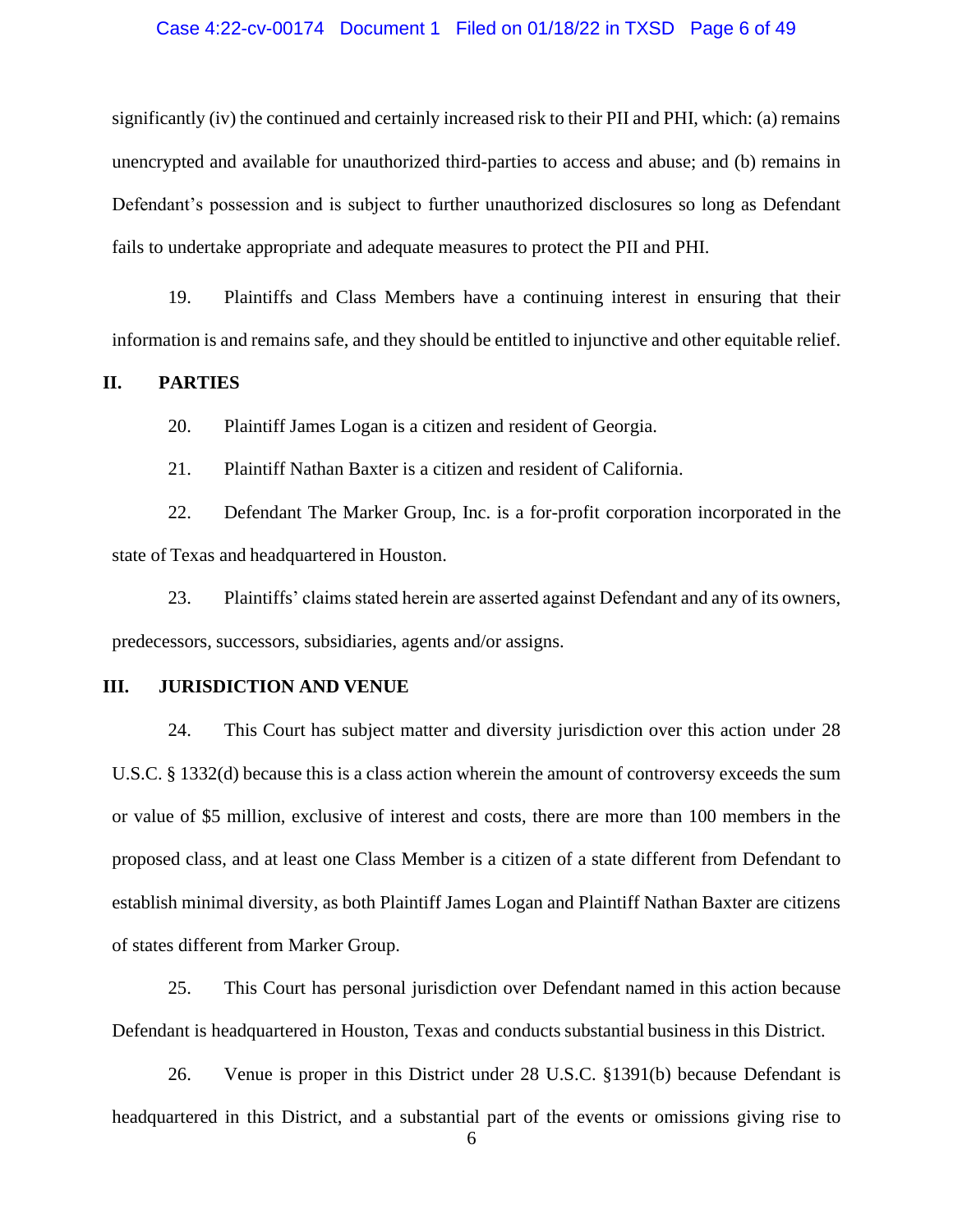significantly (iv) the continued and certainly increased risk to their PII and PHI, which: (a) remains unencrypted and available for unauthorized third-parties to access and abuse; and (b) remains in Defendant's possession and is subject to further unauthorized disclosures so long as Defendant fails to undertake appropriate and adequate measures to protect the PII and PHI.

19. Plaintiffs and Class Members have a continuing interest in ensuring that their information is and remains safe, and they should be entitled to injunctive and other equitable relief.

## II. PARTIES

20. Plaintiff James Logan is a citizen and resident of Georgia.

21. Plaintiff Nathan Baxter is a citizen and resident of California.

22. Defendant The Marker Group, Inc. is a for-profit corporation incorporated in the state of Texas and headquartered in Houston.

23. Plaintiffs' claims stated herein are asserted against Defendant and any of its owners, predecessors, successors, subsidiaries, agents and/or assigns.

## III. JURISDICTION AND VENUE

24. This Court has subject matter and diversity jurisdiction over this action under 28 U.S.C. § 1332(d) because this is a class action wherein the amount of controversy exceeds the sum or value of $5 million, exclusive of interest and costs, there are more than 100 members in the proposed class, and at least one Class Member is a citizen of a state different from Defendant to establish minimal diversity, as both Plaintiff James Logan and Plaintiff Nathan Baxter are citizens of states different from Marker Group.

25. This Court has personal jurisdiction over Defendant named in this action because Defendant is headquartered in Houston, Texas and conducts substantial business in this District.

26. Venue is proper in this District under 28 U.S.C. §1391(b) because Defendant is headquartered in this District, and a substantial part of the events or omissions giving rise to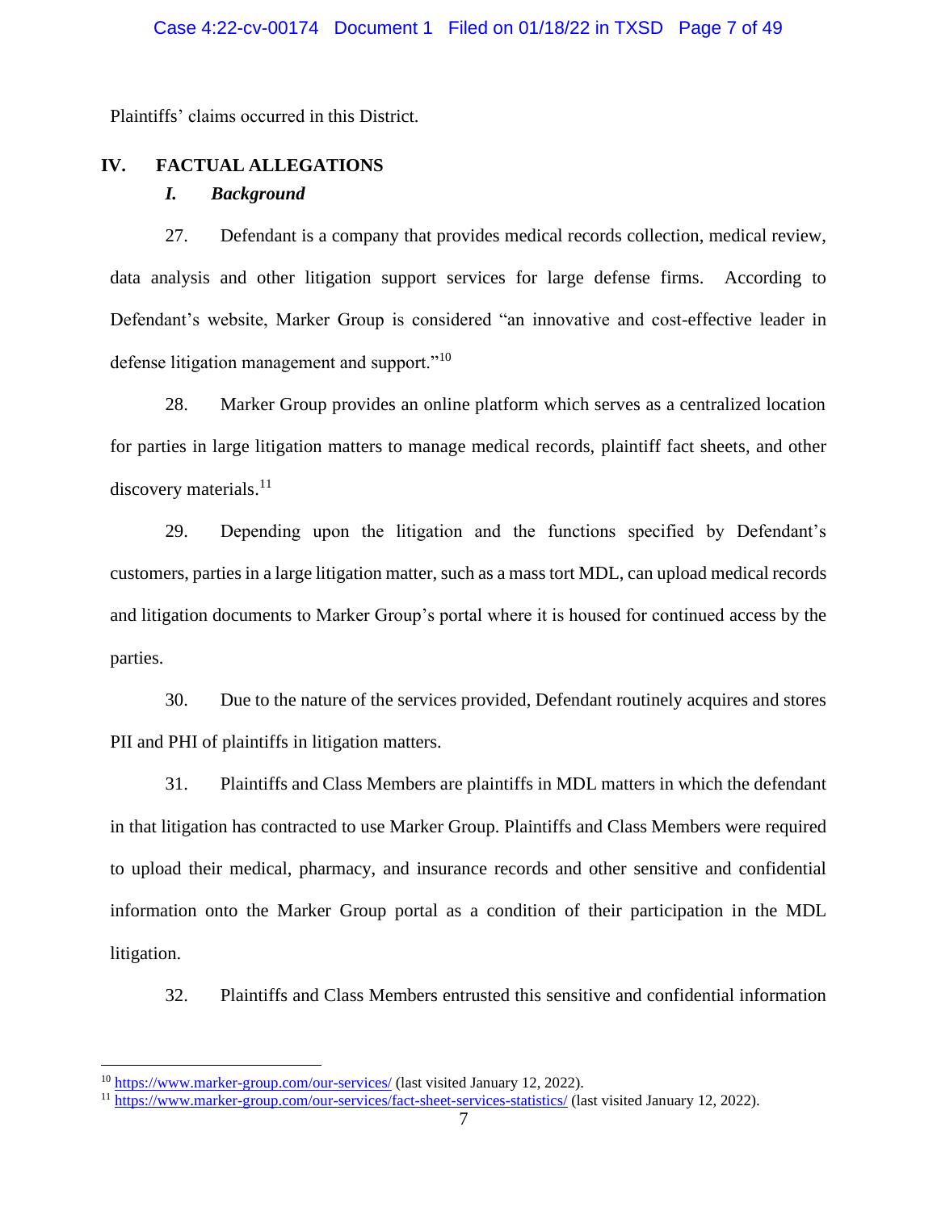Plaintiffs' claims occurred in this District.

## IV. FACTUAL ALLEGATIONS

### *I. Background*

27. Defendant is a company that provides medical records collection, medical review, data analysis and other litigation support services for large defense firms. According to Defendant's website, Marker Group is considered "an innovative and cost-effective leader in defense litigation management and support."[10]

28. Marker Group provides an online platform which serves as a centralized location for parties in large litigation matters to manage medical records, plaintiff fact sheets, and other discovery materials.[11]

29. Depending upon the litigation and the functions specified by Defendant's customers, parties in a large litigation matter, such as a mass tort MDL, can upload medical records and litigation documents to Marker Group's portal where it is housed for continued access by the parties.

30. Due to the nature of the services provided, Defendant routinely acquires and stores PII and PHI of plaintiffs in litigation matters.

31. Plaintiffs and Class Members are plaintiffs in MDL matters in which the defendant in that litigation has contracted to use Marker Group. Plaintiffs and Class Members were required to upload their medical, pharmacy, and insurance records and other sensitive and confidential information onto the Marker Group portal as a condition of their participation in the MDL litigation.

32. Plaintiffs and Class Members entrusted this sensitive and confidential information

---

[10] https://www.marker-group.com/our-services/ (last visited January 12, 2022).

[11] https://www.marker-group.com/our-services/fact-sheet-services-statistics/ (last visited January 12, 2022).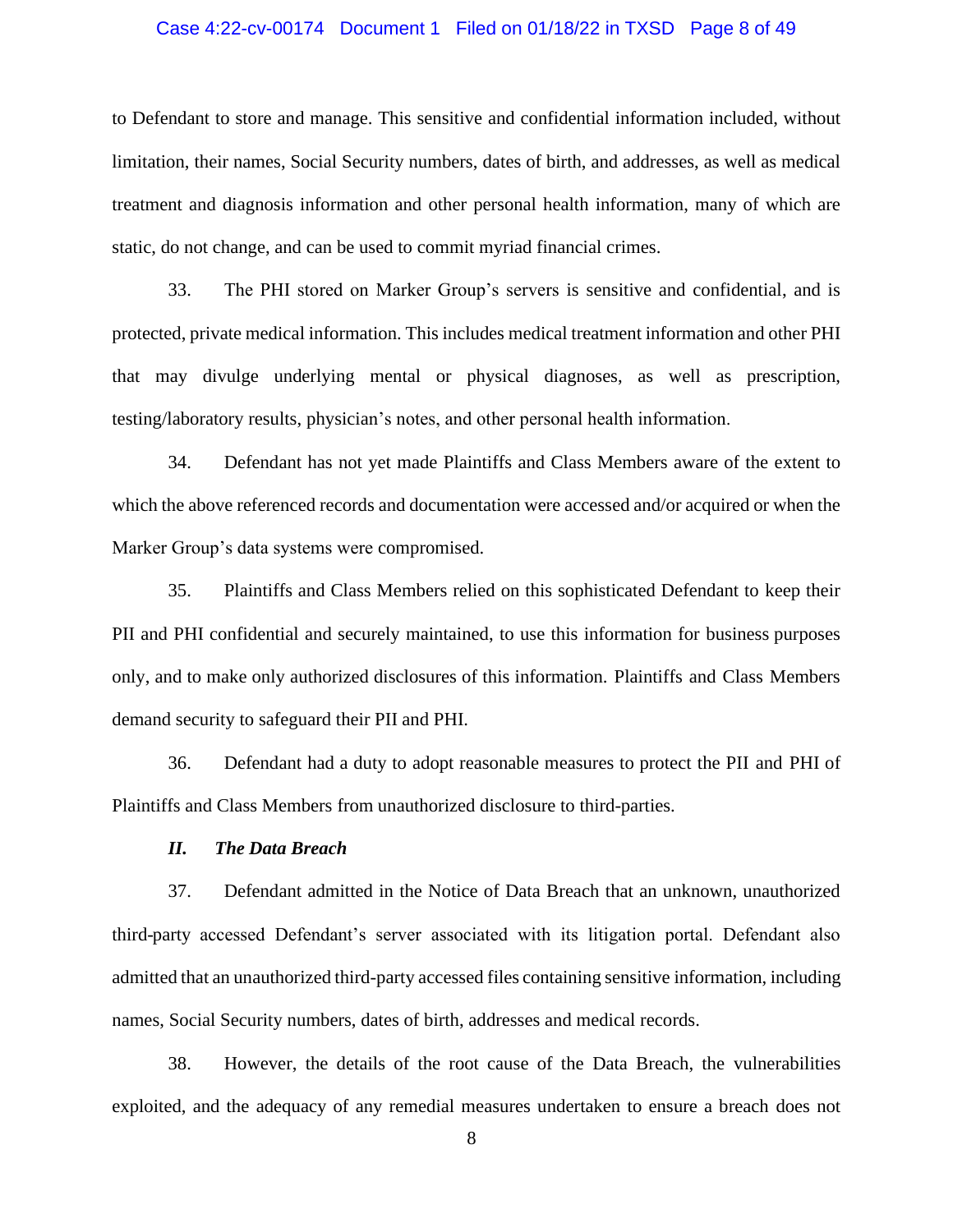to Defendant to store and manage. This sensitive and confidential information included, without limitation, their names, Social Security numbers, dates of birth, and addresses, as well as medical treatment and diagnosis information and other personal health information, many of which are static, do not change, and can be used to commit myriad financial crimes.

33. The PHI stored on Marker Group's servers is sensitive and confidential, and is protected, private medical information. This includes medical treatment information and other PHI that may divulge underlying mental or physical diagnoses, as well as prescription, testing/laboratory results, physician's notes, and other personal health information.

34. Defendant has not yet made Plaintiffs and Class Members aware of the extent to which the above referenced records and documentation were accessed and/or acquired or when the Marker Group's data systems were compromised.

35. Plaintiffs and Class Members relied on this sophisticated Defendant to keep their PII and PHI confidential and securely maintained, to use this information for business purposes only, and to make only authorized disclosures of this information. Plaintiffs and Class Members demand security to safeguard their PII and PHI.

36. Defendant had a duty to adopt reasonable measures to protect the PII and PHI of Plaintiffs and Class Members from unauthorized disclosure to third-parties.

### *II. The Data Breach*

37. Defendant admitted in the Notice of Data Breach that an unknown, unauthorized third-party accessed Defendant's server associated with its litigation portal. Defendant also admitted that an unauthorized third-party accessed files containing sensitive information, including names, Social Security numbers, dates of birth, addresses and medical records.

38. However, the details of the root cause of the Data Breach, the vulnerabilities exploited, and the adequacy of any remedial measures undertaken to ensure a breach does not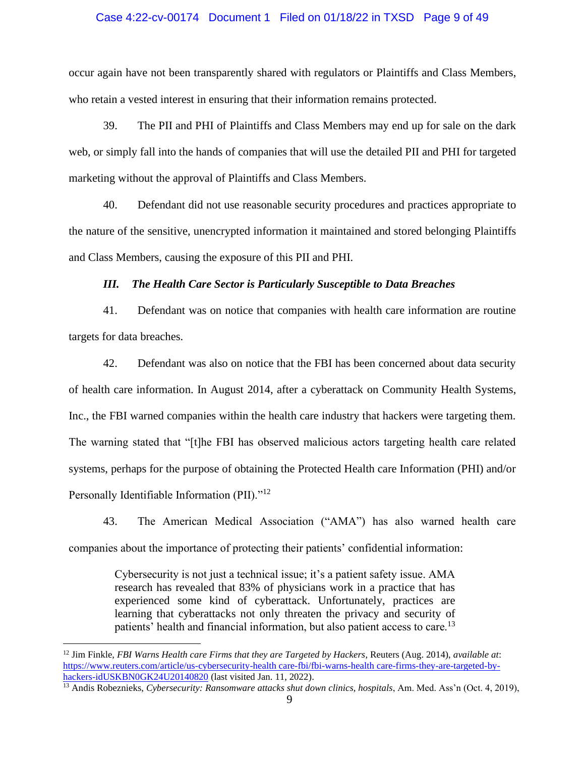occur again have not been transparently shared with regulators or Plaintiffs and Class Members, who retain a vested interest in ensuring that their information remains protected.

39. The PII and PHI of Plaintiffs and Class Members may end up for sale on the dark web, or simply fall into the hands of companies that will use the detailed PII and PHI for targeted marketing without the approval of Plaintiffs and Class Members.

40. Defendant did not use reasonable security procedures and practices appropriate to the nature of the sensitive, unencrypted information it maintained and stored belonging Plaintiffs and Class Members, causing the exposure of this PII and PHI.

### *III. The Health Care Sector is Particularly Susceptible to Data Breaches*

41. Defendant was on notice that companies with health care information are routine targets for data breaches.

42. Defendant was also on notice that the FBI has been concerned about data security of health care information. In August 2014, after a cyberattack on Community Health Systems, Inc., the FBI warned companies within the health care industry that hackers were targeting them. The warning stated that "[t]he FBI has observed malicious actors targeting health care related systems, perhaps for the purpose of obtaining the Protected Health care Information (PHI) and/or Personally Identifiable Information (PII)."[12]

43. The American Medical Association ("AMA") has also warned health care companies about the importance of protecting their patients' confidential information:

> Cybersecurity is not just a technical issue; it's a patient safety issue. AMA research has revealed that 83% of physicians work in a practice that has experienced some kind of cyberattack. Unfortunately, practices are learning that cyberattacks not only threaten the privacy and security of patients' health and financial information, but also patient access to care.[13]

---

[12] Jim Finkle, *FBI Warns Health care Firms that they are Targeted by Hackers*, Reuters (Aug. 2014), *available at*: https://www.reuters.com/article/us-cybersecurity-health care-fbi/fbi-warns-health care-firms-they-are-targeted-by-hackers-idUSKBN0GK24U20140820 (last visited Jan. 11, 2022).

[13] Andis Robeznieks, *Cybersecurity: Ransomware attacks shut down clinics, hospitals*, Am. Med. Ass'n (Oct. 4, 2019),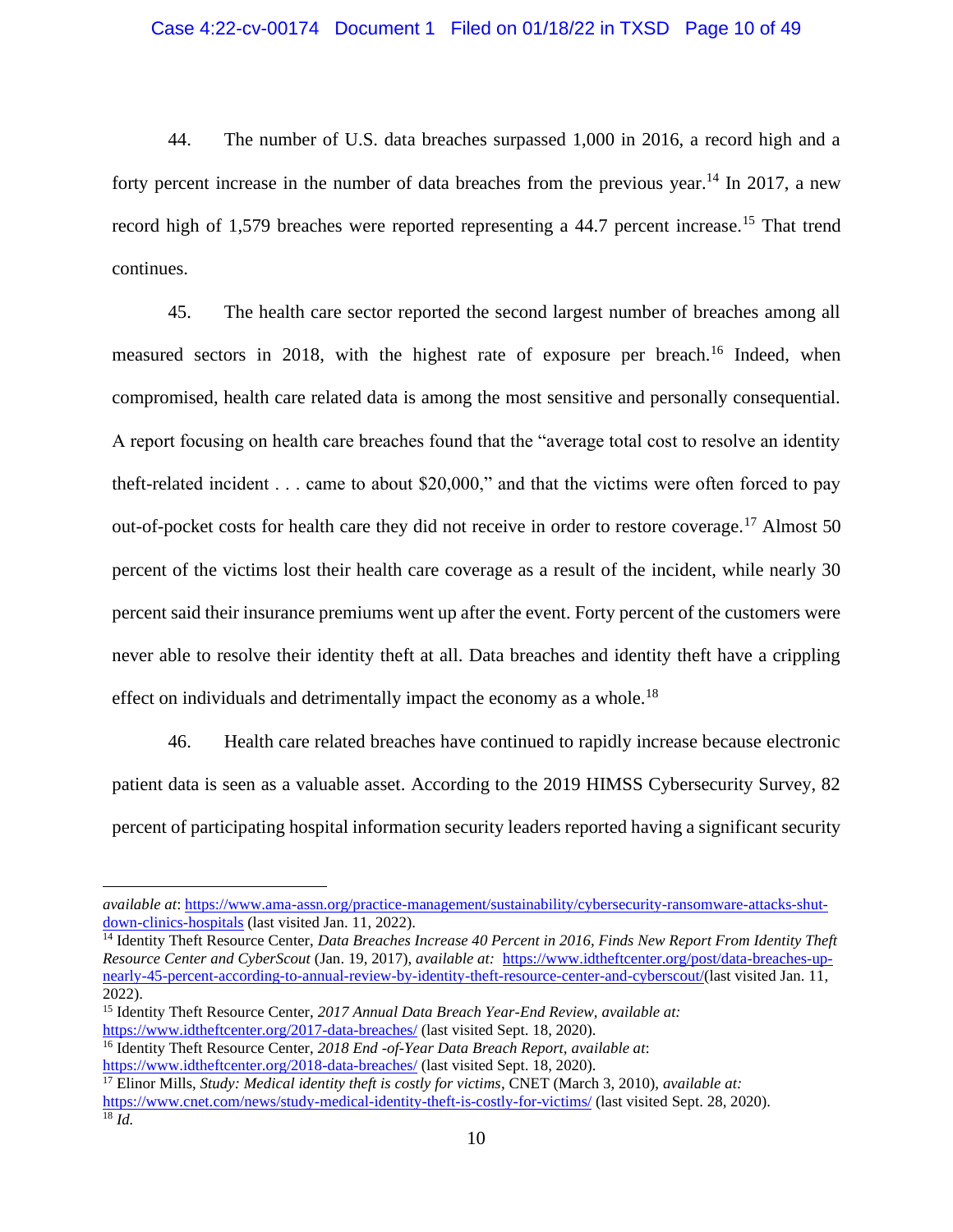44. The number of U.S. data breaches surpassed 1,000 in 2016, a record high and a forty percent increase in the number of data breaches from the previous year.[14] In 2017, a new record high of 1,579 breaches were reported representing a 44.7 percent increase.[15] That trend continues.

45. The health care sector reported the second largest number of breaches among all measured sectors in 2018, with the highest rate of exposure per breach.[16] Indeed, when compromised, health care related data is among the most sensitive and personally consequential. A report focusing on health care breaches found that the "average total cost to resolve an identity theft-related incident . . . came to about $20,000," and that the victims were often forced to pay out-of-pocket costs for health care they did not receive in order to restore coverage.[17] Almost 50 percent of the victims lost their health care coverage as a result of the incident, while nearly 30 percent said their insurance premiums went up after the event. Forty percent of the customers were never able to resolve their identity theft at all. Data breaches and identity theft have a crippling effect on individuals and detrimentally impact the economy as a whole.[18]

46. Health care related breaches have continued to rapidly increase because electronic patient data is seen as a valuable asset. According to the 2019 HIMSS Cybersecurity Survey, 82 percent of participating hospital information security leaders reported having a significant security

---

*available at*: https://www.ama-assn.org/practice-management/sustainability/cybersecurity-ransomware-attacks-shut-down-clinics-hospitals (last visited Jan. 11, 2022).

[14] Identity Theft Resource Center, *Data Breaches Increase 40 Percent in 2016, Finds New Report From Identity Theft Resource Center and CyberScout* (Jan. 19, 2017), *available at:* https://www.idtheftcenter.org/post/data-breaches-up-nearly-45-percent-according-to-annual-review-by-identity-theft-resource-center-and-cyberscout/(last visited Jan. 11, 2022).

[15] Identity Theft Resource Center, *2017 Annual Data Breach Year-End Review, available at:* https://www.idtheftcenter.org/2017-data-breaches/ (last visited Sept. 18, 2020).

[16] Identity Theft Resource Center, *2018 End -of-Year Data Breach Report, available at*: https://www.idtheftcenter.org/2018-data-breaches/ (last visited Sept. 18, 2020).

[17] Elinor Mills, *Study: Medical identity theft is costly for victims*, CNET (March 3, 2010), *available at:* https://www.cnet.com/news/study-medical-identity-theft-is-costly-for-victims/ (last visited Sept. 28, 2020).

[18] *Id.*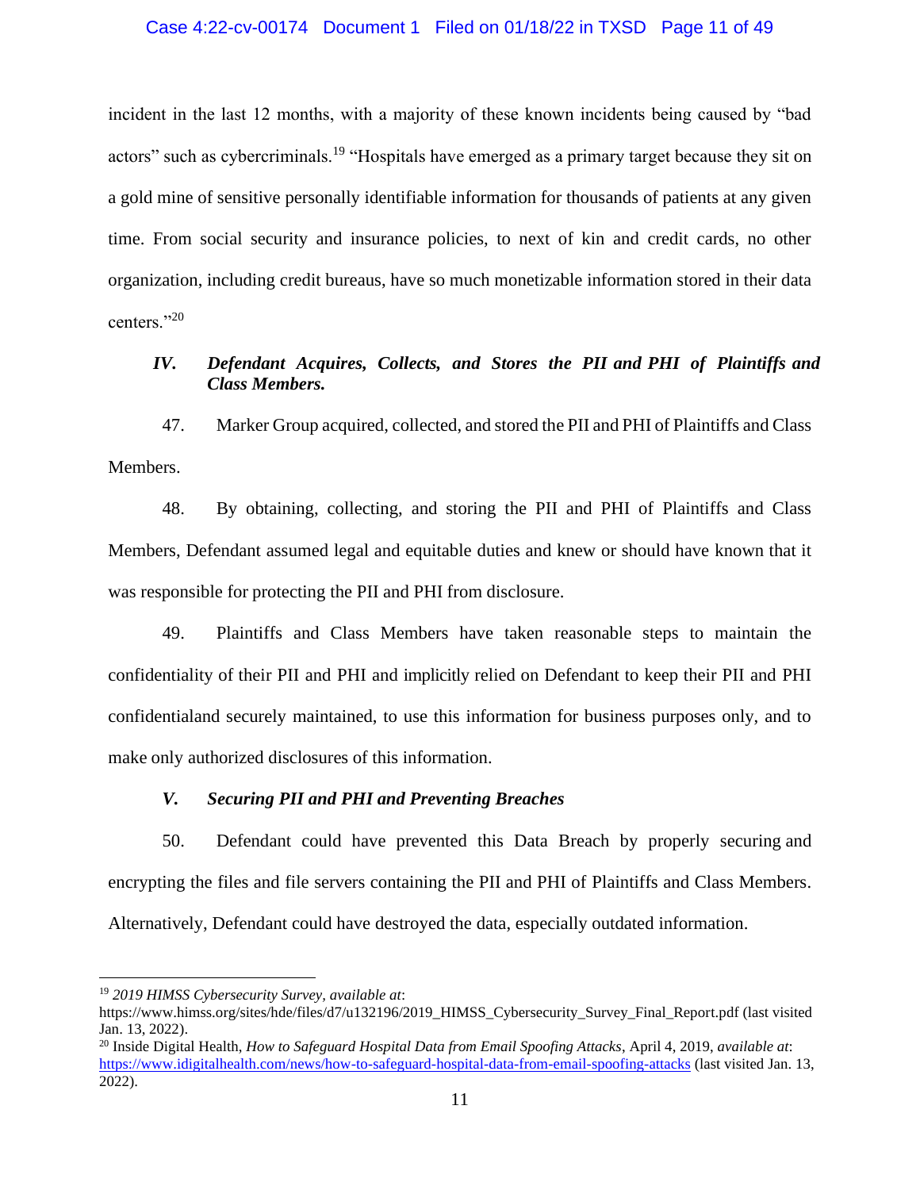incident in the last 12 months, with a majority of these known incidents being caused by "bad actors" such as cybercriminals.[19] "Hospitals have emerged as a primary target because they sit on a gold mine of sensitive personally identifiable information for thousands of patients at any given time. From social security and insurance policies, to next of kin and credit cards, no other organization, including credit bureaus, have so much monetizable information stored in their data centers."[20]

### *IV. Defendant Acquires, Collects, and Stores the PII and PHI of Plaintiffs and Class Members.*

47. Marker Group acquired, collected, and stored the PII and PHI of Plaintiffs and Class Members.

48. By obtaining, collecting, and storing the PII and PHI of Plaintiffs and Class Members, Defendant assumed legal and equitable duties and knew or should have known that it was responsible for protecting the PII and PHI from disclosure.

49. Plaintiffs and Class Members have taken reasonable steps to maintain the confidentiality of their PII and PHI and implicitly relied on Defendant to keep their PII and PHI confidentialand securely maintained, to use this information for business purposes only, and to make only authorized disclosures of this information.

### *V. Securing PII and PHI and Preventing Breaches*

50. Defendant could have prevented this Data Breach by properly securing and encrypting the files and file servers containing the PII and PHI of Plaintiffs and Class Members. Alternatively, Defendant could have destroyed the data, especially outdated information.

---

[19] *2019 HIMSS Cybersecurity Survey*, *available at*: https://www.himss.org/sites/hde/files/d7/u132196/2019_HIMSS_Cybersecurity_Survey_Final_Report.pdf (last visited Jan. 13, 2022).

[20] Inside Digital Health, *How to Safeguard Hospital Data from Email Spoofing Attacks*, April 4, 2019, *available at*: https://www.idigitalhealth.com/news/how-to-safeguard-hospital-data-from-email-spoofing-attacks (last visited Jan. 13, 2022).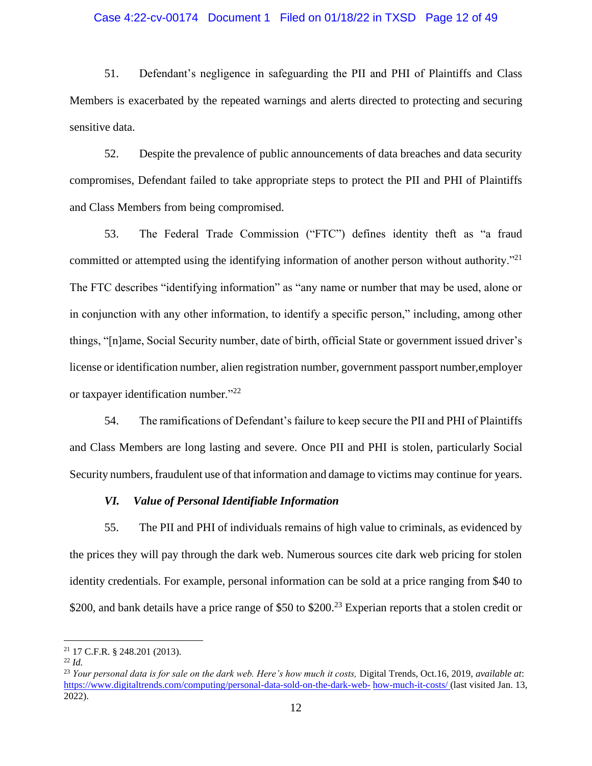51. Defendant's negligence in safeguarding the PII and PHI of Plaintiffs and Class Members is exacerbated by the repeated warnings and alerts directed to protecting and securing sensitive data.

52. Despite the prevalence of public announcements of data breaches and data security compromises, Defendant failed to take appropriate steps to protect the PII and PHI of Plaintiffs and Class Members from being compromised.

53. The Federal Trade Commission ("FTC") defines identity theft as "a fraud committed or attempted using the identifying information of another person without authority."[21] The FTC describes "identifying information" as "any name or number that may be used, alone or in conjunction with any other information, to identify a specific person," including, among other things, "[n]ame, Social Security number, date of birth, official State or government issued driver's license or identification number, alien registration number, government passport number,employer or taxpayer identification number."[22]

54. The ramifications of Defendant's failure to keep secure the PII and PHI of Plaintiffs and Class Members are long lasting and severe. Once PII and PHI is stolen, particularly Social Security numbers, fraudulent use of that information and damage to victims may continue for years.

### *VI. Value of Personal Identifiable Information*

55. The PII and PHI of individuals remains of high value to criminals, as evidenced by the prices they will pay through the dark web. Numerous sources cite dark web pricing for stolen identity credentials. For example, personal information can be sold at a price ranging from $40 to $200, and bank details have a price range of $50 to $200.[23] Experian reports that a stolen credit or

---

[21] 17 C.F.R. § 248.201 (2013).

[22] *Id.*

[23] *Your personal data is for sale on the dark web. Here's how much it costs,* Digital Trends, Oct.16, 2019, *available at*: https://www.digitaltrends.com/computing/personal-data-sold-on-the-dark-web- how-much-it-costs/ (last visited Jan. 13, 2022).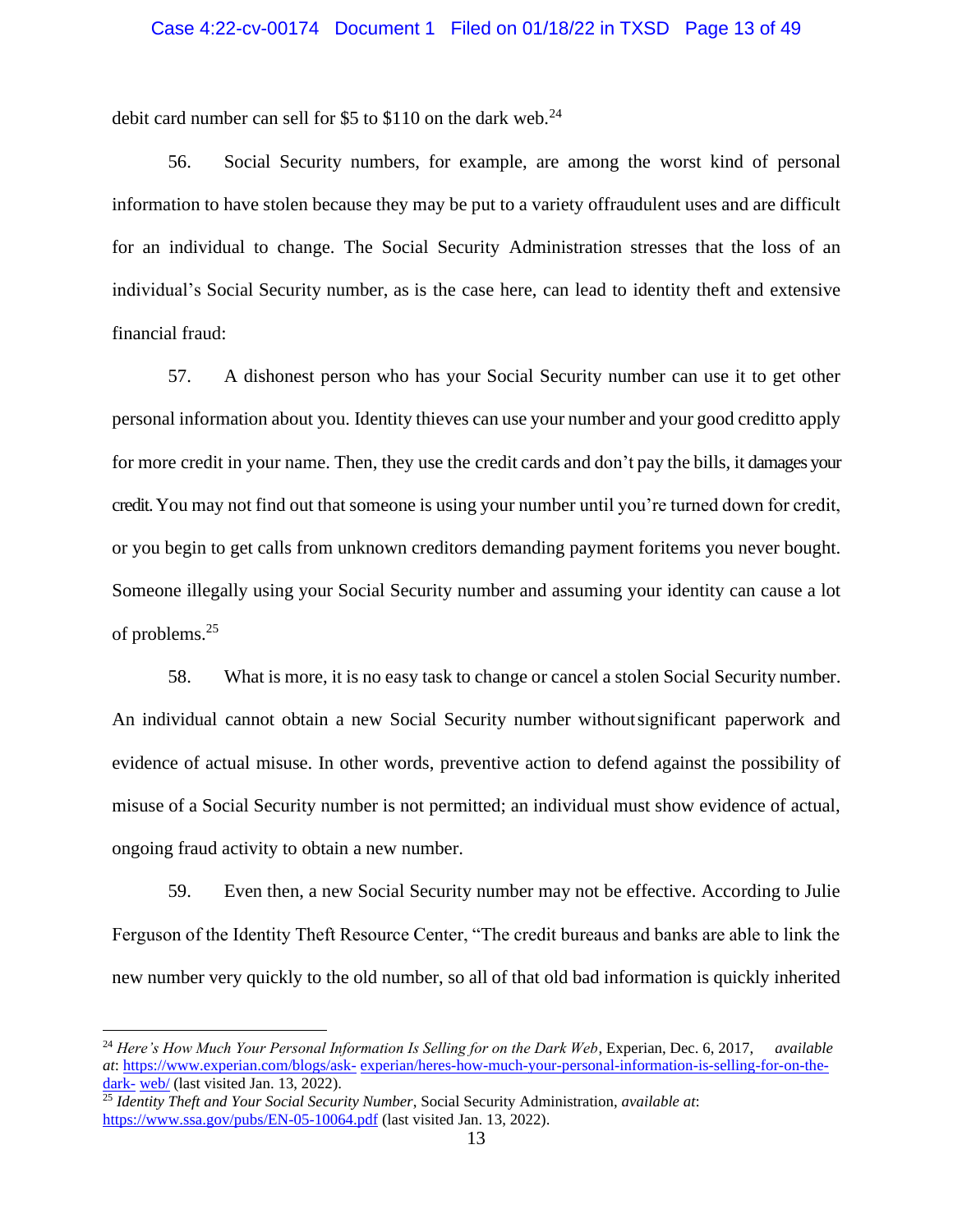debit card number can sell for $5 to $110 on the dark web.[24]

56. Social Security numbers, for example, are among the worst kind of personal information to have stolen because they may be put to a variety offraudulent uses and are difficult for an individual to change. The Social Security Administration stresses that the loss of an individual's Social Security number, as is the case here, can lead to identity theft and extensive financial fraud:

57. A dishonest person who has your Social Security number can use it to get other personal information about you. Identity thieves can use your number and your good creditto apply for more credit in your name. Then, they use the credit cards and don't pay the bills, it damages your credit. You may not find out that someone is using your number until you're turned down for credit, or you begin to get calls from unknown creditors demanding payment foritems you never bought. Someone illegally using your Social Security number and assuming your identity can cause a lot of problems.[25]

58. What is more, it is no easy task to change or cancel a stolen Social Security number. An individual cannot obtain a new Social Security number withoutsignificant paperwork and evidence of actual misuse. In other words, preventive action to defend against the possibility of misuse of a Social Security number is not permitted; an individual must show evidence of actual, ongoing fraud activity to obtain a new number.

59. Even then, a new Social Security number may not be effective. According to Julie Ferguson of the Identity Theft Resource Center, "The credit bureaus and banks are able to link the new number very quickly to the old number, so all of that old bad information is quickly inherited

---

[24] *Here's How Much Your Personal Information Is Selling for on the Dark Web*, Experian, Dec. 6, 2017, *available at*: https://www.experian.com/blogs/ask- experian/heres-how-much-your-personal-information-is-selling-for-on-the-dark- web/ (last visited Jan. 13, 2022).

[25] *Identity Theft and Your Social Security Number*, Social Security Administration, *available at*: https://www.ssa.gov/pubs/EN-05-10064.pdf (last visited Jan. 13, 2022).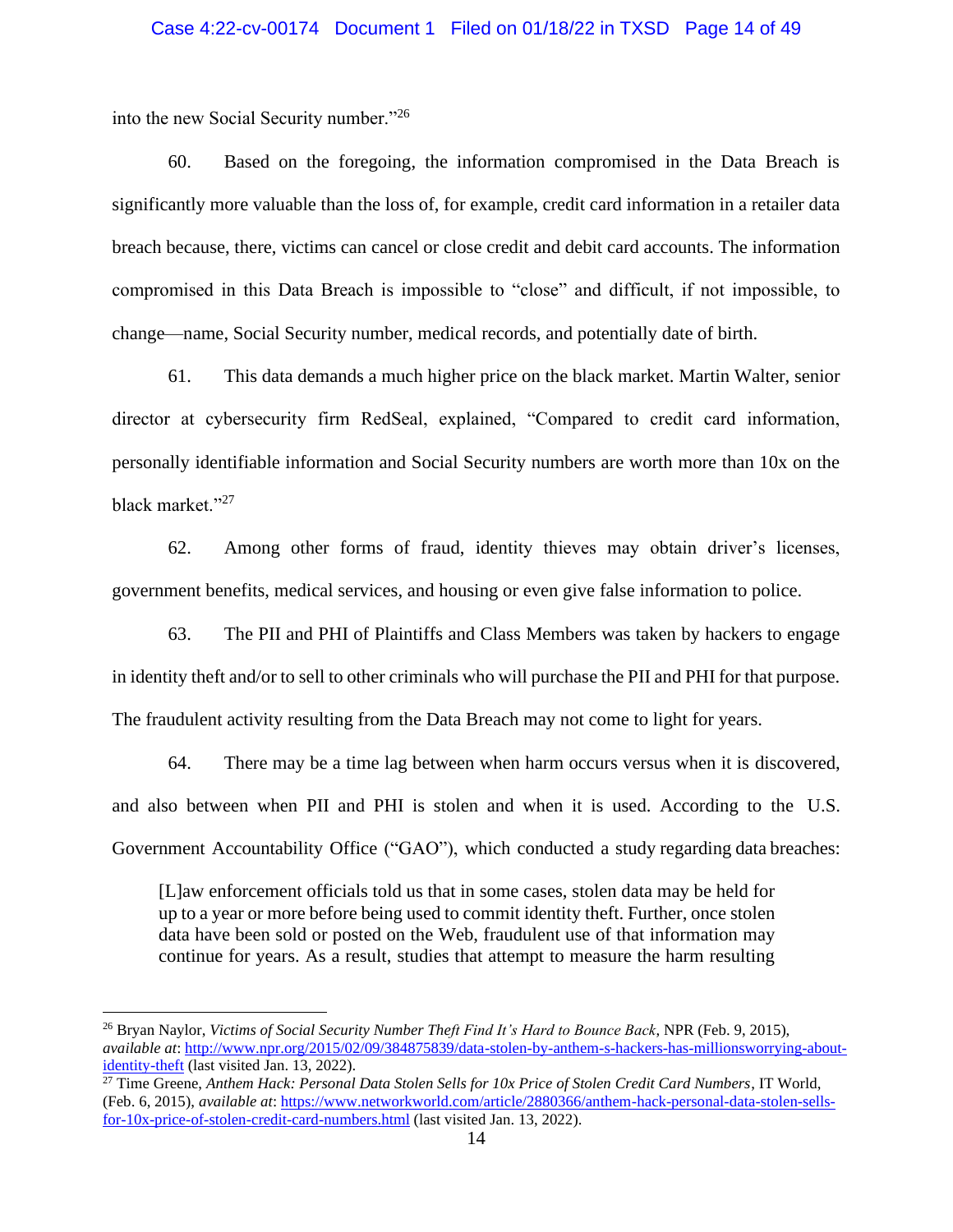into the new Social Security number."[26]

60. Based on the foregoing, the information compromised in the Data Breach is significantly more valuable than the loss of, for example, credit card information in a retailer data breach because, there, victims can cancel or close credit and debit card accounts. The information compromised in this Data Breach is impossible to "close" and difficult, if not impossible, to change—name, Social Security number, medical records, and potentially date of birth.

61. This data demands a much higher price on the black market. Martin Walter, senior director at cybersecurity firm RedSeal, explained, "Compared to credit card information, personally identifiable information and Social Security numbers are worth more than 10x on the black market."[27]

62. Among other forms of fraud, identity thieves may obtain driver's licenses, government benefits, medical services, and housing or even give false information to police.

63. The PII and PHI of Plaintiffs and Class Members was taken by hackers to engage in identity theft and/or to sell to other criminals who will purchase the PII and PHI for that purpose. The fraudulent activity resulting from the Data Breach may not come to light for years.

64. There may be a time lag between when harm occurs versus when it is discovered, and also between when PII and PHI is stolen and when it is used. According to the U.S. Government Accountability Office ("GAO"), which conducted a study regarding data breaches:

> [L]aw enforcement officials told us that in some cases, stolen data may be held for up to a year or more before being used to commit identity theft. Further, once stolen data have been sold or posted on the Web, fraudulent use of that information may continue for years. As a result, studies that attempt to measure the harm resulting

---

[26] Bryan Naylor, *Victims of Social Security Number Theft Find It's Hard to Bounce Back*, NPR (Feb. 9, 2015), *available at*: http://www.npr.org/2015/02/09/384875839/data-stolen-by-anthem-s-hackers-has-millionsworrying-about-identity-theft (last visited Jan. 13, 2022).

[27] Time Greene, *Anthem Hack: Personal Data Stolen Sells for 10x Price of Stolen Credit Card Numbers*, IT World, (Feb. 6, 2015), *available at*: https://www.networkworld.com/article/2880366/anthem-hack-personal-data-stolen-sells-for-10x-price-of-stolen-credit-card-numbers.html (last visited Jan. 13, 2022).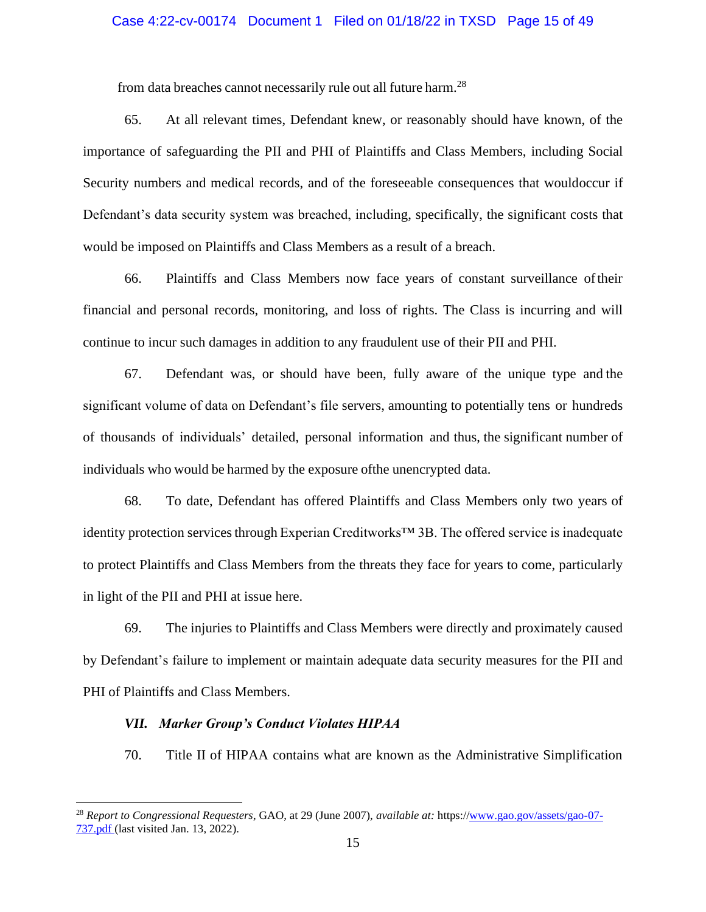from data breaches cannot necessarily rule out all future harm.[28]

65. At all relevant times, Defendant knew, or reasonably should have known, of the importance of safeguarding the PII and PHI of Plaintiffs and Class Members, including Social Security numbers and medical records, and of the foreseeable consequences that wouldoccur if Defendant's data security system was breached, including, specifically, the significant costs that would be imposed on Plaintiffs and Class Members as a result of a breach.

66. Plaintiffs and Class Members now face years of constant surveillance oftheir financial and personal records, monitoring, and loss of rights. The Class is incurring and will continue to incur such damages in addition to any fraudulent use of their PII and PHI.

67. Defendant was, or should have been, fully aware of the unique type and the significant volume of data on Defendant's file servers, amounting to potentially tens or hundreds of thousands of individuals' detailed, personal information and thus, the significant number of individuals who would be harmed by the exposure ofthe unencrypted data.

68. To date, Defendant has offered Plaintiffs and Class Members only two years of identity protection services through Experian Creditworks™ 3B. The offered service is inadequate to protect Plaintiffs and Class Members from the threats they face for years to come, particularly in light of the PII and PHI at issue here.

69. The injuries to Plaintiffs and Class Members were directly and proximately caused by Defendant's failure to implement or maintain adequate data security measures for the PII and PHI of Plaintiffs and Class Members.

### *VII. Marker Group's Conduct Violates HIPAA*

70. Title II of HIPAA contains what are known as the Administrative Simplification

---

[28] *Report to Congressional Requesters*, GAO, at 29 (June 2007), *available at:* https://www.gao.gov/assets/gao-07-737.pdf (last visited Jan. 13, 2022).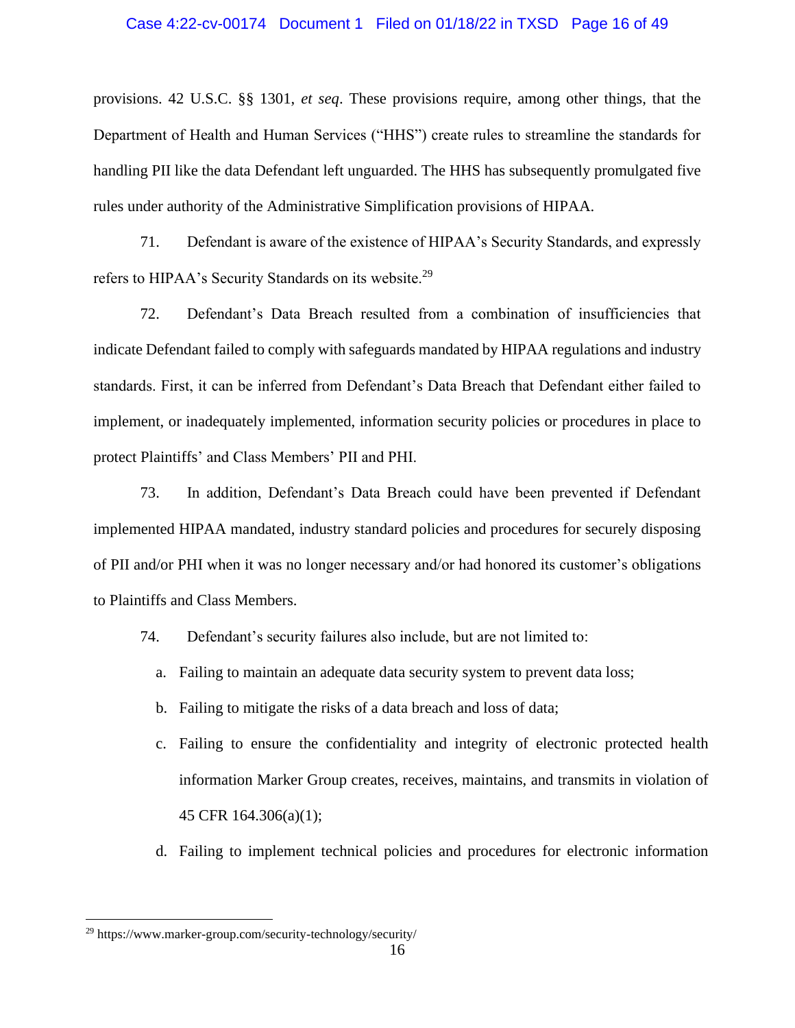provisions. 42 U.S.C. §§ 1301, *et seq*. These provisions require, among other things, that the Department of Health and Human Services ("HHS") create rules to streamline the standards for handling PII like the data Defendant left unguarded. The HHS has subsequently promulgated five rules under authority of the Administrative Simplification provisions of HIPAA.

71. Defendant is aware of the existence of HIPAA's Security Standards, and expressly refers to HIPAA's Security Standards on its website.[29]

72. Defendant's Data Breach resulted from a combination of insufficiencies that indicate Defendant failed to comply with safeguards mandated by HIPAA regulations and industry standards. First, it can be inferred from Defendant's Data Breach that Defendant either failed to implement, or inadequately implemented, information security policies or procedures in place to protect Plaintiffs' and Class Members' PII and PHI.

73. In addition, Defendant's Data Breach could have been prevented if Defendant implemented HIPAA mandated, industry standard policies and procedures for securely disposing of PII and/or PHI when it was no longer necessary and/or had honored its customer's obligations to Plaintiffs and Class Members.

74. Defendant's security failures also include, but are not limited to:

a. Failing to maintain an adequate data security system to prevent data loss;

b. Failing to mitigate the risks of a data breach and loss of data;

c. Failing to ensure the confidentiality and integrity of electronic protected health information Marker Group creates, receives, maintains, and transmits in violation of 45 CFR 164.306(a)(1);

d. Failing to implement technical policies and procedures for electronic information

---

[29] https://www.marker-group.com/security-technology/security/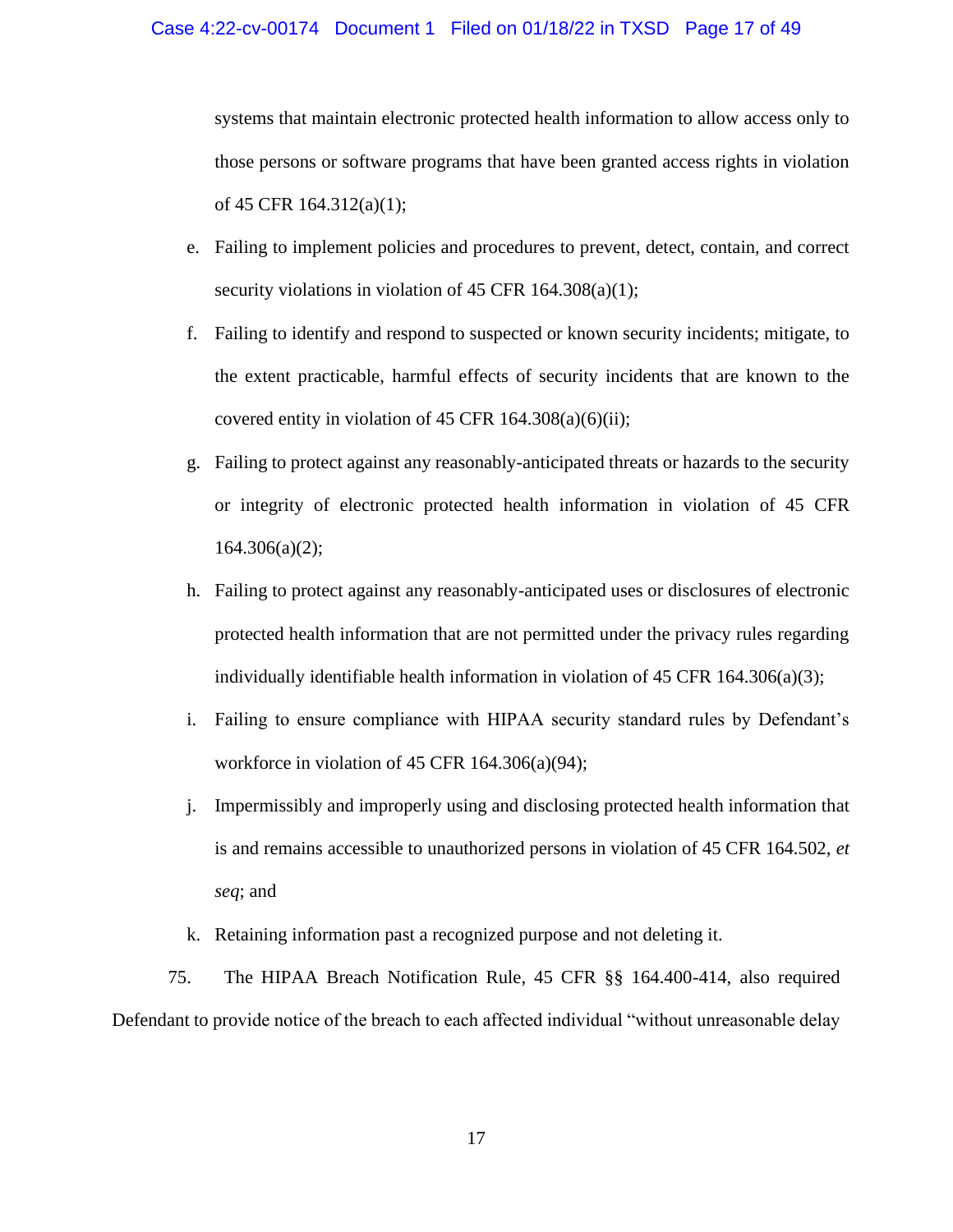systems that maintain electronic protected health information to allow access only to those persons or software programs that have been granted access rights in violation of 45 CFR 164.312(a)(1);

e. Failing to implement policies and procedures to prevent, detect, contain, and correct security violations in violation of 45 CFR 164.308(a)(1);

f. Failing to identify and respond to suspected or known security incidents; mitigate, to the extent practicable, harmful effects of security incidents that are known to the covered entity in violation of 45 CFR 164.308(a)(6)(ii);

g. Failing to protect against any reasonably-anticipated threats or hazards to the security or integrity of electronic protected health information in violation of 45 CFR 164.306(a)(2);

h. Failing to protect against any reasonably-anticipated uses or disclosures of electronic protected health information that are not permitted under the privacy rules regarding individually identifiable health information in violation of 45 CFR 164.306(a)(3);

i. Failing to ensure compliance with HIPAA security standard rules by Defendant's workforce in violation of 45 CFR 164.306(a)(94);

j. Impermissibly and improperly using and disclosing protected health information that is and remains accessible to unauthorized persons in violation of 45 CFR 164.502, *et seq*; and

k. Retaining information past a recognized purpose and not deleting it.

75. The HIPAA Breach Notification Rule, 45 CFR §§ 164.400-414, also required Defendant to provide notice of the breach to each affected individual "without unreasonable delay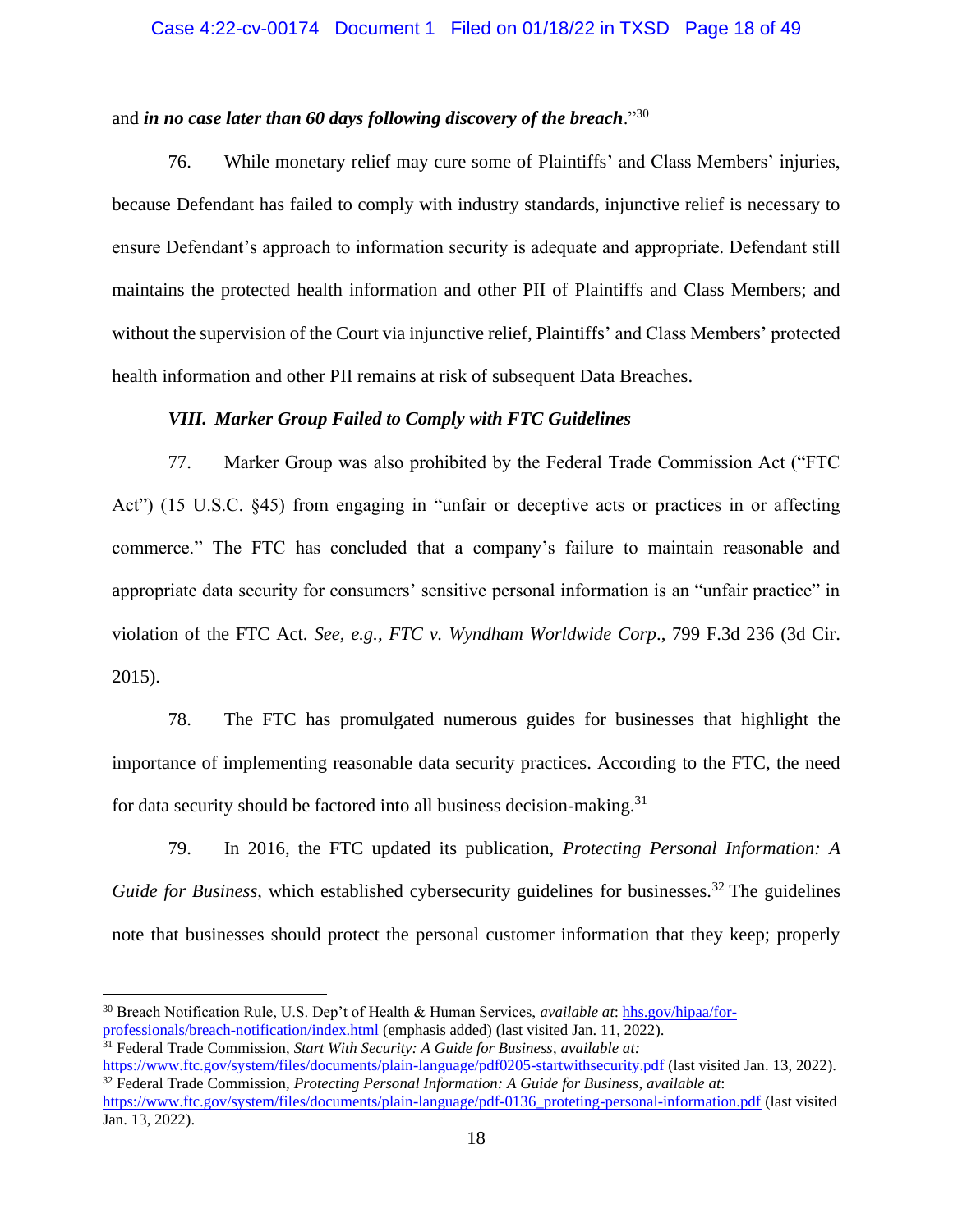and ***in no case later than 60 days following discovery of the breach***."[30]

76. While monetary relief may cure some of Plaintiffs' and Class Members' injuries, because Defendant has failed to comply with industry standards, injunctive relief is necessary to ensure Defendant's approach to information security is adequate and appropriate. Defendant still maintains the protected health information and other PII of Plaintiffs and Class Members; and without the supervision of the Court via injunctive relief, Plaintiffs' and Class Members' protected health information and other PII remains at risk of subsequent Data Breaches.

### *VIII. Marker Group Failed to Comply with FTC Guidelines*

77. Marker Group was also prohibited by the Federal Trade Commission Act ("FTC Act") (15 U.S.C. §45) from engaging in "unfair or deceptive acts or practices in or affecting commerce." The FTC has concluded that a company's failure to maintain reasonable and appropriate data security for consumers' sensitive personal information is an "unfair practice" in violation of the FTC Act. *See, e.g., FTC v. Wyndham Worldwide Corp*., 799 F.3d 236 (3d Cir. 2015).

78. The FTC has promulgated numerous guides for businesses that highlight the importance of implementing reasonable data security practices. According to the FTC, the need for data security should be factored into all business decision-making.[31]

79. In 2016, the FTC updated its publication, *Protecting Personal Information: A Guide for Business*, which established cybersecurity guidelines for businesses.[32] The guidelines note that businesses should protect the personal customer information that they keep; properly

---

[30] Breach Notification Rule, U.S. Dep't of Health & Human Services, *available at*: hhs.gov/hipaa/for-professionals/breach-notification/index.html (emphasis added) (last visited Jan. 11, 2022).

[31] Federal Trade Commission, *Start With Security: A Guide for Business*, *available at:* https://www.ftc.gov/system/files/documents/plain-language/pdf0205-startwithsecurity.pdf (last visited Jan. 13, 2022).

[32] Federal Trade Commission, *Protecting Personal Information: A Guide for Business*, *available at*: https://www.ftc.gov/system/files/documents/plain-language/pdf-0136_proteting-personal-information.pdf (last visited Jan. 13, 2022).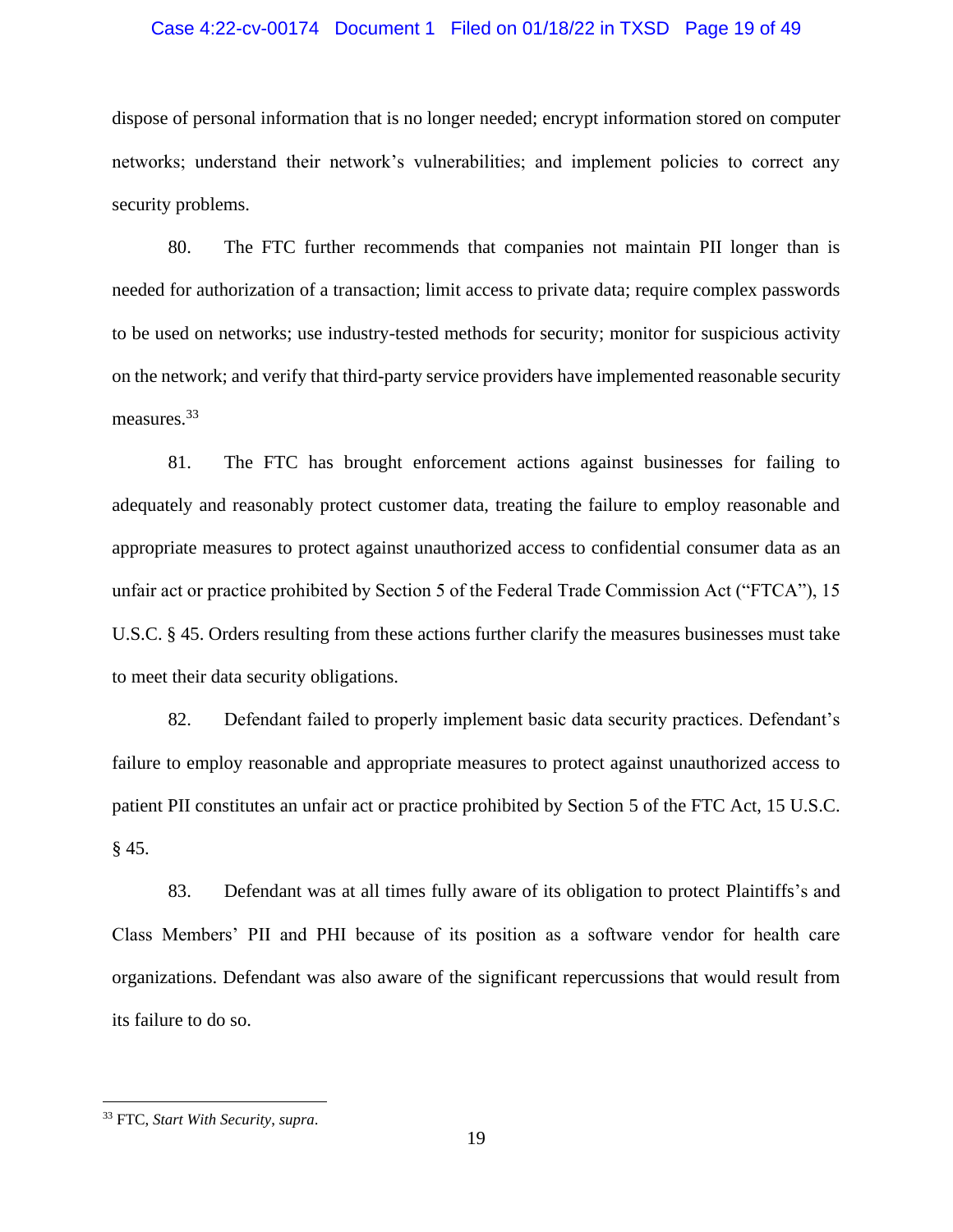dispose of personal information that is no longer needed; encrypt information stored on computer networks; understand their network's vulnerabilities; and implement policies to correct any security problems.

80. The FTC further recommends that companies not maintain PII longer than is needed for authorization of a transaction; limit access to private data; require complex passwords to be used on networks; use industry-tested methods for security; monitor for suspicious activity on the network; and verify that third-party service providers have implemented reasonable security measures.[33]

81. The FTC has brought enforcement actions against businesses for failing to adequately and reasonably protect customer data, treating the failure to employ reasonable and appropriate measures to protect against unauthorized access to confidential consumer data as an unfair act or practice prohibited by Section 5 of the Federal Trade Commission Act ("FTCA"), 15 U.S.C. § 45. Orders resulting from these actions further clarify the measures businesses must take to meet their data security obligations.

82. Defendant failed to properly implement basic data security practices. Defendant's failure to employ reasonable and appropriate measures to protect against unauthorized access to patient PII constitutes an unfair act or practice prohibited by Section 5 of the FTC Act, 15 U.S.C. § 45.

83. Defendant was at all times fully aware of its obligation to protect Plaintiffs's and Class Members' PII and PHI because of its position as a software vendor for health care organizations. Defendant was also aware of the significant repercussions that would result from its failure to do so.

---

[33] FTC, *Start With Security*, *supra*.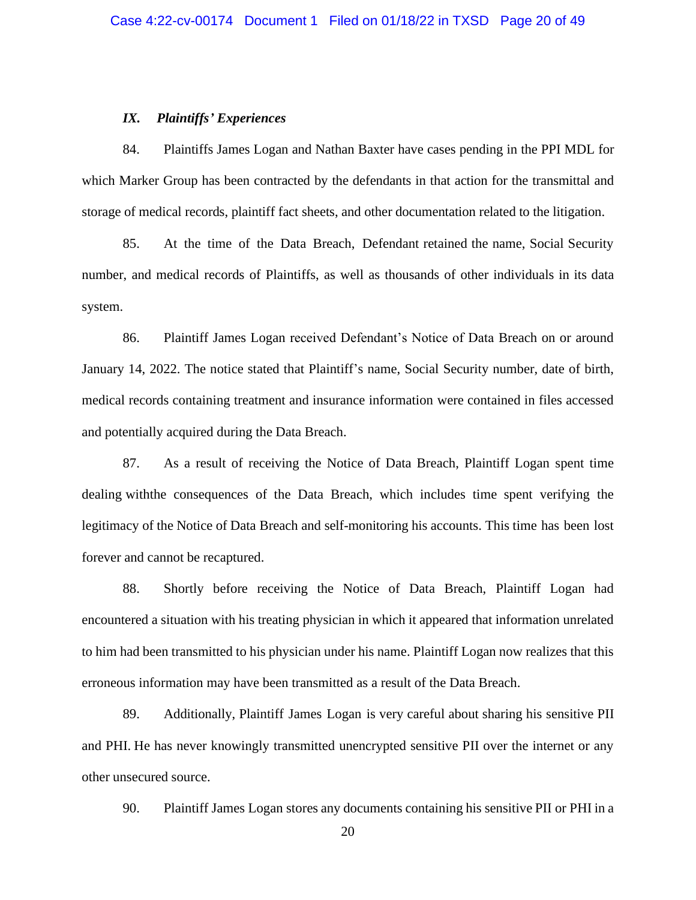### *IX. Plaintiffs' Experiences*

84. Plaintiffs James Logan and Nathan Baxter have cases pending in the PPI MDL for which Marker Group has been contracted by the defendants in that action for the transmittal and storage of medical records, plaintiff fact sheets, and other documentation related to the litigation.

85. At the time of the Data Breach, Defendant retained the name, Social Security number, and medical records of Plaintiffs, as well as thousands of other individuals in its data system.

86. Plaintiff James Logan received Defendant's Notice of Data Breach on or around January 14, 2022. The notice stated that Plaintiff's name, Social Security number, date of birth, medical records containing treatment and insurance information were contained in files accessed and potentially acquired during the Data Breach.

87. As a result of receiving the Notice of Data Breach, Plaintiff Logan spent time dealing withthe consequences of the Data Breach, which includes time spent verifying the legitimacy of the Notice of Data Breach and self-monitoring his accounts. This time has been lost forever and cannot be recaptured.

88. Shortly before receiving the Notice of Data Breach, Plaintiff Logan had encountered a situation with his treating physician in which it appeared that information unrelated to him had been transmitted to his physician under his name. Plaintiff Logan now realizes that this erroneous information may have been transmitted as a result of the Data Breach.

89. Additionally, Plaintiff James Logan is very careful about sharing his sensitive PII and PHI. He has never knowingly transmitted unencrypted sensitive PII over the internet or any other unsecured source.

90. Plaintiff James Logan stores any documents containing his sensitive PII or PHI in a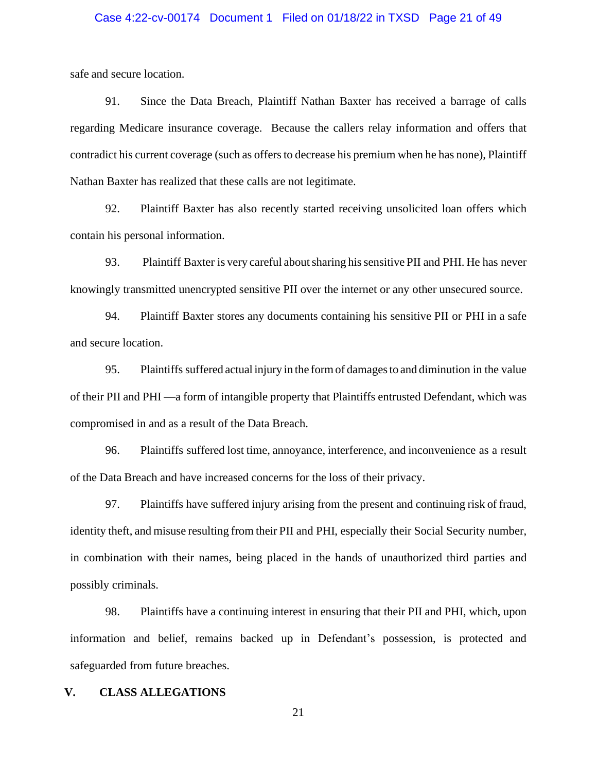safe and secure location.

91. Since the Data Breach, Plaintiff Nathan Baxter has received a barrage of calls regarding Medicare insurance coverage. Because the callers relay information and offers that contradict his current coverage (such as offers to decrease his premium when he has none), Plaintiff Nathan Baxter has realized that these calls are not legitimate.

92. Plaintiff Baxter has also recently started receiving unsolicited loan offers which contain his personal information.

93. Plaintiff Baxter is very careful about sharing his sensitive PII and PHI. He has never knowingly transmitted unencrypted sensitive PII over the internet or any other unsecured source.

94. Plaintiff Baxter stores any documents containing his sensitive PII or PHI in a safe and secure location.

95. Plaintiffs suffered actual injury in the form of damages to and diminution in the value of their PII and PHI —a form of intangible property that Plaintiffs entrusted Defendant, which was compromised in and as a result of the Data Breach.

96. Plaintiffs suffered lost time, annoyance, interference, and inconvenience as a result of the Data Breach and have increased concerns for the loss of their privacy.

97. Plaintiffs have suffered injury arising from the present and continuing risk of fraud, identity theft, and misuse resulting from their PII and PHI, especially their Social Security number, in combination with their names, being placed in the hands of unauthorized third parties and possibly criminals.

98. Plaintiffs have a continuing interest in ensuring that their PII and PHI, which, upon information and belief, remains backed up in Defendant's possession, is protected and safeguarded from future breaches.

## V. CLASS ALLEGATIONS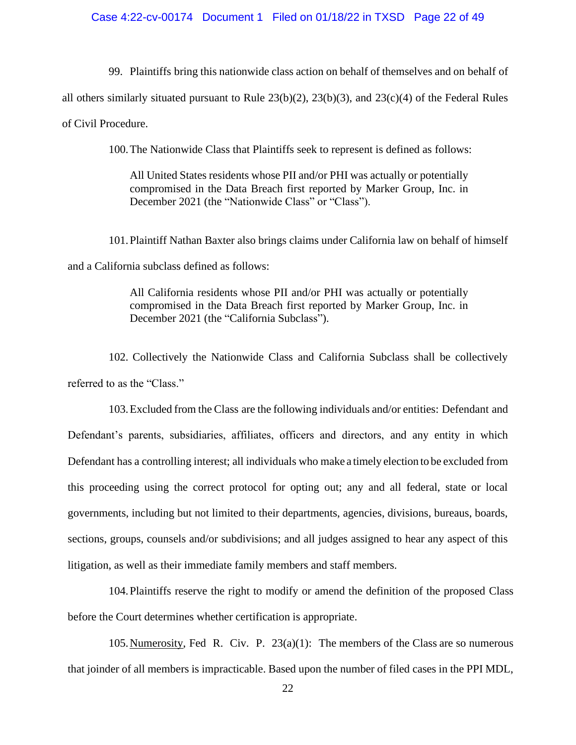99. Plaintiffs bring this nationwide class action on behalf of themselves and on behalf of all others similarly situated pursuant to Rule 23(b)(2), 23(b)(3), and 23(c)(4) of the Federal Rules of Civil Procedure.

100. The Nationwide Class that Plaintiffs seek to represent is defined as follows:

> All United States residents whose PII and/or PHI was actually or potentially compromised in the Data Breach first reported by Marker Group, Inc. in December 2021 (the "Nationwide Class" or "Class").

101. Plaintiff Nathan Baxter also brings claims under California law on behalf of himself and a California subclass defined as follows:

> All California residents whose PII and/or PHI was actually or potentially compromised in the Data Breach first reported by Marker Group, Inc. in December 2021 (the "California Subclass").

102. Collectively the Nationwide Class and California Subclass shall be collectively referred to as the "Class."

103. Excluded from the Class are the following individuals and/or entities: Defendant and Defendant's parents, subsidiaries, affiliates, officers and directors, and any entity in which Defendant has a controlling interest; all individuals who make a timely election to be excluded from this proceeding using the correct protocol for opting out; any and all federal, state or local governments, including but not limited to their departments, agencies, divisions, bureaus, boards, sections, groups, counsels and/or subdivisions; and all judges assigned to hear any aspect of this litigation, as well as their immediate family members and staff members.

104. Plaintiffs reserve the right to modify or amend the definition of the proposed Class before the Court determines whether certification is appropriate.

105. Numerosity, Fed R. Civ. P. 23(a)(1): The members of the Class are so numerous that joinder of all members is impracticable. Based upon the number of filed cases in the PPI MDL,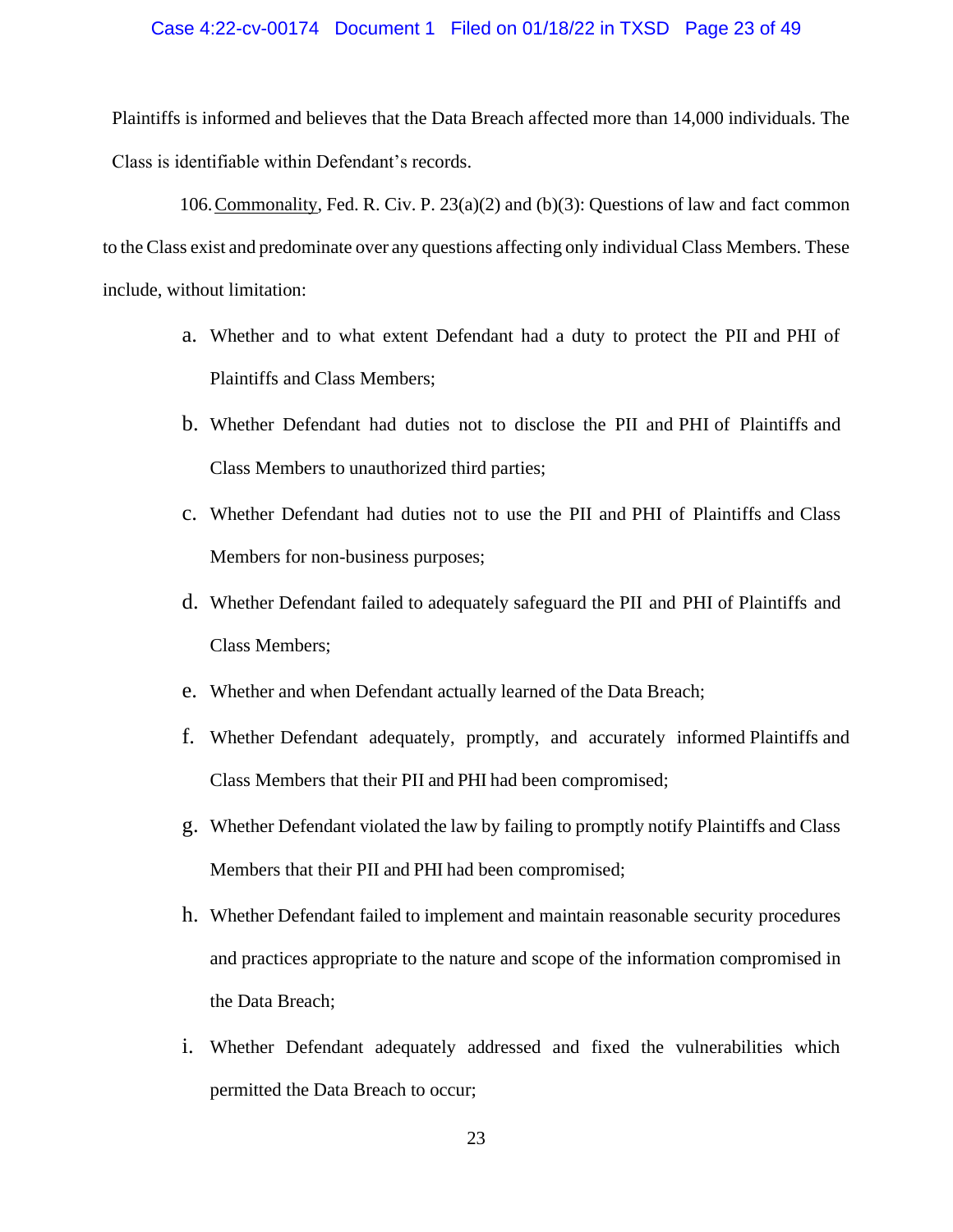Plaintiffs is informed and believes that the Data Breach affected more than 14,000 individuals. The Class is identifiable within Defendant's records.

106. Commonality, Fed. R. Civ. P. 23(a)(2) and (b)(3): Questions of law and fact common to the Class exist and predominate over any questions affecting only individual Class Members. These include, without limitation:

a. Whether and to what extent Defendant had a duty to protect the PII and PHI of Plaintiffs and Class Members;

b. Whether Defendant had duties not to disclose the PII and PHI of Plaintiffs and Class Members to unauthorized third parties;

c. Whether Defendant had duties not to use the PII and PHI of Plaintiffs and Class Members for non-business purposes;

d. Whether Defendant failed to adequately safeguard the PII and PHI of Plaintiffs and Class Members;

e. Whether and when Defendant actually learned of the Data Breach;

f. Whether Defendant adequately, promptly, and accurately informed Plaintiffs and Class Members that their PII and PHI had been compromised;

g. Whether Defendant violated the law by failing to promptly notify Plaintiffs and Class Members that their PII and PHI had been compromised;

h. Whether Defendant failed to implement and maintain reasonable security procedures and practices appropriate to the nature and scope of the information compromised in the Data Breach;

i. Whether Defendant adequately addressed and fixed the vulnerabilities which permitted the Data Breach to occur;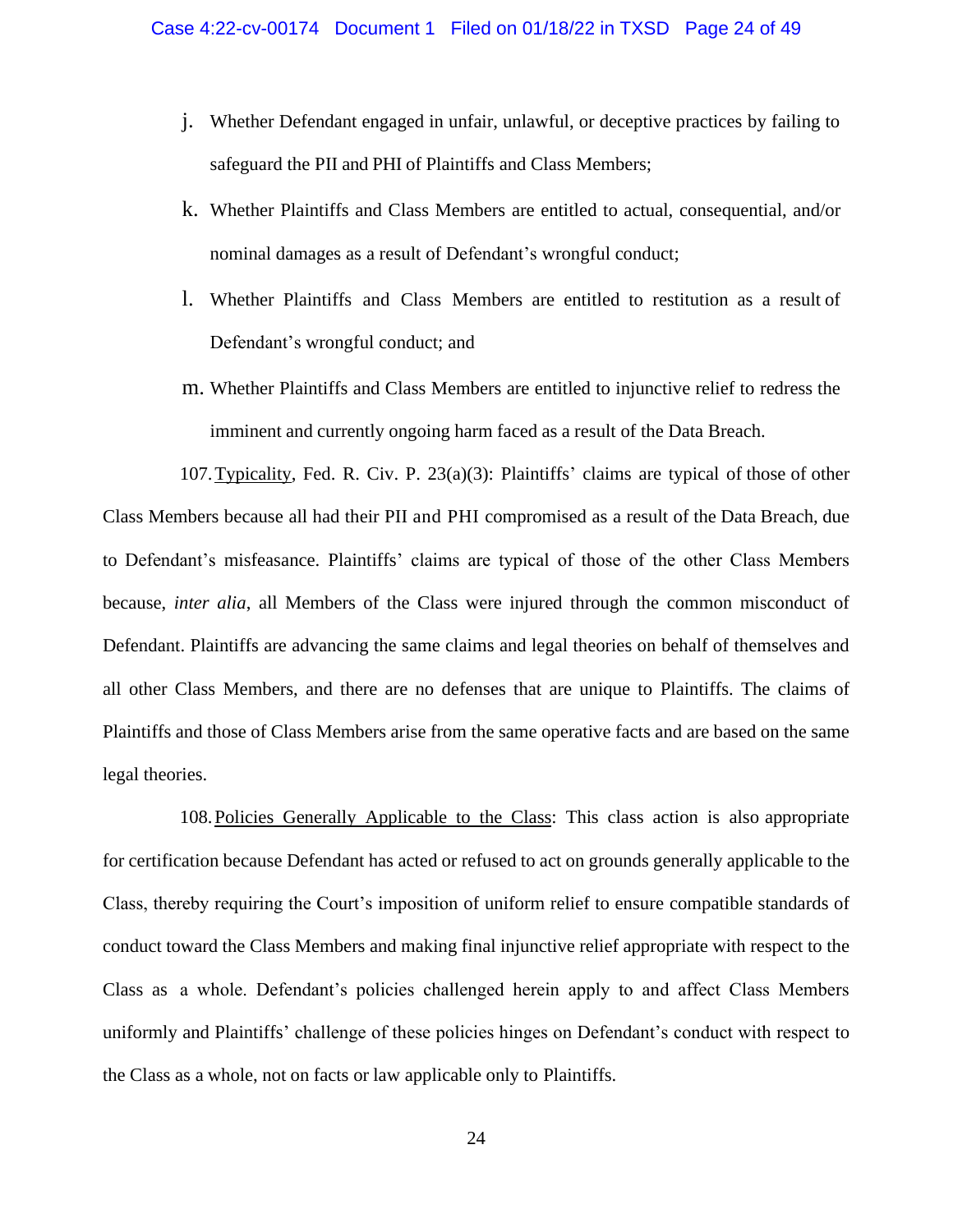j. Whether Defendant engaged in unfair, unlawful, or deceptive practices by failing to safeguard the PII and PHI of Plaintiffs and Class Members;

k. Whether Plaintiffs and Class Members are entitled to actual, consequential, and/or nominal damages as a result of Defendant's wrongful conduct;

l. Whether Plaintiffs and Class Members are entitled to restitution as a result of Defendant's wrongful conduct; and

m. Whether Plaintiffs and Class Members are entitled to injunctive relief to redress the imminent and currently ongoing harm faced as a result of the Data Breach.

107. Typicality, Fed. R. Civ. P. 23(a)(3): Plaintiffs' claims are typical of those of other Class Members because all had their PII and PHI compromised as a result of the Data Breach, due to Defendant's misfeasance. Plaintiffs' claims are typical of those of the other Class Members because, *inter alia*, all Members of the Class were injured through the common misconduct of Defendant. Plaintiffs are advancing the same claims and legal theories on behalf of themselves and all other Class Members, and there are no defenses that are unique to Plaintiffs. The claims of Plaintiffs and those of Class Members arise from the same operative facts and are based on the same legal theories.

108. Policies Generally Applicable to the Class: This class action is also appropriate for certification because Defendant has acted or refused to act on grounds generally applicable to the Class, thereby requiring the Court's imposition of uniform relief to ensure compatible standards of conduct toward the Class Members and making final injunctive relief appropriate with respect to the Class as a whole. Defendant's policies challenged herein apply to and affect Class Members uniformly and Plaintiffs' challenge of these policies hinges on Defendant's conduct with respect to the Class as a whole, not on facts or law applicable only to Plaintiffs.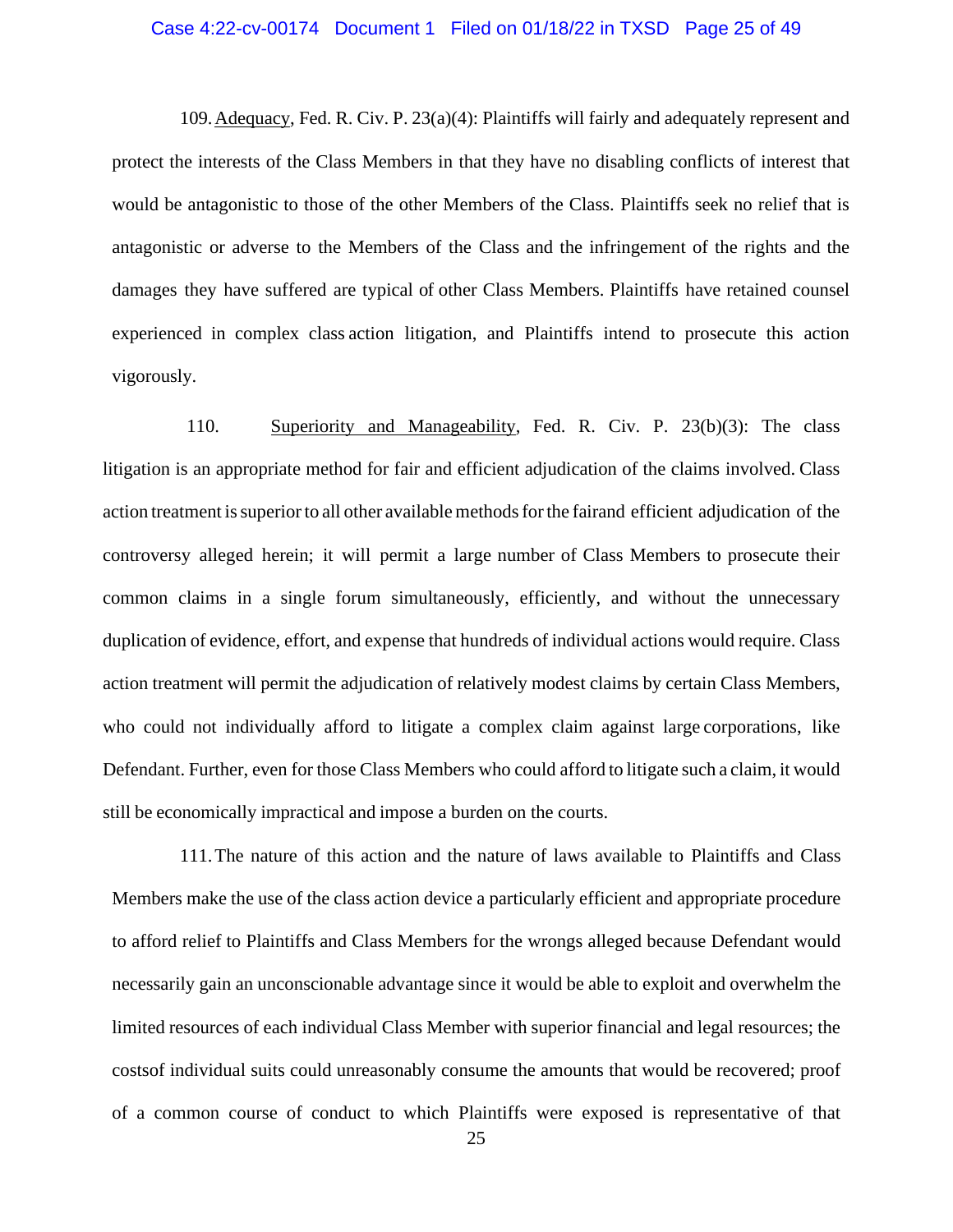109. Adequacy, Fed. R. Civ. P. 23(a)(4): Plaintiffs will fairly and adequately represent and protect the interests of the Class Members in that they have no disabling conflicts of interest that would be antagonistic to those of the other Members of the Class. Plaintiffs seek no relief that is antagonistic or adverse to the Members of the Class and the infringement of the rights and the damages they have suffered are typical of other Class Members. Plaintiffs have retained counsel experienced in complex class action litigation, and Plaintiffs intend to prosecute this action vigorously.

110. Superiority and Manageability, Fed. R. Civ. P. 23(b)(3): The class litigation is an appropriate method for fair and efficient adjudication of the claims involved. Class action treatment is superior to all other available methods for the fairand efficient adjudication of the controversy alleged herein; it will permit a large number of Class Members to prosecute their common claims in a single forum simultaneously, efficiently, and without the unnecessary duplication of evidence, effort, and expense that hundreds of individual actions would require. Class action treatment will permit the adjudication of relatively modest claims by certain Class Members, who could not individually afford to litigate a complex claim against large corporations, like Defendant. Further, even for those Class Members who could afford to litigate such a claim, it would still be economically impractical and impose a burden on the courts.

111. The nature of this action and the nature of laws available to Plaintiffs and Class Members make the use of the class action device a particularly efficient and appropriate procedure to afford relief to Plaintiffs and Class Members for the wrongs alleged because Defendant would necessarily gain an unconscionable advantage since it would be able to exploit and overwhelm the limited resources of each individual Class Member with superior financial and legal resources; the costsof individual suits could unreasonably consume the amounts that would be recovered; proof of a common course of conduct to which Plaintiffs were exposed is representative of that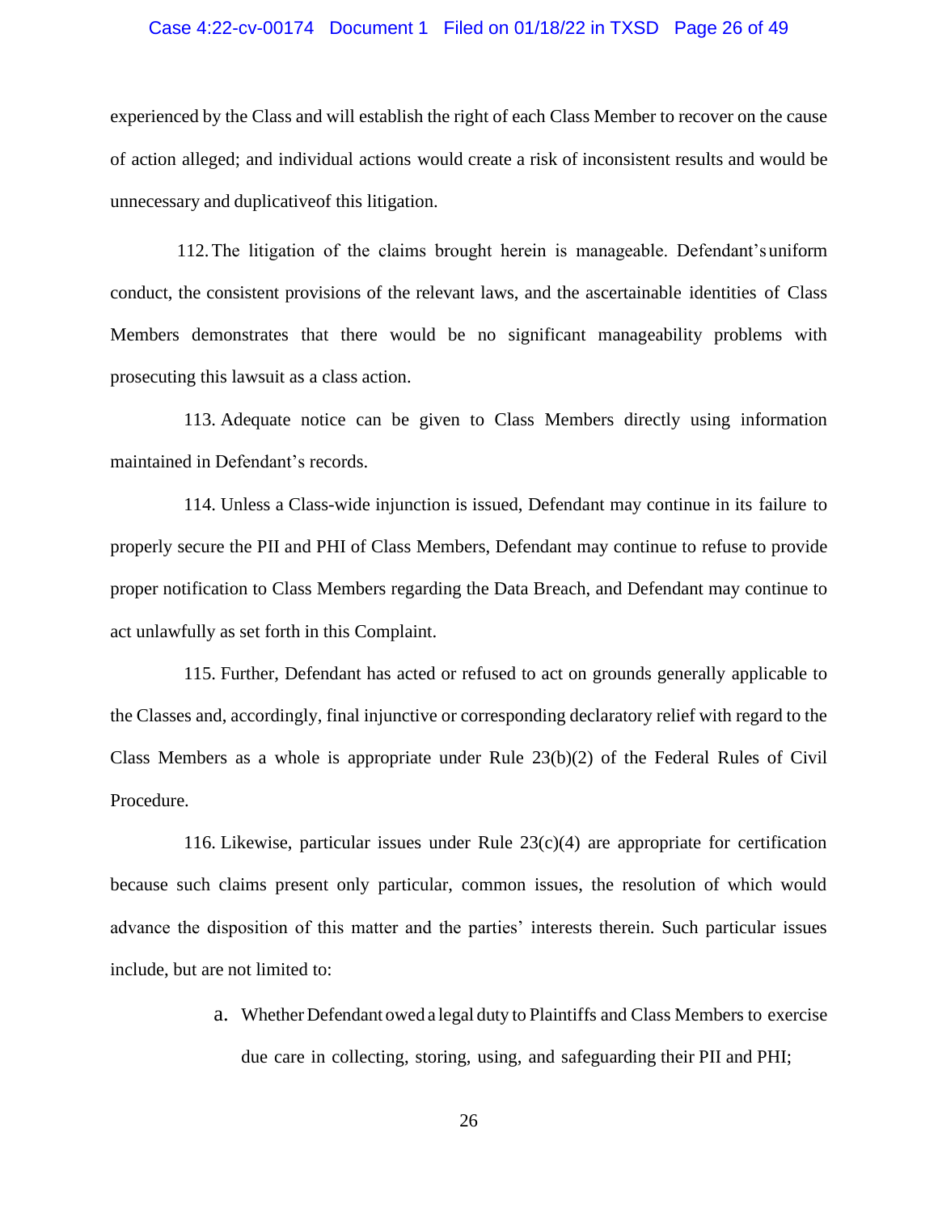experienced by the Class and will establish the right of each Class Member to recover on the cause of action alleged; and individual actions would create a risk of inconsistent results and would be unnecessary and duplicativeof this litigation.

112. The litigation of the claims brought herein is manageable. Defendant's uniform conduct, the consistent provisions of the relevant laws, and the ascertainable identities of Class Members demonstrates that there would be no significant manageability problems with prosecuting this lawsuit as a class action.

113. Adequate notice can be given to Class Members directly using information maintained in Defendant's records.

114. Unless a Class-wide injunction is issued, Defendant may continue in its failure to properly secure the PII and PHI of Class Members, Defendant may continue to refuse to provide proper notification to Class Members regarding the Data Breach, and Defendant may continue to act unlawfully as set forth in this Complaint.

115. Further, Defendant has acted or refused to act on grounds generally applicable to the Classes and, accordingly, final injunctive or corresponding declaratory relief with regard to the Class Members as a whole is appropriate under Rule 23(b)(2) of the Federal Rules of Civil Procedure.

116. Likewise, particular issues under Rule 23(c)(4) are appropriate for certification because such claims present only particular, common issues, the resolution of which would advance the disposition of this matter and the parties' interests therein. Such particular issues include, but are not limited to:

a. Whether Defendant owed a legal duty to Plaintiffs and Class Members to exercise due care in collecting, storing, using, and safeguarding their PII and PHI;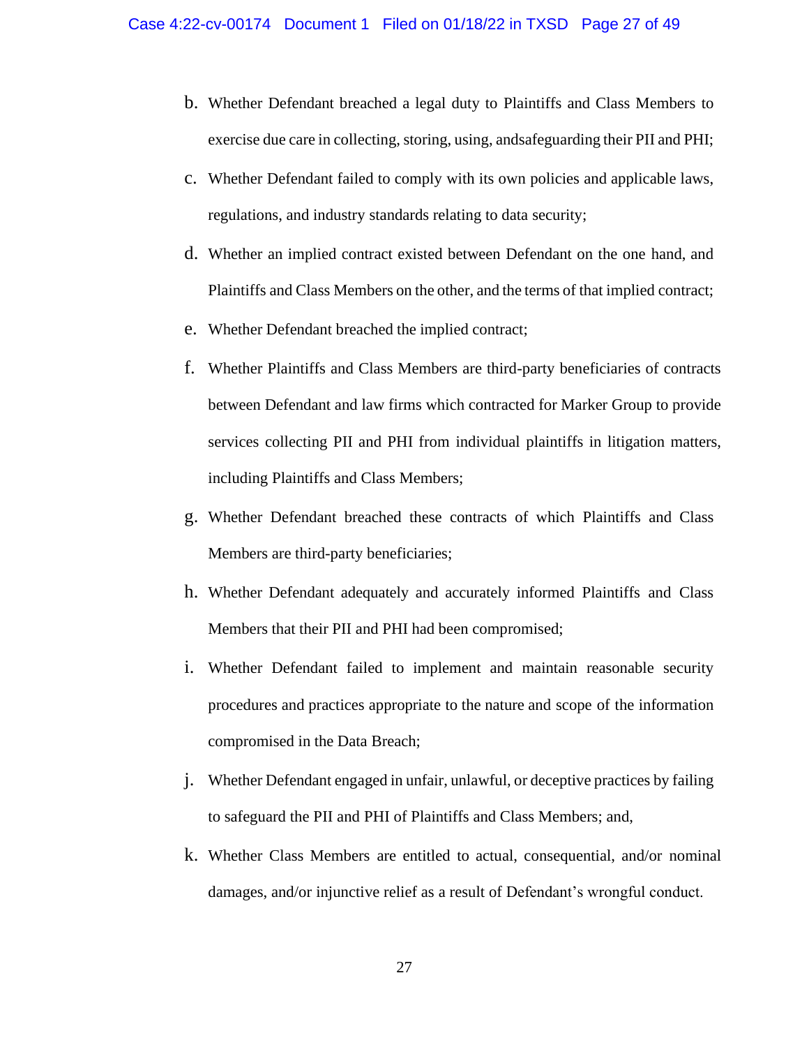b. Whether Defendant breached a legal duty to Plaintiffs and Class Members to exercise due care in collecting, storing, using, andsafeguarding their PII and PHI;

c. Whether Defendant failed to comply with its own policies and applicable laws, regulations, and industry standards relating to data security;

d. Whether an implied contract existed between Defendant on the one hand, and Plaintiffs and Class Members on the other, and the terms of that implied contract;

e. Whether Defendant breached the implied contract;

f. Whether Plaintiffs and Class Members are third-party beneficiaries of contracts between Defendant and law firms which contracted for Marker Group to provide services collecting PII and PHI from individual plaintiffs in litigation matters, including Plaintiffs and Class Members;

g. Whether Defendant breached these contracts of which Plaintiffs and Class Members are third-party beneficiaries;

h. Whether Defendant adequately and accurately informed Plaintiffs and Class Members that their PII and PHI had been compromised;

i. Whether Defendant failed to implement and maintain reasonable security procedures and practices appropriate to the nature and scope of the information compromised in the Data Breach;

j. Whether Defendant engaged in unfair, unlawful, or deceptive practices by failing to safeguard the PII and PHI of Plaintiffs and Class Members; and,

k. Whether Class Members are entitled to actual, consequential, and/or nominal damages, and/or injunctive relief as a result of Defendant's wrongful conduct.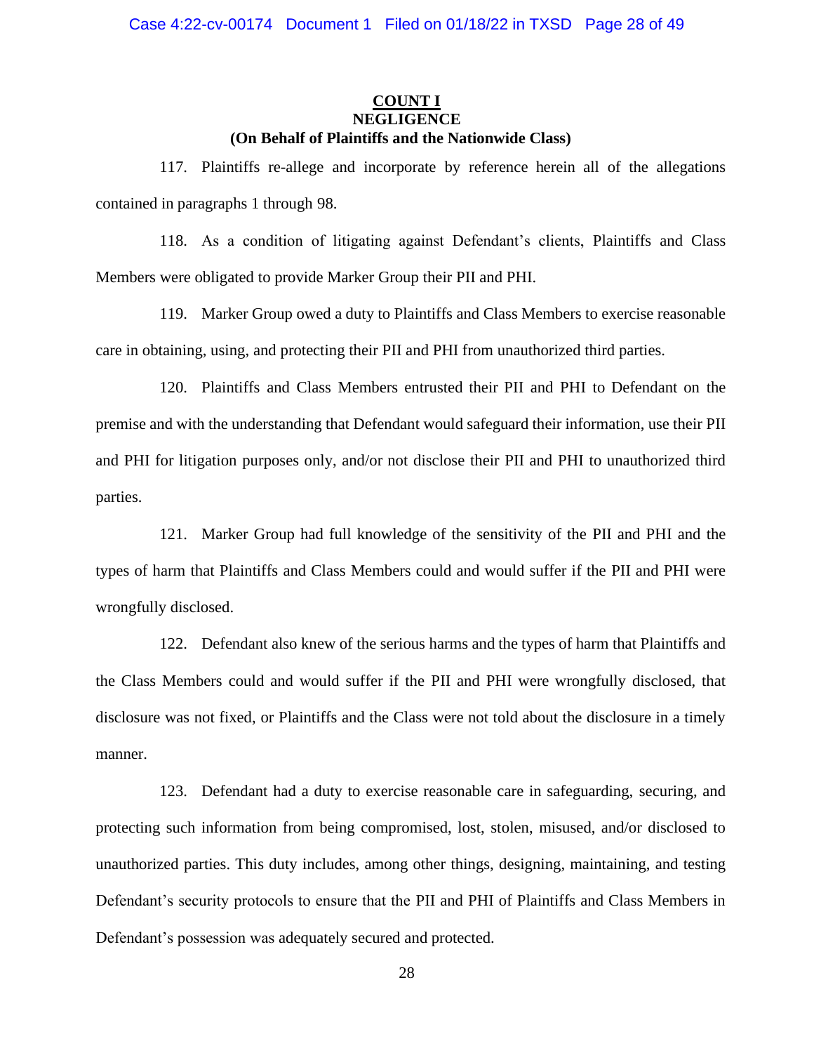## COUNT I
## NEGLIGENCE
## (On Behalf of Plaintiffs and the Nationwide Class)

117. Plaintiffs re-allege and incorporate by reference herein all of the allegations contained in paragraphs 1 through 98.

118. As a condition of litigating against Defendant's clients, Plaintiffs and Class Members were obligated to provide Marker Group their PII and PHI.

119. Marker Group owed a duty to Plaintiffs and Class Members to exercise reasonable care in obtaining, using, and protecting their PII and PHI from unauthorized third parties.

120. Plaintiffs and Class Members entrusted their PII and PHI to Defendant on the premise and with the understanding that Defendant would safeguard their information, use their PII and PHI for litigation purposes only, and/or not disclose their PII and PHI to unauthorized third parties.

121. Marker Group had full knowledge of the sensitivity of the PII and PHI and the types of harm that Plaintiffs and Class Members could and would suffer if the PII and PHI were wrongfully disclosed.

122. Defendant also knew of the serious harms and the types of harm that Plaintiffs and the Class Members could and would suffer if the PII and PHI were wrongfully disclosed, that disclosure was not fixed, or Plaintiffs and the Class were not told about the disclosure in a timely manner.

123. Defendant had a duty to exercise reasonable care in safeguarding, securing, and protecting such information from being compromised, lost, stolen, misused, and/or disclosed to unauthorized parties. This duty includes, among other things, designing, maintaining, and testing Defendant's security protocols to ensure that the PII and PHI of Plaintiffs and Class Members in Defendant's possession was adequately secured and protected.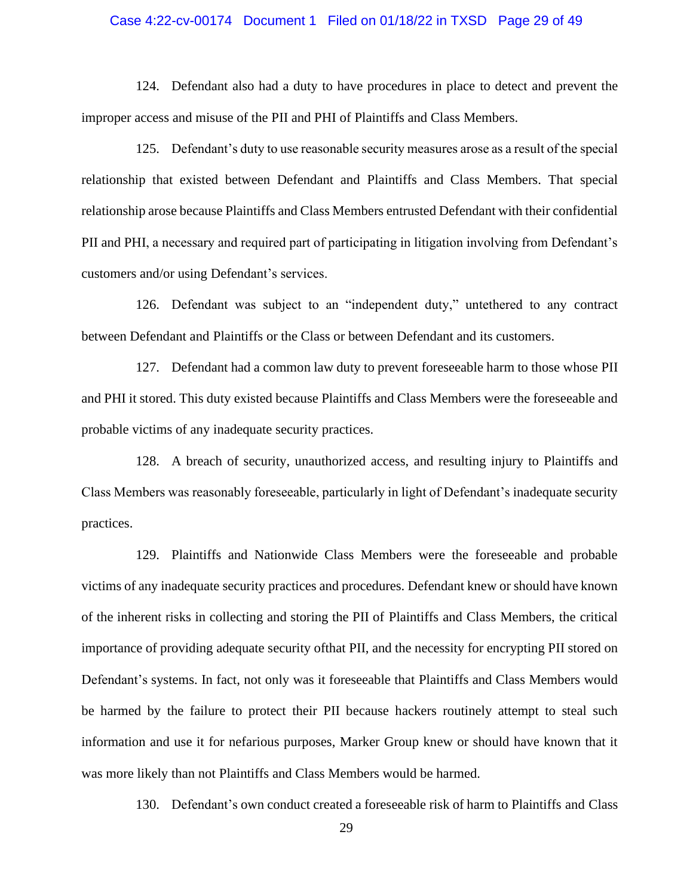124. Defendant also had a duty to have procedures in place to detect and prevent the improper access and misuse of the PII and PHI of Plaintiffs and Class Members.

125. Defendant's duty to use reasonable security measures arose as a result of the special relationship that existed between Defendant and Plaintiffs and Class Members. That special relationship arose because Plaintiffs and Class Members entrusted Defendant with their confidential PII and PHI, a necessary and required part of participating in litigation involving from Defendant's customers and/or using Defendant's services.

126. Defendant was subject to an "independent duty," untethered to any contract between Defendant and Plaintiffs or the Class or between Defendant and its customers.

127. Defendant had a common law duty to prevent foreseeable harm to those whose PII and PHI it stored. This duty existed because Plaintiffs and Class Members were the foreseeable and probable victims of any inadequate security practices.

128. A breach of security, unauthorized access, and resulting injury to Plaintiffs and Class Members was reasonably foreseeable, particularly in light of Defendant's inadequate security practices.

129. Plaintiffs and Nationwide Class Members were the foreseeable and probable victims of any inadequate security practices and procedures. Defendant knew or should have known of the inherent risks in collecting and storing the PII of Plaintiffs and Class Members, the critical importance of providing adequate security ofthat PII, and the necessity for encrypting PII stored on Defendant's systems. In fact, not only was it foreseeable that Plaintiffs and Class Members would be harmed by the failure to protect their PII because hackers routinely attempt to steal such information and use it for nefarious purposes, Marker Group knew or should have known that it was more likely than not Plaintiffs and Class Members would be harmed.

130. Defendant's own conduct created a foreseeable risk of harm to Plaintiffs and Class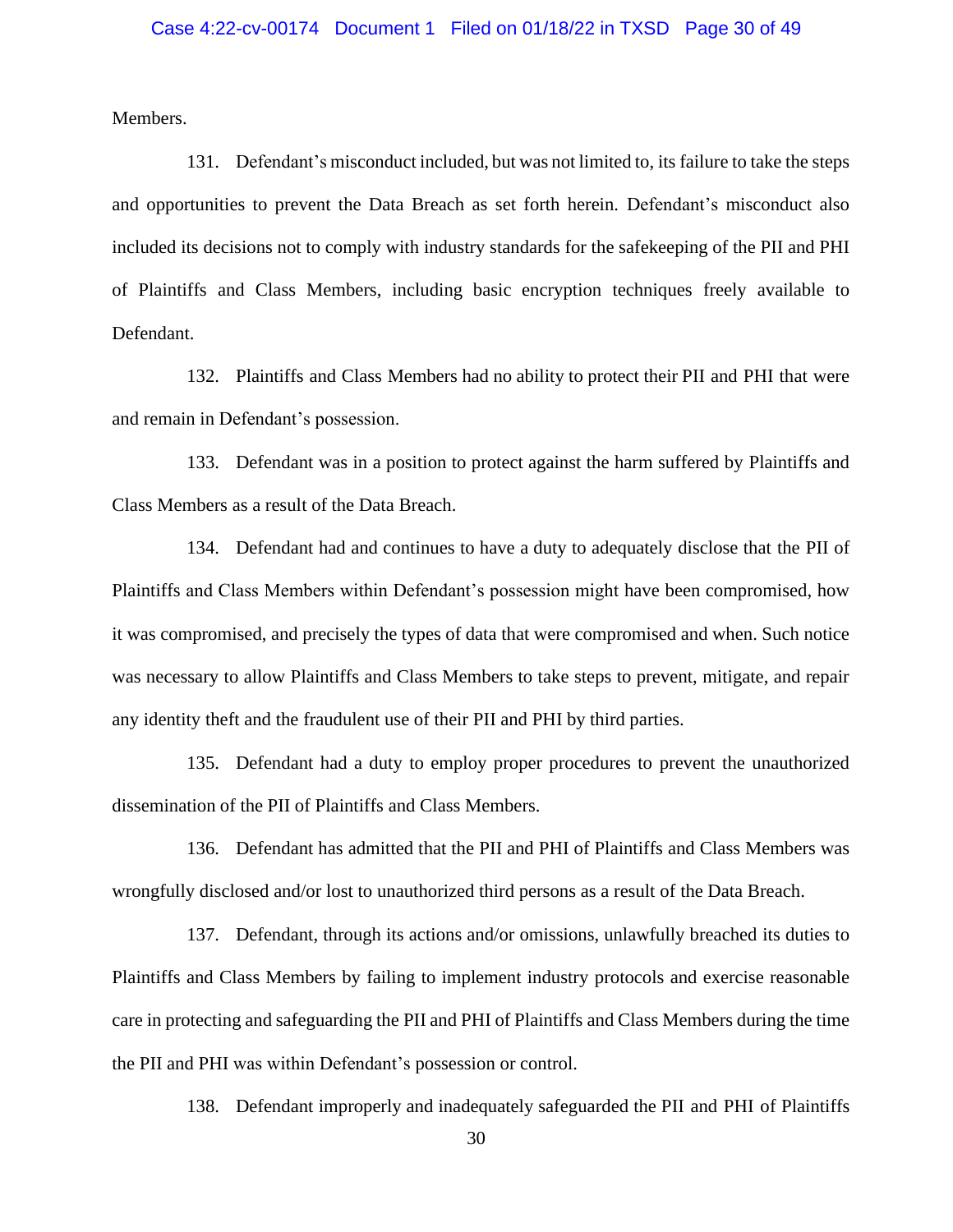Members.

131. Defendant's misconduct included, but was not limited to, its failure to take the steps and opportunities to prevent the Data Breach as set forth herein. Defendant's misconduct also included its decisions not to comply with industry standards for the safekeeping of the PII and PHI of Plaintiffs and Class Members, including basic encryption techniques freely available to Defendant.

132. Plaintiffs and Class Members had no ability to protect their PII and PHI that were and remain in Defendant's possession.

133. Defendant was in a position to protect against the harm suffered by Plaintiffs and Class Members as a result of the Data Breach.

134. Defendant had and continues to have a duty to adequately disclose that the PII of Plaintiffs and Class Members within Defendant's possession might have been compromised, how it was compromised, and precisely the types of data that were compromised and when. Such notice was necessary to allow Plaintiffs and Class Members to take steps to prevent, mitigate, and repair any identity theft and the fraudulent use of their PII and PHI by third parties.

135. Defendant had a duty to employ proper procedures to prevent the unauthorized dissemination of the PII of Plaintiffs and Class Members.

136. Defendant has admitted that the PII and PHI of Plaintiffs and Class Members was wrongfully disclosed and/or lost to unauthorized third persons as a result of the Data Breach.

137. Defendant, through its actions and/or omissions, unlawfully breached its duties to Plaintiffs and Class Members by failing to implement industry protocols and exercise reasonable care in protecting and safeguarding the PII and PHI of Plaintiffs and Class Members during the time the PII and PHI was within Defendant's possession or control.

138. Defendant improperly and inadequately safeguarded the PII and PHI of Plaintiffs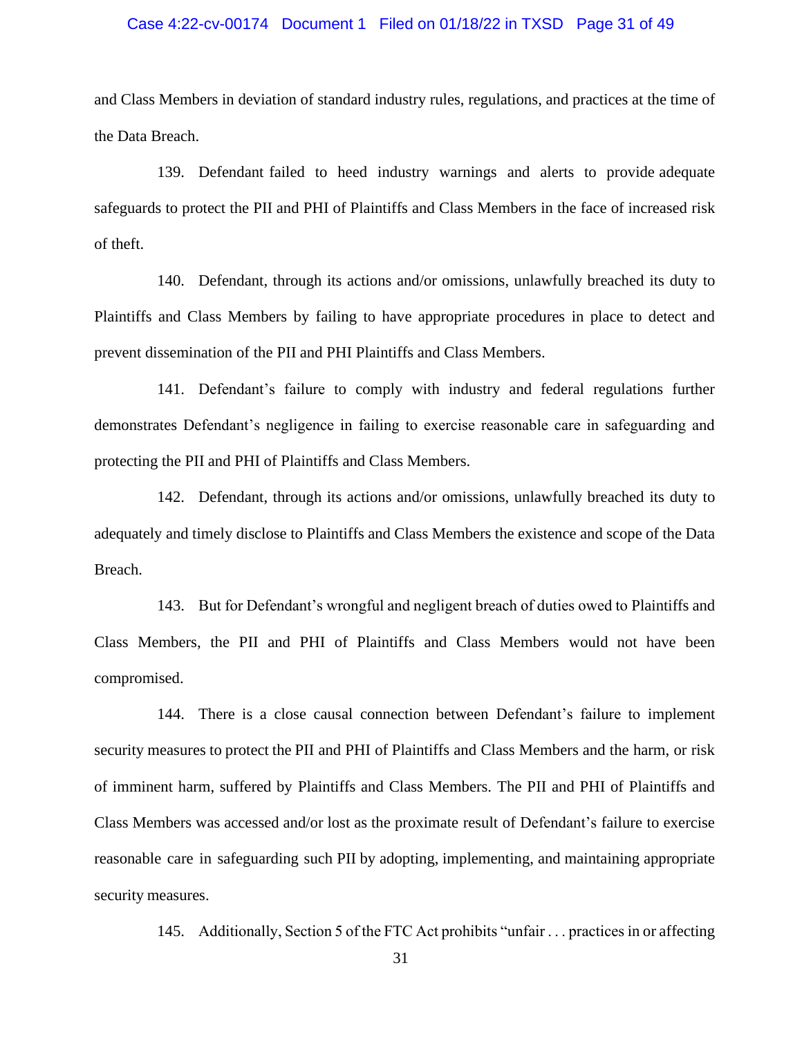and Class Members in deviation of standard industry rules, regulations, and practices at the time of the Data Breach.

139. Defendant failed to heed industry warnings and alerts to provide adequate safeguards to protect the PII and PHI of Plaintiffs and Class Members in the face of increased risk of theft.

140. Defendant, through its actions and/or omissions, unlawfully breached its duty to Plaintiffs and Class Members by failing to have appropriate procedures in place to detect and prevent dissemination of the PII and PHI Plaintiffs and Class Members.

141. Defendant's failure to comply with industry and federal regulations further demonstrates Defendant's negligence in failing to exercise reasonable care in safeguarding and protecting the PII and PHI of Plaintiffs and Class Members.

142. Defendant, through its actions and/or omissions, unlawfully breached its duty to adequately and timely disclose to Plaintiffs and Class Members the existence and scope of the Data Breach.

143. But for Defendant's wrongful and negligent breach of duties owed to Plaintiffs and Class Members, the PII and PHI of Plaintiffs and Class Members would not have been compromised.

144. There is a close causal connection between Defendant's failure to implement security measures to protect the PII and PHI of Plaintiffs and Class Members and the harm, or risk of imminent harm, suffered by Plaintiffs and Class Members. The PII and PHI of Plaintiffs and Class Members was accessed and/or lost as the proximate result of Defendant's failure to exercise reasonable care in safeguarding such PII by adopting, implementing, and maintaining appropriate security measures.

145. Additionally, Section 5 of the FTC Act prohibits "unfair . . . practices in or affecting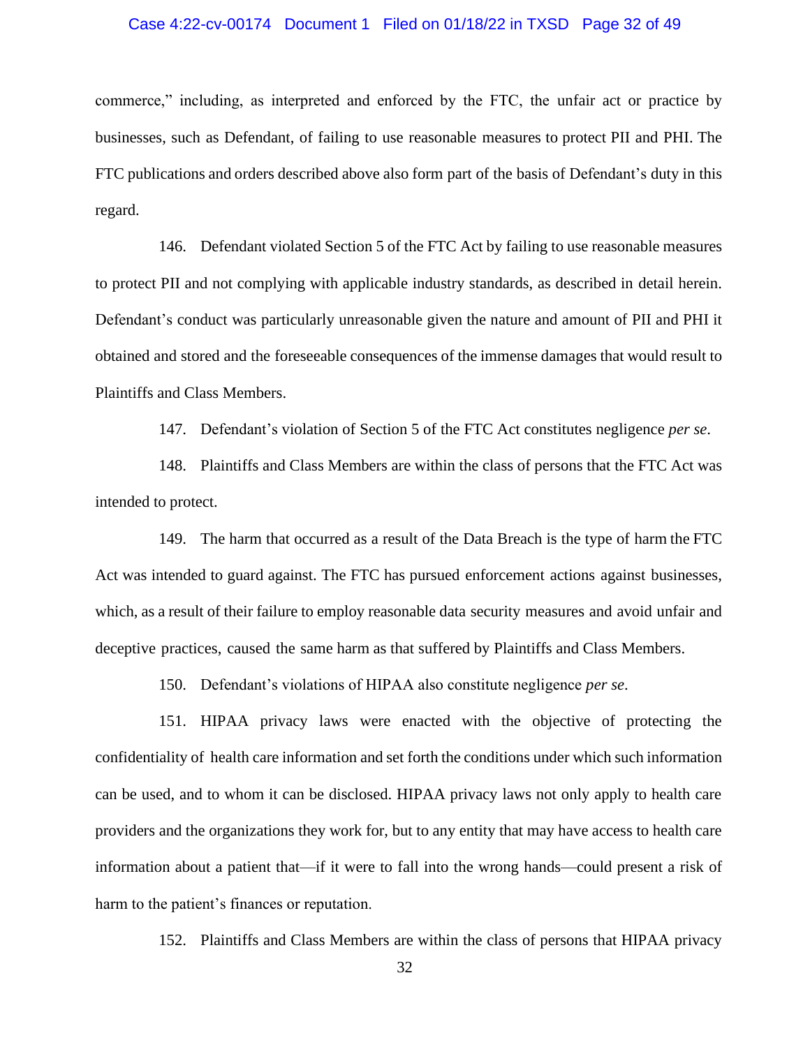commerce," including, as interpreted and enforced by the FTC, the unfair act or practice by businesses, such as Defendant, of failing to use reasonable measures to protect PII and PHI. The FTC publications and orders described above also form part of the basis of Defendant's duty in this regard.

146. Defendant violated Section 5 of the FTC Act by failing to use reasonable measures to protect PII and not complying with applicable industry standards, as described in detail herein. Defendant's conduct was particularly unreasonable given the nature and amount of PII and PHI it obtained and stored and the foreseeable consequences of the immense damages that would result to Plaintiffs and Class Members.

147. Defendant's violation of Section 5 of the FTC Act constitutes negligence *per se*.

148. Plaintiffs and Class Members are within the class of persons that the FTC Act was intended to protect.

149. The harm that occurred as a result of the Data Breach is the type of harm the FTC Act was intended to guard against. The FTC has pursued enforcement actions against businesses, which, as a result of their failure to employ reasonable data security measures and avoid unfair and deceptive practices, caused the same harm as that suffered by Plaintiffs and Class Members.

150. Defendant's violations of HIPAA also constitute negligence *per se*.

151. HIPAA privacy laws were enacted with the objective of protecting the confidentiality of health care information and set forth the conditions under which such information can be used, and to whom it can be disclosed. HIPAA privacy laws not only apply to health care providers and the organizations they work for, but to any entity that may have access to health care information about a patient that—if it were to fall into the wrong hands—could present a risk of harm to the patient's finances or reputation.

152. Plaintiffs and Class Members are within the class of persons that HIPAA privacy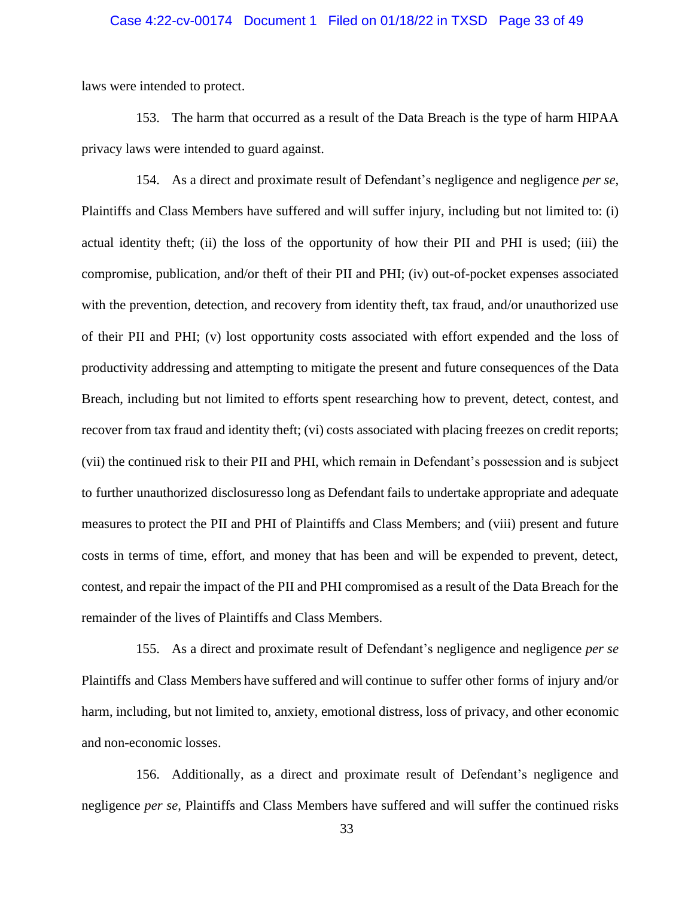laws were intended to protect.

153. The harm that occurred as a result of the Data Breach is the type of harm HIPAA privacy laws were intended to guard against.

154. As a direct and proximate result of Defendant's negligence and negligence *per se*, Plaintiffs and Class Members have suffered and will suffer injury, including but not limited to: (i) actual identity theft; (ii) the loss of the opportunity of how their PII and PHI is used; (iii) the compromise, publication, and/or theft of their PII and PHI; (iv) out-of-pocket expenses associated with the prevention, detection, and recovery from identity theft, tax fraud, and/or unauthorized use of their PII and PHI; (v) lost opportunity costs associated with effort expended and the loss of productivity addressing and attempting to mitigate the present and future consequences of the Data Breach, including but not limited to efforts spent researching how to prevent, detect, contest, and recover from tax fraud and identity theft; (vi) costs associated with placing freezes on credit reports; (vii) the continued risk to their PII and PHI, which remain in Defendant's possession and is subject to further unauthorized disclosuresso long as Defendant fails to undertake appropriate and adequate measures to protect the PII and PHI of Plaintiffs and Class Members; and (viii) present and future costs in terms of time, effort, and money that has been and will be expended to prevent, detect, contest, and repair the impact of the PII and PHI compromised as a result of the Data Breach for the remainder of the lives of Plaintiffs and Class Members.

155. As a direct and proximate result of Defendant's negligence and negligence *per se* Plaintiffs and Class Members have suffered and will continue to suffer other forms of injury and/or harm, including, but not limited to, anxiety, emotional distress, loss of privacy, and other economic and non-economic losses.

156. Additionally, as a direct and proximate result of Defendant's negligence and negligence *per se*, Plaintiffs and Class Members have suffered and will suffer the continued risks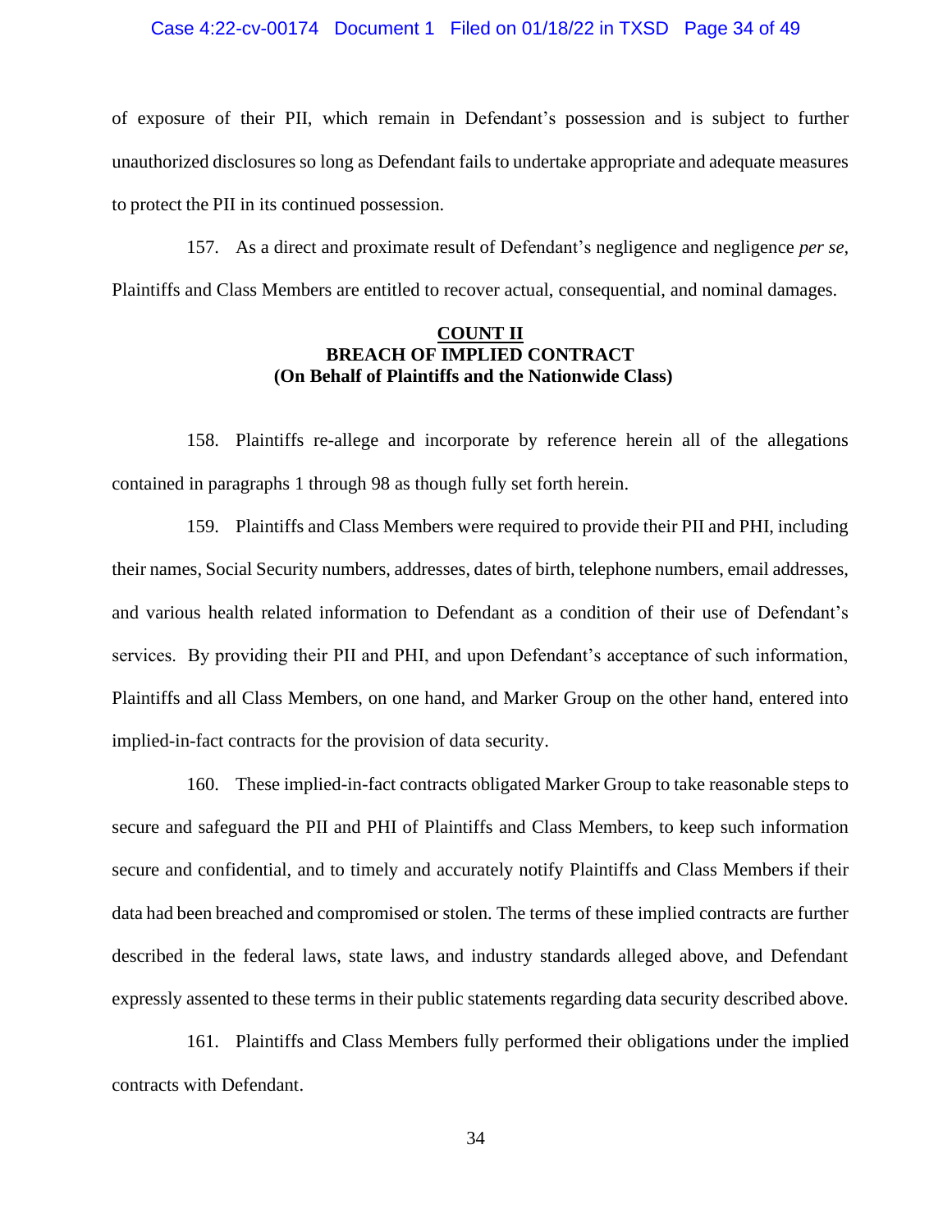of exposure of their PII, which remain in Defendant's possession and is subject to further unauthorized disclosures so long as Defendant fails to undertake appropriate and adequate measures to protect the PII in its continued possession.

157. As a direct and proximate result of Defendant's negligence and negligence *per se*, Plaintiffs and Class Members are entitled to recover actual, consequential, and nominal damages.

**COUNT II**
**BREACH OF IMPLIED CONTRACT**
**(On Behalf of Plaintiffs and the Nationwide Class)**

158. Plaintiffs re-allege and incorporate by reference herein all of the allegations contained in paragraphs 1 through 98 as though fully set forth herein.

159. Plaintiffs and Class Members were required to provide their PII and PHI, including their names, Social Security numbers, addresses, dates of birth, telephone numbers, email addresses, and various health related information to Defendant as a condition of their use of Defendant's services. By providing their PII and PHI, and upon Defendant's acceptance of such information, Plaintiffs and all Class Members, on one hand, and Marker Group on the other hand, entered into implied-in-fact contracts for the provision of data security.

160. These implied-in-fact contracts obligated Marker Group to take reasonable steps to secure and safeguard the PII and PHI of Plaintiffs and Class Members, to keep such information secure and confidential, and to timely and accurately notify Plaintiffs and Class Members if their data had been breached and compromised or stolen. The terms of these implied contracts are further described in the federal laws, state laws, and industry standards alleged above, and Defendant expressly assented to these terms in their public statements regarding data security described above.

161. Plaintiffs and Class Members fully performed their obligations under the implied contracts with Defendant.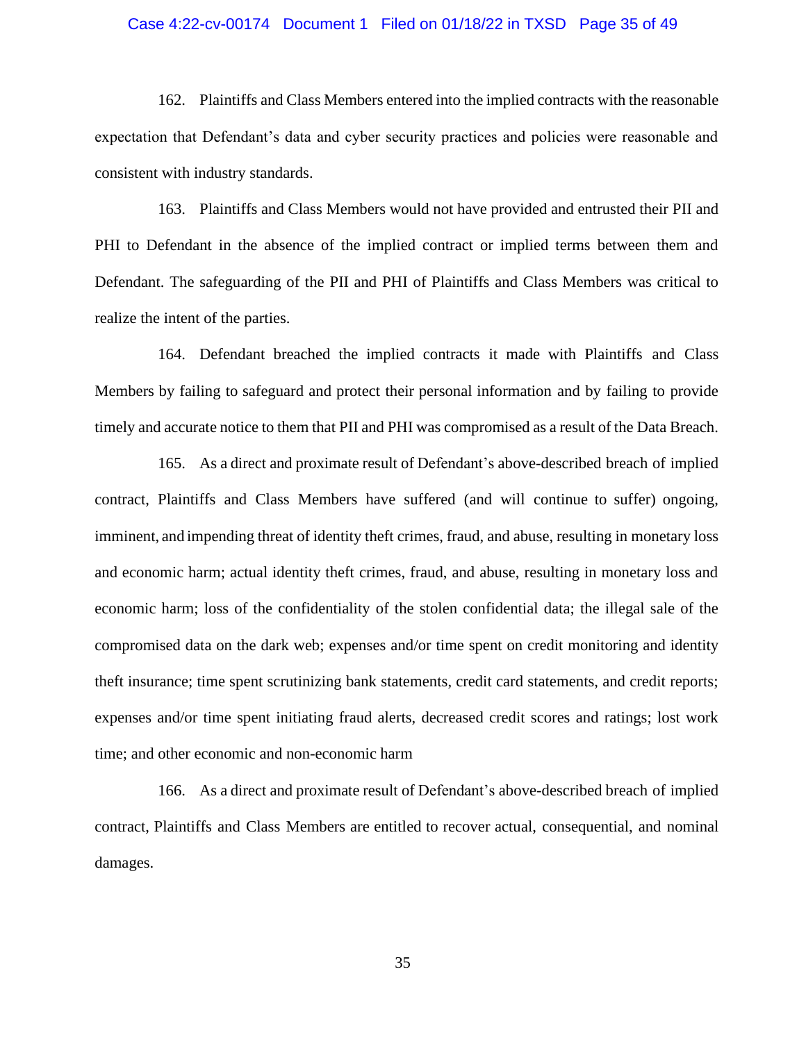162. Plaintiffs and Class Members entered into the implied contracts with the reasonable expectation that Defendant's data and cyber security practices and policies were reasonable and consistent with industry standards.

163. Plaintiffs and Class Members would not have provided and entrusted their PII and PHI to Defendant in the absence of the implied contract or implied terms between them and Defendant. The safeguarding of the PII and PHI of Plaintiffs and Class Members was critical to realize the intent of the parties.

164. Defendant breached the implied contracts it made with Plaintiffs and Class Members by failing to safeguard and protect their personal information and by failing to provide timely and accurate notice to them that PII and PHI was compromised as a result of the Data Breach.

165. As a direct and proximate result of Defendant's above-described breach of implied contract, Plaintiffs and Class Members have suffered (and will continue to suffer) ongoing, imminent, and impending threat of identity theft crimes, fraud, and abuse, resulting in monetary loss and economic harm; actual identity theft crimes, fraud, and abuse, resulting in monetary loss and economic harm; loss of the confidentiality of the stolen confidential data; the illegal sale of the compromised data on the dark web; expenses and/or time spent on credit monitoring and identity theft insurance; time spent scrutinizing bank statements, credit card statements, and credit reports; expenses and/or time spent initiating fraud alerts, decreased credit scores and ratings; lost work time; and other economic and non-economic harm

166. As a direct and proximate result of Defendant's above-described breach of implied contract, Plaintiffs and Class Members are entitled to recover actual, consequential, and nominal damages.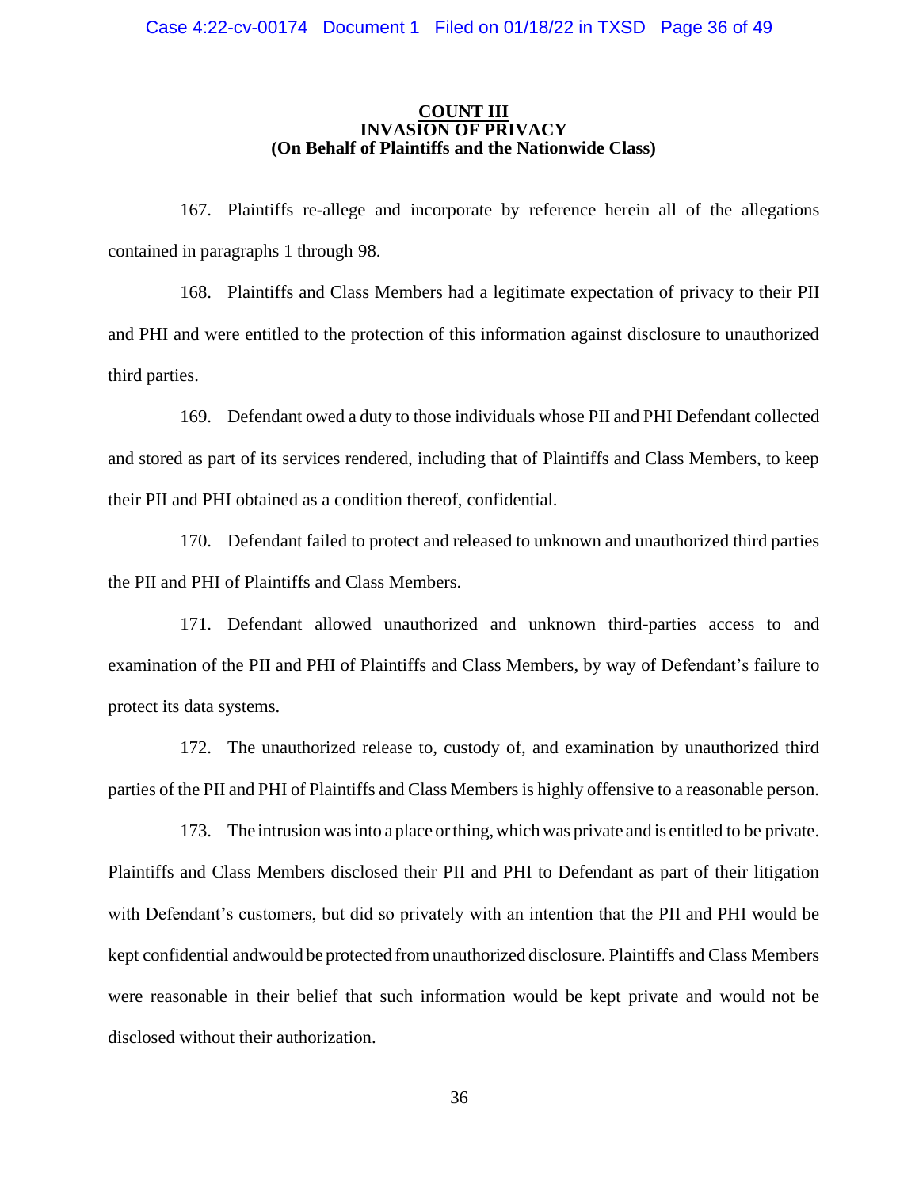**COUNT III**
**INVASION OF PRIVACY**
**(On Behalf of Plaintiffs and the Nationwide Class)**

167. Plaintiffs re-allege and incorporate by reference herein all of the allegations contained in paragraphs 1 through 98.

168. Plaintiffs and Class Members had a legitimate expectation of privacy to their PII and PHI and were entitled to the protection of this information against disclosure to unauthorized third parties.

169. Defendant owed a duty to those individuals whose PII and PHI Defendant collected and stored as part of its services rendered, including that of Plaintiffs and Class Members, to keep their PII and PHI obtained as a condition thereof, confidential.

170. Defendant failed to protect and released to unknown and unauthorized third parties the PII and PHI of Plaintiffs and Class Members.

171. Defendant allowed unauthorized and unknown third-parties access to and examination of the PII and PHI of Plaintiffs and Class Members, by way of Defendant's failure to protect its data systems.

172. The unauthorized release to, custody of, and examination by unauthorized third parties of the PII and PHI of Plaintiffs and Class Members is highly offensive to a reasonable person.

173. The intrusion was into a place or thing, which was private and is entitled to be private. Plaintiffs and Class Members disclosed their PII and PHI to Defendant as part of their litigation with Defendant's customers, but did so privately with an intention that the PII and PHI would be kept confidential andwould be protected from unauthorized disclosure. Plaintiffs and Class Members were reasonable in their belief that such information would be kept private and would not be disclosed without their authorization.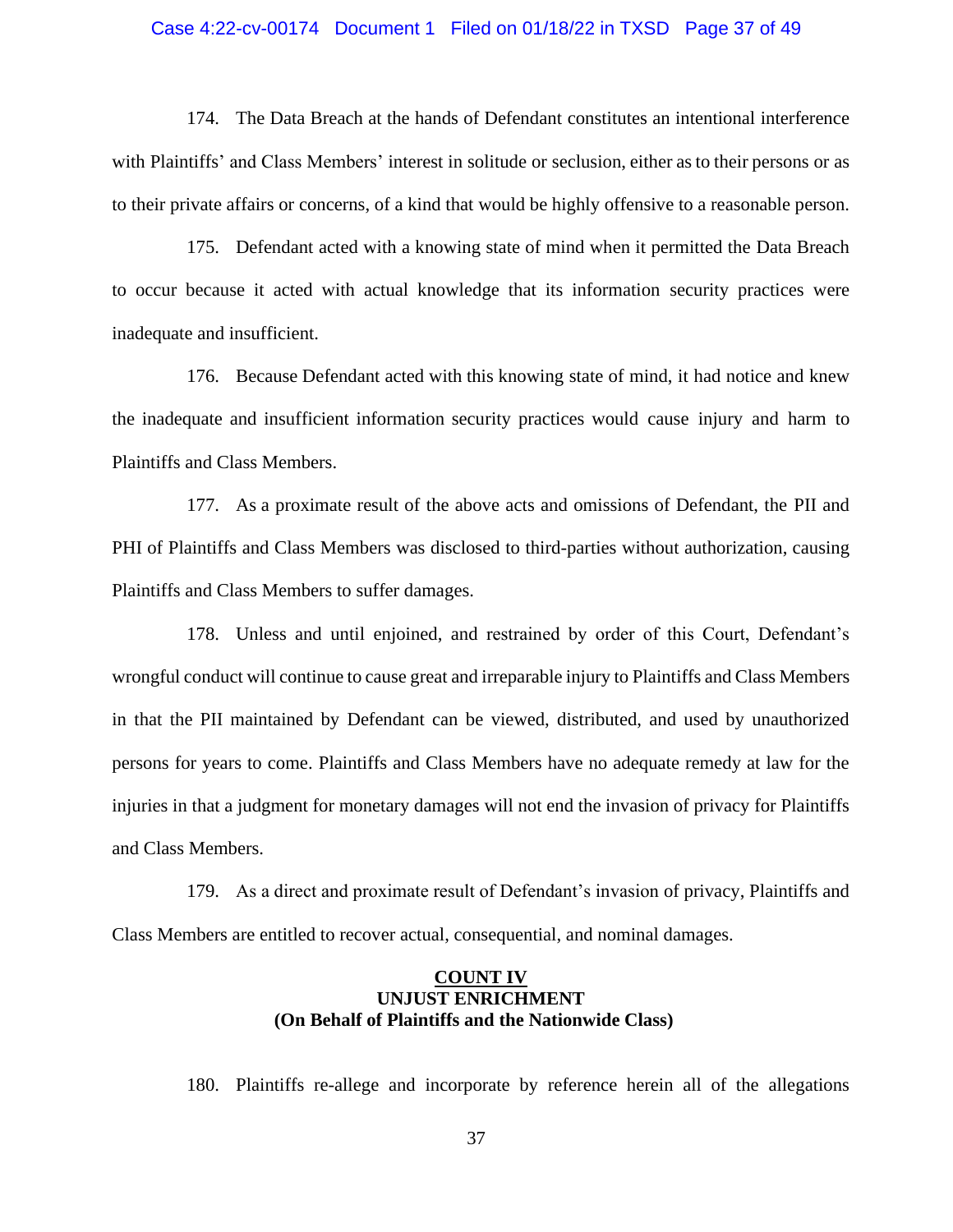174. The Data Breach at the hands of Defendant constitutes an intentional interference with Plaintiffs' and Class Members' interest in solitude or seclusion, either as to their persons or as to their private affairs or concerns, of a kind that would be highly offensive to a reasonable person.

175. Defendant acted with a knowing state of mind when it permitted the Data Breach to occur because it acted with actual knowledge that its information security practices were inadequate and insufficient.

176. Because Defendant acted with this knowing state of mind, it had notice and knew the inadequate and insufficient information security practices would cause injury and harm to Plaintiffs and Class Members.

177. As a proximate result of the above acts and omissions of Defendant, the PII and PHI of Plaintiffs and Class Members was disclosed to third-parties without authorization, causing Plaintiffs and Class Members to suffer damages.

178. Unless and until enjoined, and restrained by order of this Court, Defendant's wrongful conduct will continue to cause great and irreparable injury to Plaintiffs and Class Members in that the PII maintained by Defendant can be viewed, distributed, and used by unauthorized persons for years to come. Plaintiffs and Class Members have no adequate remedy at law for the injuries in that a judgment for monetary damages will not end the invasion of privacy for Plaintiffs and Class Members.

179. As a direct and proximate result of Defendant's invasion of privacy, Plaintiffs and Class Members are entitled to recover actual, consequential, and nominal damages.

## COUNT IV
## UNJUST ENRICHMENT
## (On Behalf of Plaintiffs and the Nationwide Class)

180. Plaintiffs re-allege and incorporate by reference herein all of the allegations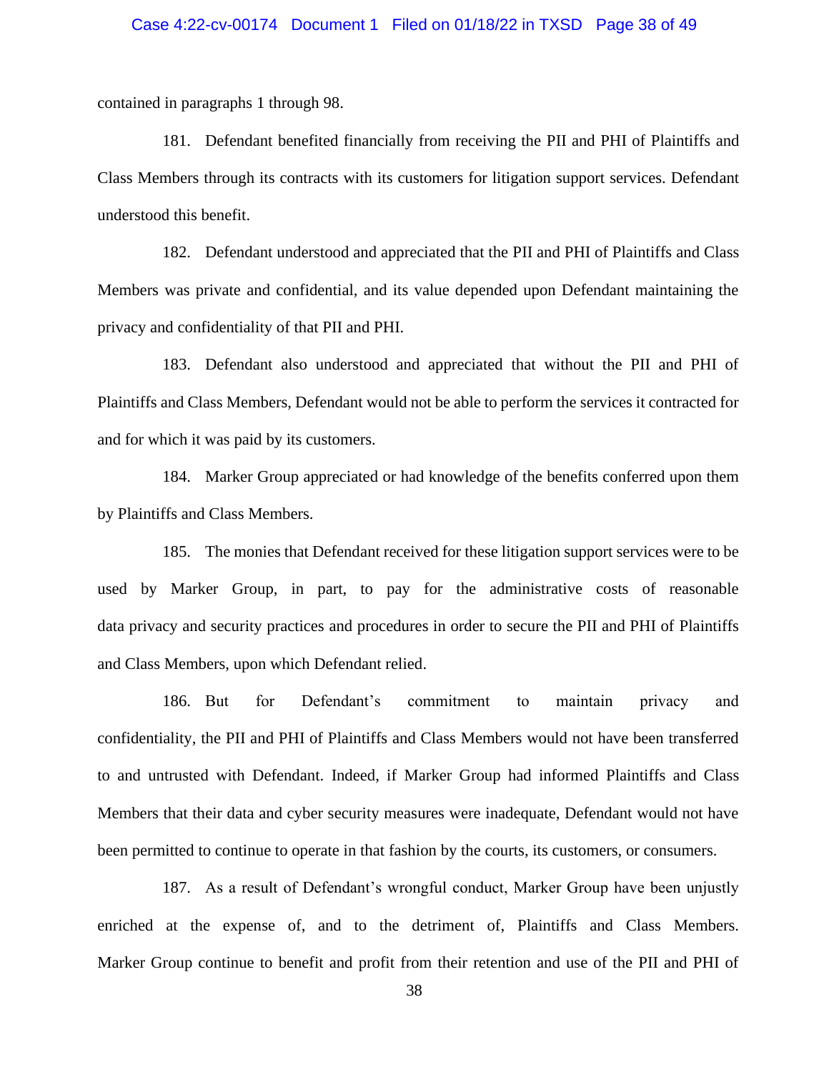contained in paragraphs 1 through 98.

181. Defendant benefited financially from receiving the PII and PHI of Plaintiffs and Class Members through its contracts with its customers for litigation support services. Defendant understood this benefit.

182. Defendant understood and appreciated that the PII and PHI of Plaintiffs and Class Members was private and confidential, and its value depended upon Defendant maintaining the privacy and confidentiality of that PII and PHI.

183. Defendant also understood and appreciated that without the PII and PHI of Plaintiffs and Class Members, Defendant would not be able to perform the services it contracted for and for which it was paid by its customers.

184. Marker Group appreciated or had knowledge of the benefits conferred upon them by Plaintiffs and Class Members.

185. The monies that Defendant received for these litigation support services were to be used by Marker Group, in part, to pay for the administrative costs of reasonable data privacy and security practices and procedures in order to secure the PII and PHI of Plaintiffs and Class Members, upon which Defendant relied.

186. But for Defendant's commitment to maintain privacy and confidentiality, the PII and PHI of Plaintiffs and Class Members would not have been transferred to and untrusted with Defendant. Indeed, if Marker Group had informed Plaintiffs and Class Members that their data and cyber security measures were inadequate, Defendant would not have been permitted to continue to operate in that fashion by the courts, its customers, or consumers.

187. As a result of Defendant's wrongful conduct, Marker Group have been unjustly enriched at the expense of, and to the detriment of, Plaintiffs and Class Members. Marker Group continue to benefit and profit from their retention and use of the PII and PHI of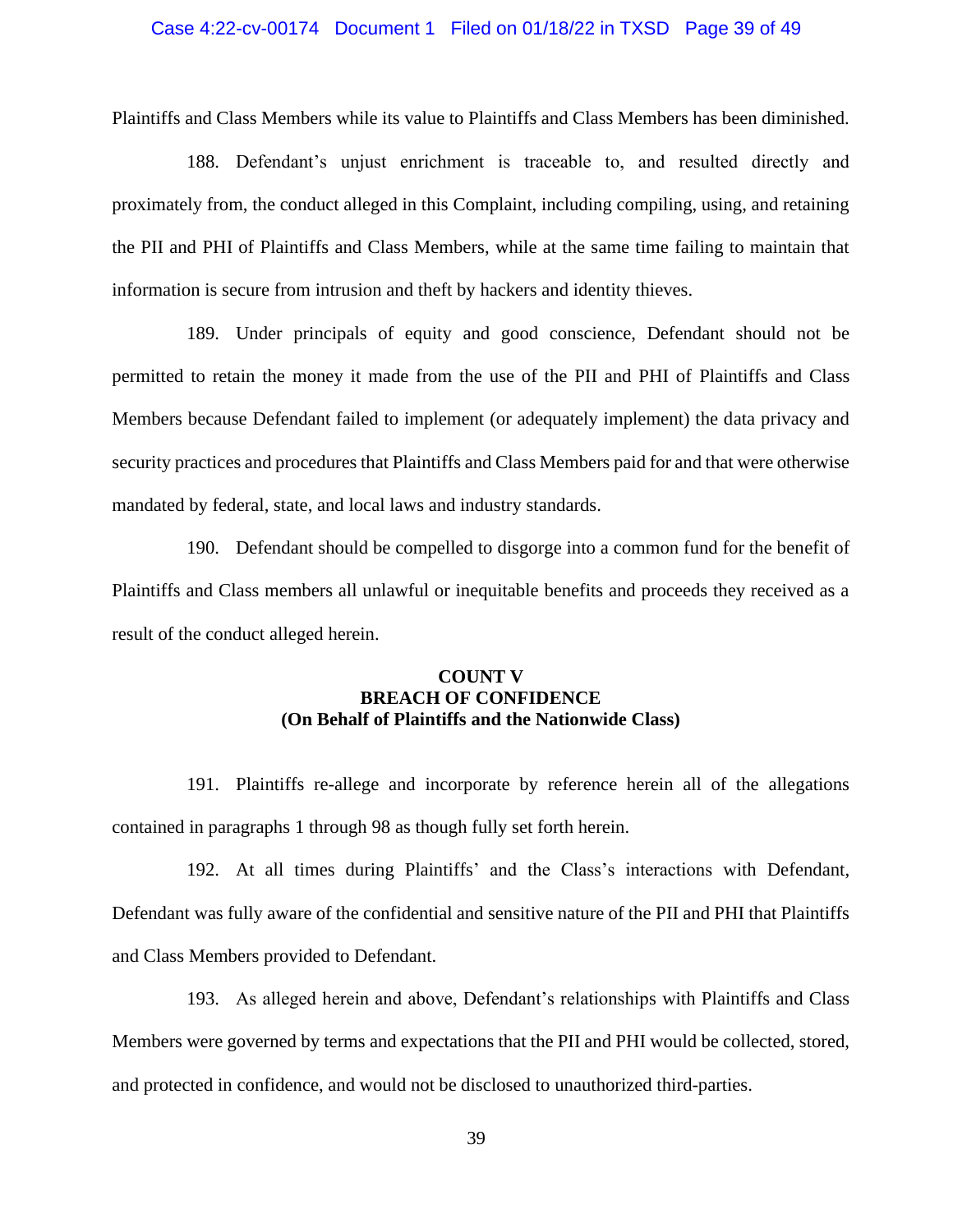Plaintiffs and Class Members while its value to Plaintiffs and Class Members has been diminished.

188. Defendant's unjust enrichment is traceable to, and resulted directly and proximately from, the conduct alleged in this Complaint, including compiling, using, and retaining the PII and PHI of Plaintiffs and Class Members, while at the same time failing to maintain that information is secure from intrusion and theft by hackers and identity thieves.

189. Under principals of equity and good conscience, Defendant should not be permitted to retain the money it made from the use of the PII and PHI of Plaintiffs and Class Members because Defendant failed to implement (or adequately implement) the data privacy and security practices and procedures that Plaintiffs and Class Members paid for and that were otherwise mandated by federal, state, and local laws and industry standards.

190. Defendant should be compelled to disgorge into a common fund for the benefit of Plaintiffs and Class members all unlawful or inequitable benefits and proceeds they received as a result of the conduct alleged herein.

**COUNT V**
**BREACH OF CONFIDENCE**
**(On Behalf of Plaintiffs and the Nationwide Class)**

191. Plaintiffs re-allege and incorporate by reference herein all of the allegations contained in paragraphs 1 through 98 as though fully set forth herein.

192. At all times during Plaintiffs' and the Class's interactions with Defendant, Defendant was fully aware of the confidential and sensitive nature of the PII and PHI that Plaintiffs and Class Members provided to Defendant.

193. As alleged herein and above, Defendant's relationships with Plaintiffs and Class Members were governed by terms and expectations that the PII and PHI would be collected, stored, and protected in confidence, and would not be disclosed to unauthorized third-parties.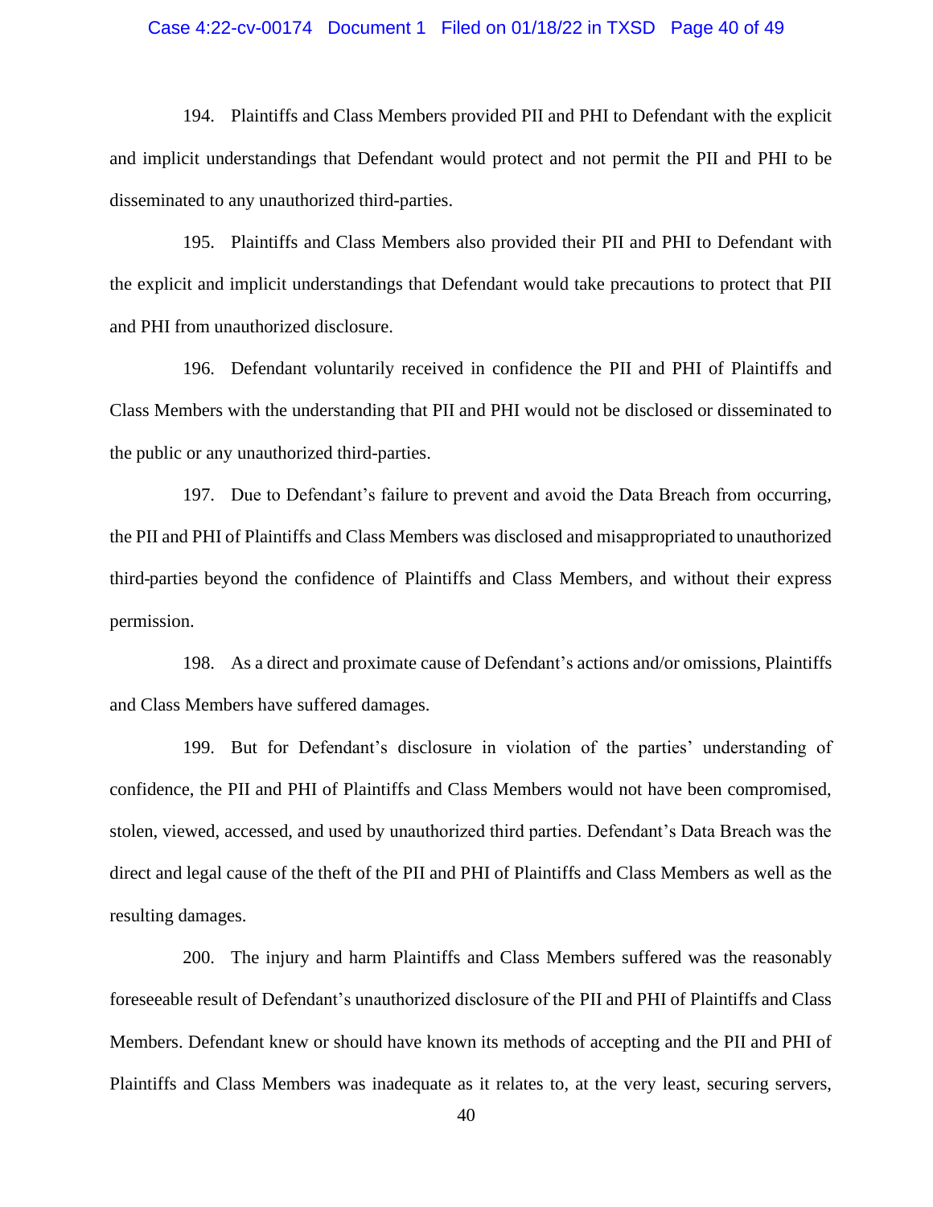194. Plaintiffs and Class Members provided PII and PHI to Defendant with the explicit and implicit understandings that Defendant would protect and not permit the PII and PHI to be disseminated to any unauthorized third-parties.

195. Plaintiffs and Class Members also provided their PII and PHI to Defendant with the explicit and implicit understandings that Defendant would take precautions to protect that PII and PHI from unauthorized disclosure.

196. Defendant voluntarily received in confidence the PII and PHI of Plaintiffs and Class Members with the understanding that PII and PHI would not be disclosed or disseminated to the public or any unauthorized third-parties.

197. Due to Defendant's failure to prevent and avoid the Data Breach from occurring, the PII and PHI of Plaintiffs and Class Members was disclosed and misappropriated to unauthorized third-parties beyond the confidence of Plaintiffs and Class Members, and without their express permission.

198. As a direct and proximate cause of Defendant's actions and/or omissions, Plaintiffs and Class Members have suffered damages.

199. But for Defendant's disclosure in violation of the parties' understanding of confidence, the PII and PHI of Plaintiffs and Class Members would not have been compromised, stolen, viewed, accessed, and used by unauthorized third parties. Defendant's Data Breach was the direct and legal cause of the theft of the PII and PHI of Plaintiffs and Class Members as well as the resulting damages.

200. The injury and harm Plaintiffs and Class Members suffered was the reasonably foreseeable result of Defendant's unauthorized disclosure of the PII and PHI of Plaintiffs and Class Members. Defendant knew or should have known its methods of accepting and the PII and PHI of Plaintiffs and Class Members was inadequate as it relates to, at the very least, securing servers,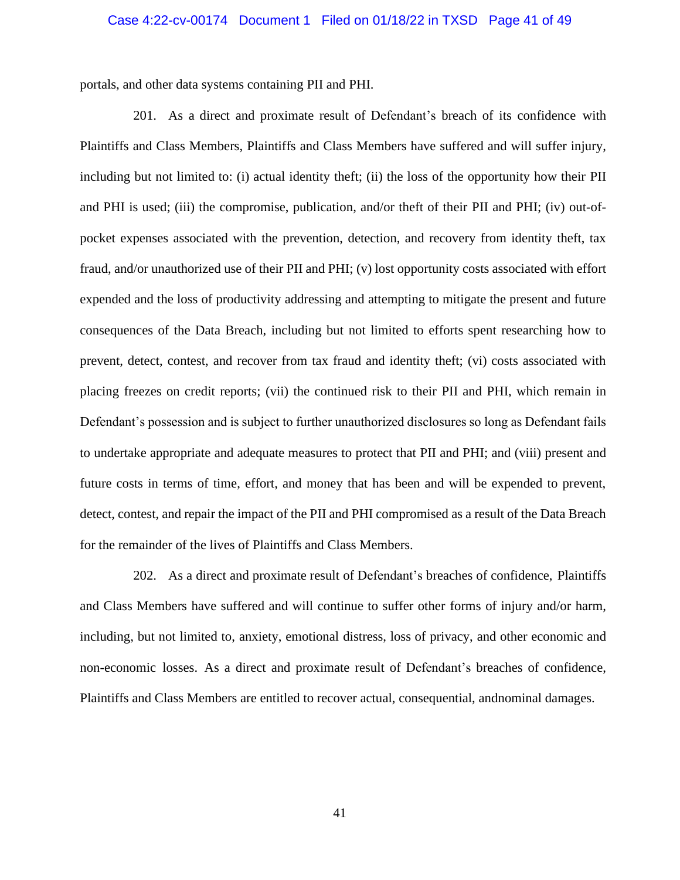portals, and other data systems containing PII and PHI.

201. As a direct and proximate result of Defendant's breach of its confidence with Plaintiffs and Class Members, Plaintiffs and Class Members have suffered and will suffer injury, including but not limited to: (i) actual identity theft; (ii) the loss of the opportunity how their PII and PHI is used; (iii) the compromise, publication, and/or theft of their PII and PHI; (iv) out-of-pocket expenses associated with the prevention, detection, and recovery from identity theft, tax fraud, and/or unauthorized use of their PII and PHI; (v) lost opportunity costs associated with effort expended and the loss of productivity addressing and attempting to mitigate the present and future consequences of the Data Breach, including but not limited to efforts spent researching how to prevent, detect, contest, and recover from tax fraud and identity theft; (vi) costs associated with placing freezes on credit reports; (vii) the continued risk to their PII and PHI, which remain in Defendant's possession and is subject to further unauthorized disclosures so long as Defendant fails to undertake appropriate and adequate measures to protect that PII and PHI; and (viii) present and future costs in terms of time, effort, and money that has been and will be expended to prevent, detect, contest, and repair the impact of the PII and PHI compromised as a result of the Data Breach for the remainder of the lives of Plaintiffs and Class Members.

202. As a direct and proximate result of Defendant's breaches of confidence, Plaintiffs and Class Members have suffered and will continue to suffer other forms of injury and/or harm, including, but not limited to, anxiety, emotional distress, loss of privacy, and other economic and non-economic losses. As a direct and proximate result of Defendant's breaches of confidence, Plaintiffs and Class Members are entitled to recover actual, consequential, andnominal damages.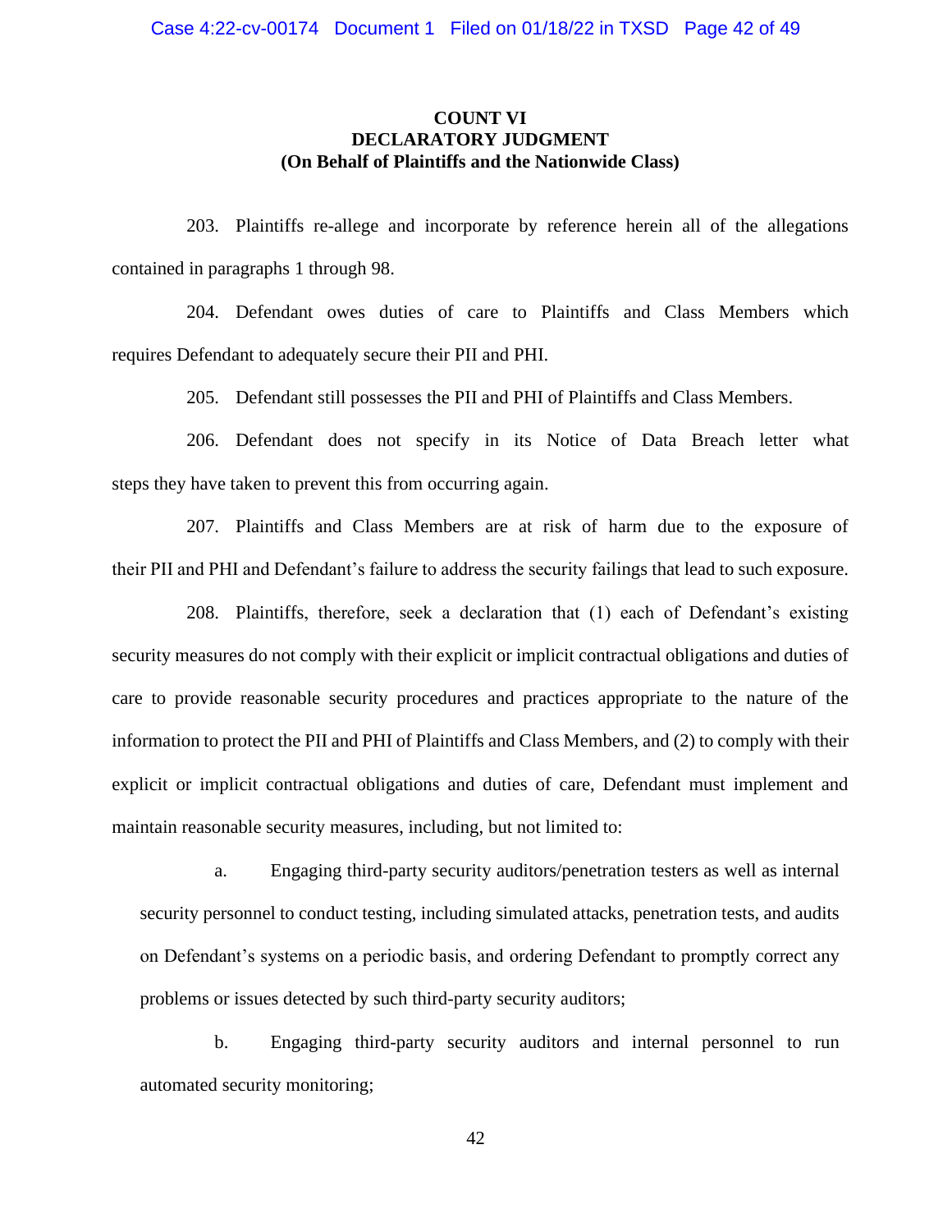**COUNT VI**
**DECLARATORY JUDGMENT**
**(On Behalf of Plaintiffs and the Nationwide Class)**

203. Plaintiffs re-allege and incorporate by reference herein all of the allegations contained in paragraphs 1 through 98.

204. Defendant owes duties of care to Plaintiffs and Class Members which requires Defendant to adequately secure their PII and PHI.

205. Defendant still possesses the PII and PHI of Plaintiffs and Class Members.

206. Defendant does not specify in its Notice of Data Breach letter what steps they have taken to prevent this from occurring again.

207. Plaintiffs and Class Members are at risk of harm due to the exposure of their PII and PHI and Defendant's failure to address the security failings that lead to such exposure.

208. Plaintiffs, therefore, seek a declaration that (1) each of Defendant's existing security measures do not comply with their explicit or implicit contractual obligations and duties of care to provide reasonable security procedures and practices appropriate to the nature of the information to protect the PII and PHI of Plaintiffs and Class Members, and (2) to comply with their explicit or implicit contractual obligations and duties of care, Defendant must implement and maintain reasonable security measures, including, but not limited to:

a. Engaging third-party security auditors/penetration testers as well as internal security personnel to conduct testing, including simulated attacks, penetration tests, and audits on Defendant's systems on a periodic basis, and ordering Defendant to promptly correct any problems or issues detected by such third-party security auditors;

b. Engaging third-party security auditors and internal personnel to run automated security monitoring;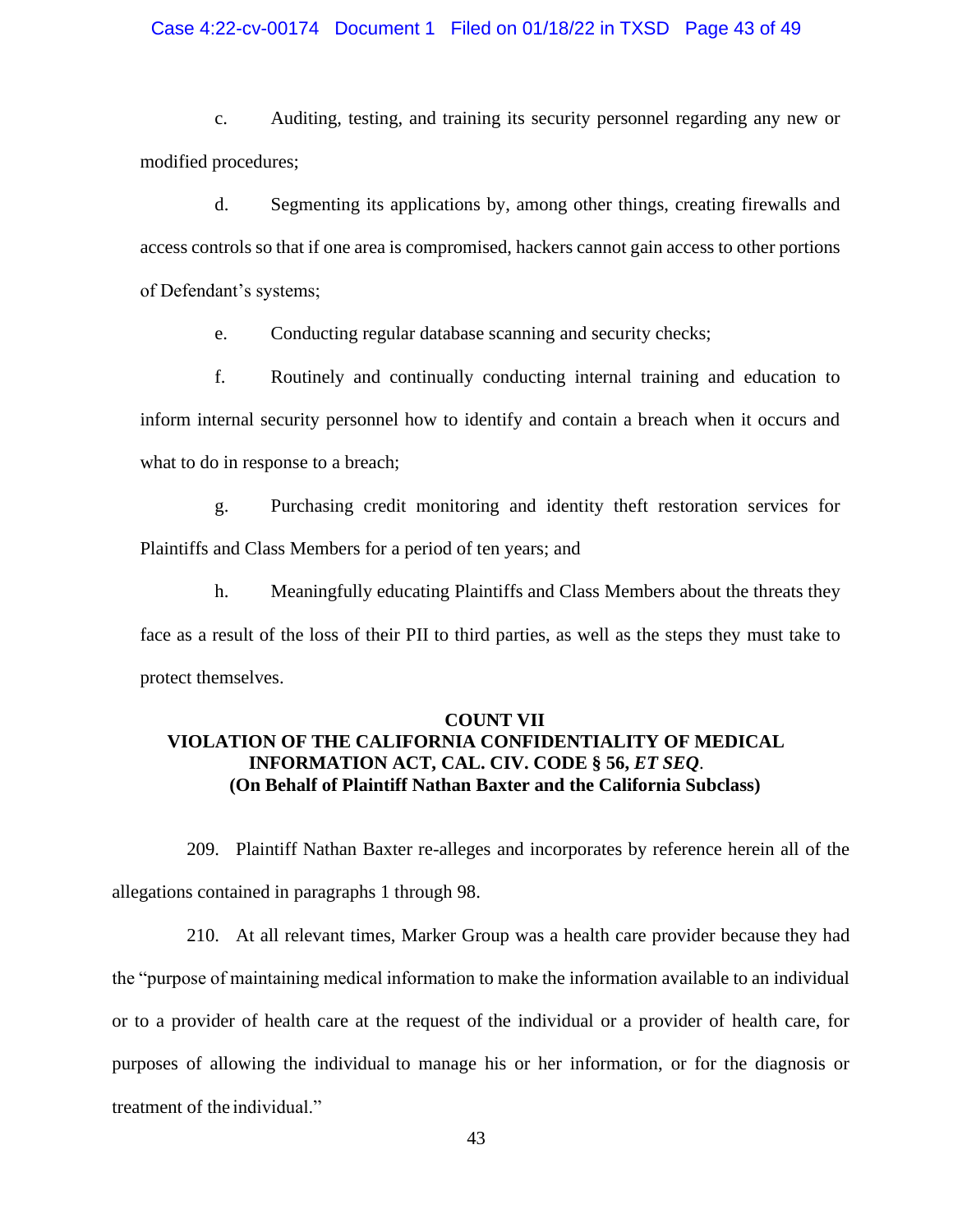c. Auditing, testing, and training its security personnel regarding any new or modified procedures;

d. Segmenting its applications by, among other things, creating firewalls and access controls so that if one area is compromised, hackers cannot gain access to other portions of Defendant's systems;

e. Conducting regular database scanning and security checks;

f. Routinely and continually conducting internal training and education to inform internal security personnel how to identify and contain a breach when it occurs and what to do in response to a breach;

g. Purchasing credit monitoring and identity theft restoration services for Plaintiffs and Class Members for a period of ten years; and

h. Meaningfully educating Plaintiffs and Class Members about the threats they face as a result of the loss of their PII to third parties, as well as the steps they must take to protect themselves.

**COUNT VII**
**VIOLATION OF THE CALIFORNIA CONFIDENTIALITY OF MEDICAL INFORMATION ACT, CAL. CIV. CODE § 56, *ET SEQ*.**
**(On Behalf of Plaintiff Nathan Baxter and the California Subclass)**

209. Plaintiff Nathan Baxter re-alleges and incorporates by reference herein all of the allegations contained in paragraphs 1 through 98.

210. At all relevant times, Marker Group was a health care provider because they had the "purpose of maintaining medical information to make the information available to an individual or to a provider of health care at the request of the individual or a provider of health care, for purposes of allowing the individual to manage his or her information, or for the diagnosis or treatment of the individual."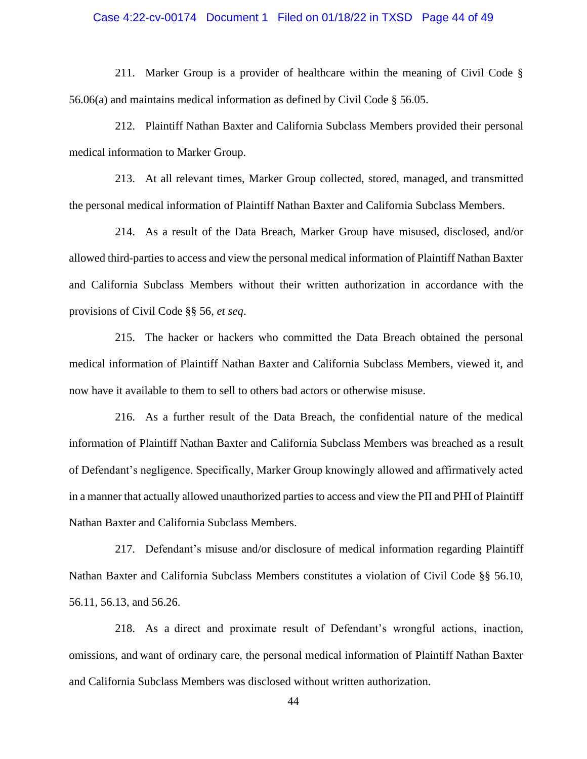211. Marker Group is a provider of healthcare within the meaning of Civil Code § 56.06(a) and maintains medical information as defined by Civil Code § 56.05.

212. Plaintiff Nathan Baxter and California Subclass Members provided their personal medical information to Marker Group.

213. At all relevant times, Marker Group collected, stored, managed, and transmitted the personal medical information of Plaintiff Nathan Baxter and California Subclass Members.

214. As a result of the Data Breach, Marker Group have misused, disclosed, and/or allowed third-parties to access and view the personal medical information of Plaintiff Nathan Baxter and California Subclass Members without their written authorization in accordance with the provisions of Civil Code §§ 56, *et seq*.

215. The hacker or hackers who committed the Data Breach obtained the personal medical information of Plaintiff Nathan Baxter and California Subclass Members, viewed it, and now have it available to them to sell to others bad actors or otherwise misuse.

216. As a further result of the Data Breach, the confidential nature of the medical information of Plaintiff Nathan Baxter and California Subclass Members was breached as a result of Defendant's negligence. Specifically, Marker Group knowingly allowed and affirmatively acted in a manner that actually allowed unauthorized parties to access and view the PII and PHI of Plaintiff Nathan Baxter and California Subclass Members.

217. Defendant's misuse and/or disclosure of medical information regarding Plaintiff Nathan Baxter and California Subclass Members constitutes a violation of Civil Code §§ 56.10, 56.11, 56.13, and 56.26.

218. As a direct and proximate result of Defendant's wrongful actions, inaction, omissions, and want of ordinary care, the personal medical information of Plaintiff Nathan Baxter and California Subclass Members was disclosed without written authorization.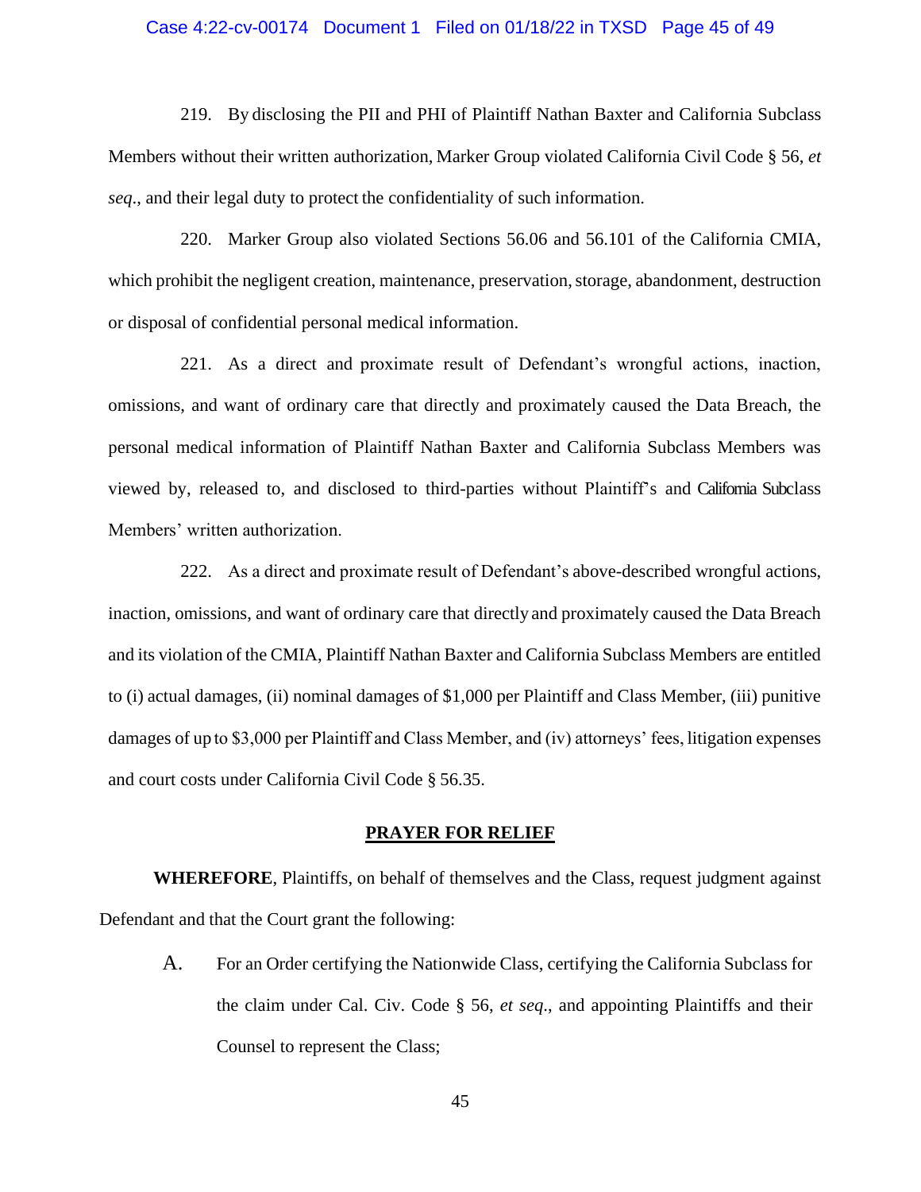219. By disclosing the PII and PHI of Plaintiff Nathan Baxter and California Subclass Members without their written authorization, Marker Group violated California Civil Code § 56, *et seq*., and their legal duty to protect the confidentiality of such information.

220. Marker Group also violated Sections 56.06 and 56.101 of the California CMIA, which prohibit the negligent creation, maintenance, preservation, storage, abandonment, destruction or disposal of confidential personal medical information.

221. As a direct and proximate result of Defendant's wrongful actions, inaction, omissions, and want of ordinary care that directly and proximately caused the Data Breach, the personal medical information of Plaintiff Nathan Baxter and California Subclass Members was viewed by, released to, and disclosed to third-parties without Plaintiff's and California Subclass Members' written authorization.

222. As a direct and proximate result of Defendant's above-described wrongful actions, inaction, omissions, and want of ordinary care that directly and proximately caused the Data Breach and its violation of the CMIA, Plaintiff Nathan Baxter and California Subclass Members are entitled to (i) actual damages, (ii) nominal damages of $1,000 per Plaintiff and Class Member, (iii) punitive damages of up to $3,000 per Plaintiff and Class Member, and (iv) attorneys' fees, litigation expenses and court costs under California Civil Code § 56.35.

## PRAYER FOR RELIEF

**WHEREFORE**, Plaintiffs, on behalf of themselves and the Class, request judgment against Defendant and that the Court grant the following:

A. For an Order certifying the Nationwide Class, certifying the California Subclass for the claim under Cal. Civ. Code § 56, *et seq*., and appointing Plaintiffs and their Counsel to represent the Class;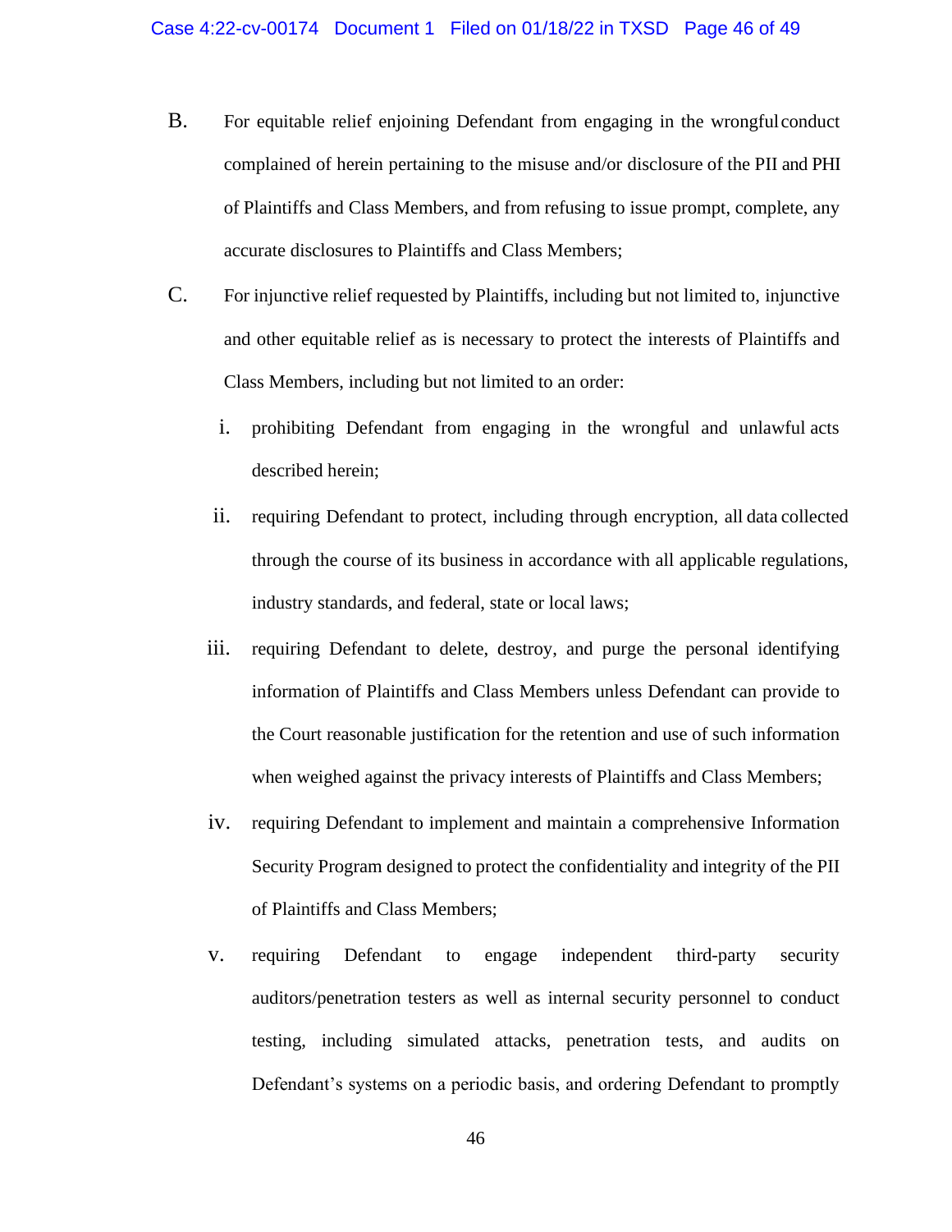B. For equitable relief enjoining Defendant from engaging in the wrongful conduct complained of herein pertaining to the misuse and/or disclosure of the PII and PHI of Plaintiffs and Class Members, and from refusing to issue prompt, complete, any accurate disclosures to Plaintiffs and Class Members;

C. For injunctive relief requested by Plaintiffs, including but not limited to, injunctive and other equitable relief as is necessary to protect the interests of Plaintiffs and Class Members, including but not limited to an order:

   i. prohibiting Defendant from engaging in the wrongful and unlawful acts described herein;

   ii. requiring Defendant to protect, including through encryption, all data collected through the course of its business in accordance with all applicable regulations, industry standards, and federal, state or local laws;

   iii. requiring Defendant to delete, destroy, and purge the personal identifying information of Plaintiffs and Class Members unless Defendant can provide to the Court reasonable justification for the retention and use of such information when weighed against the privacy interests of Plaintiffs and Class Members;

   iv. requiring Defendant to implement and maintain a comprehensive Information Security Program designed to protect the confidentiality and integrity of the PII of Plaintiffs and Class Members;

   v. requiring Defendant to engage independent third-party security auditors/penetration testers as well as internal security personnel to conduct testing, including simulated attacks, penetration tests, and audits on Defendant's systems on a periodic basis, and ordering Defendant to promptly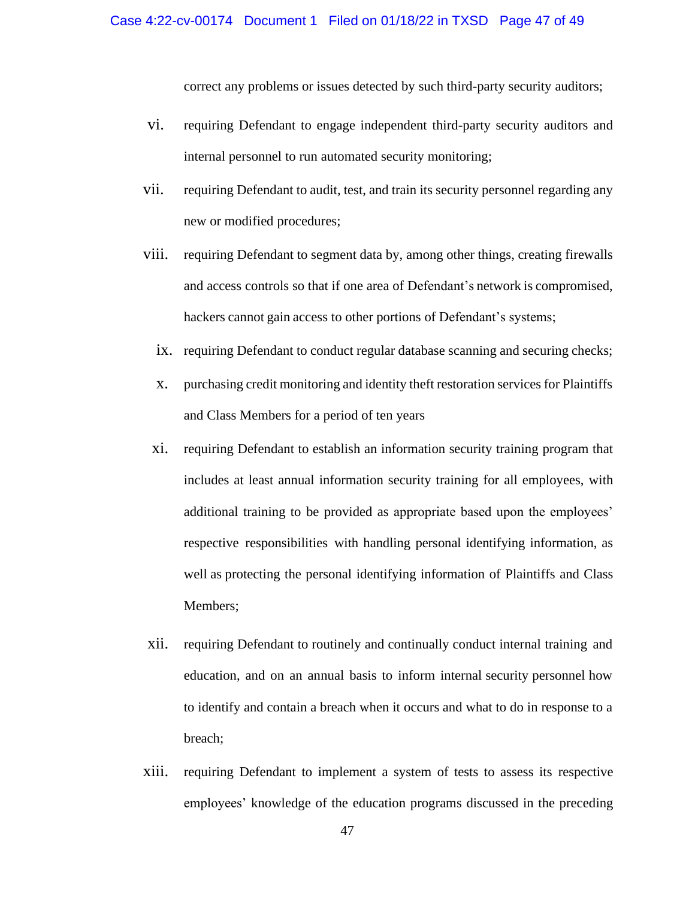correct any problems or issues detected by such third-party security auditors;

vi. requiring Defendant to engage independent third-party security auditors and internal personnel to run automated security monitoring;

vii. requiring Defendant to audit, test, and train its security personnel regarding any new or modified procedures;

viii. requiring Defendant to segment data by, among other things, creating firewalls and access controls so that if one area of Defendant's network is compromised, hackers cannot gain access to other portions of Defendant's systems;

ix. requiring Defendant to conduct regular database scanning and securing checks;

x. purchasing credit monitoring and identity theft restoration services for Plaintiffs and Class Members for a period of ten years

xi. requiring Defendant to establish an information security training program that includes at least annual information security training for all employees, with additional training to be provided as appropriate based upon the employees' respective responsibilities with handling personal identifying information, as well as protecting the personal identifying information of Plaintiffs and Class Members;

xii. requiring Defendant to routinely and continually conduct internal training and education, and on an annual basis to inform internal security personnel how to identify and contain a breach when it occurs and what to do in response to a breach;

xiii. requiring Defendant to implement a system of tests to assess its respective employees' knowledge of the education programs discussed in the preceding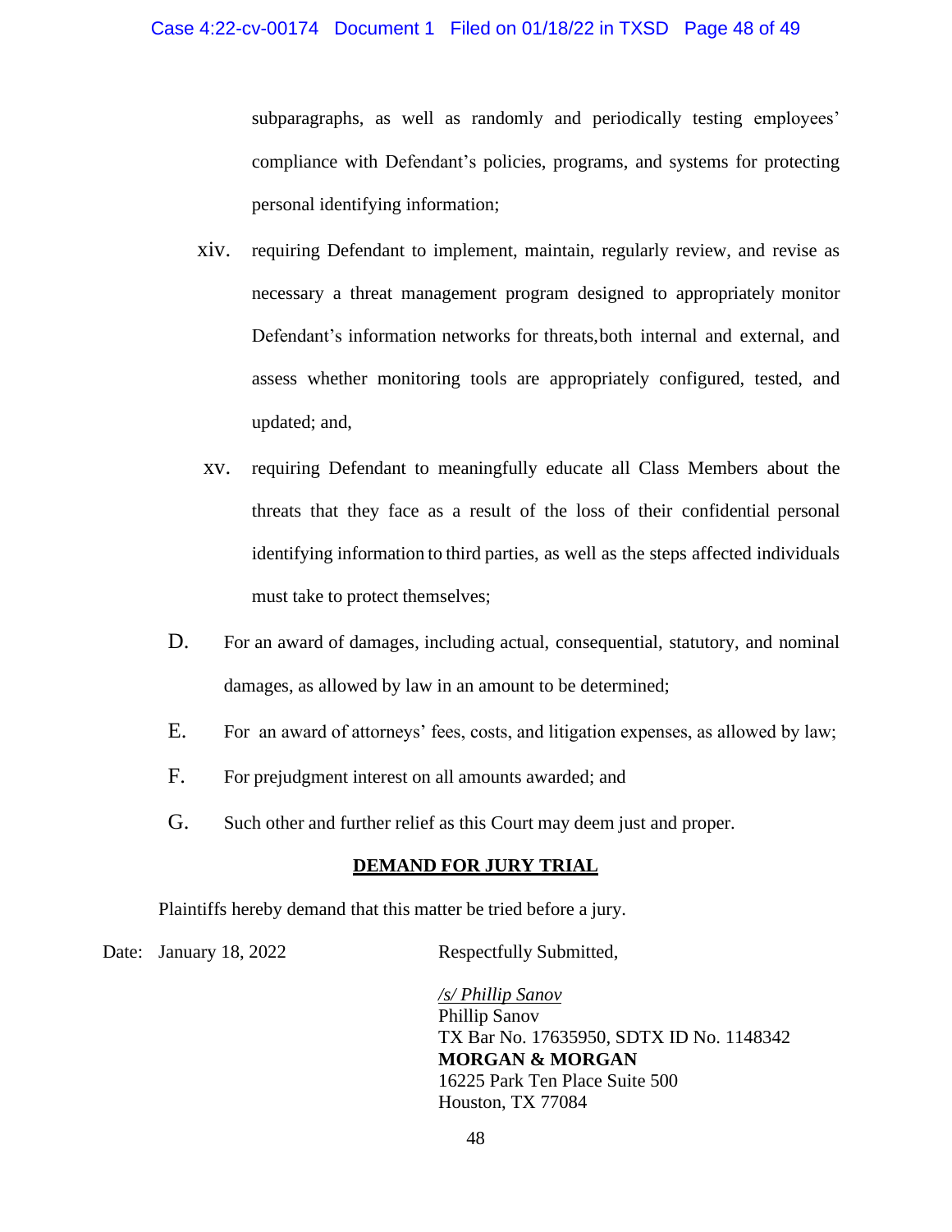subparagraphs, as well as randomly and periodically testing employees' compliance with Defendant's policies, programs, and systems for protecting personal identifying information;

xiv. requiring Defendant to implement, maintain, regularly review, and revise as necessary a threat management program designed to appropriately monitor Defendant's information networks for threats,both internal and external, and assess whether monitoring tools are appropriately configured, tested, and updated; and,

xv. requiring Defendant to meaningfully educate all Class Members about the threats that they face as a result of the loss of their confidential personal identifying information to third parties, as well as the steps affected individuals must take to protect themselves;

D. For an award of damages, including actual, consequential, statutory, and nominal damages, as allowed by law in an amount to be determined;

E. For an award of attorneys' fees, costs, and litigation expenses, as allowed by law;

F. For prejudgment interest on all amounts awarded; and

G. Such other and further relief as this Court may deem just and proper.

**DEMAND FOR JURY TRIAL**

Plaintiffs hereby demand that this matter be tried before a jury.

Date: January 18, 2022

Respectfully Submitted,

*/s/ Phillip Sanov*
Phillip Sanov
TX Bar No. 17635950, SDTX ID No. 1148342
**MORGAN & MORGAN**
16225 Park Ten Place Suite 500
Houston, TX 77084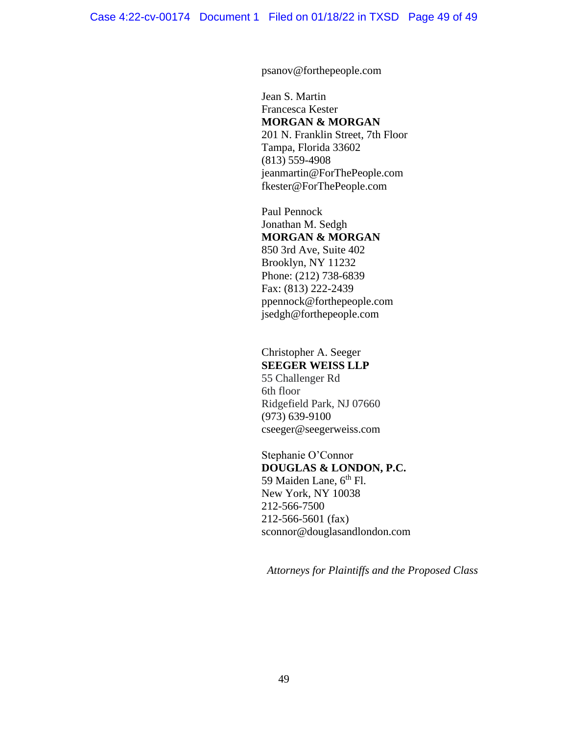psanov@forthepeople.com

Jean S. Martin
Francesca Kester
**MORGAN & MORGAN**
201 N. Franklin Street, 7th Floor
Tampa, Florida 33602
(813) 559-4908
jeanmartin@ForThePeople.com
fkester@ForThePeople.com

Paul Pennock
Jonathan M. Sedgh
**MORGAN & MORGAN**
850 3rd Ave, Suite 402
Brooklyn, NY 11232
Phone: (212) 738-6839
Fax: (813) 222-2439
ppennock@forthepeople.com
jsedgh@forthepeople.com

Christopher A. Seeger
**SEEGER WEISS LLP**
55 Challenger Rd
6th floor
Ridgefield Park, NJ 07660
(973) 639-9100
cseeger@seegerweiss.com

Stephanie O'Connor
**DOUGLAS & LONDON, P.C.**
59 Maiden Lane, 6th Fl.
New York, NY 10038
212-566-7500
212-566-5601 (fax)
sconnor@douglasandlondon.com

*Attorneys for Plaintiffs and the Proposed Class*